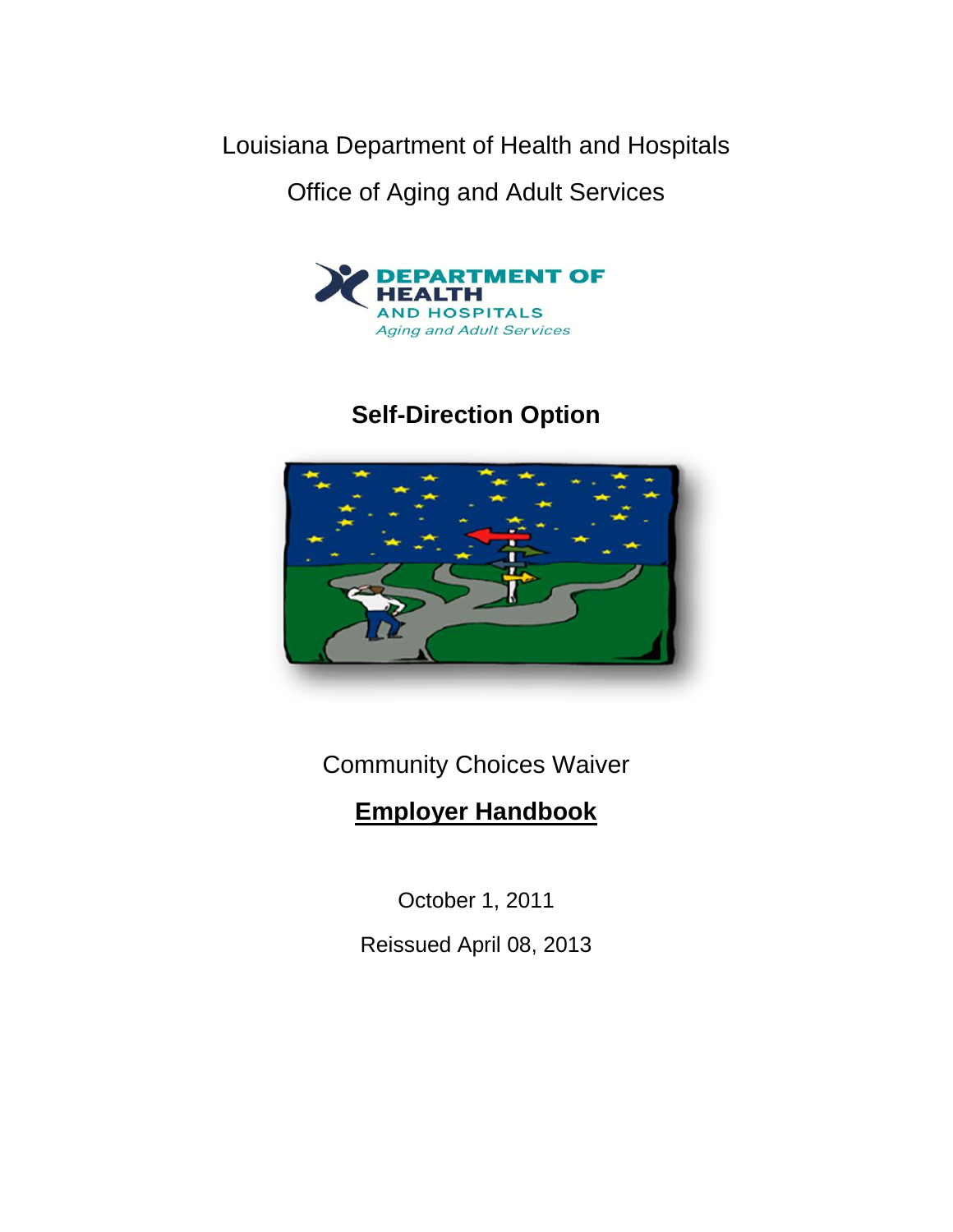Louisiana Department of Health and Hospitals

Office of Aging and Adult Services

DEPARTMENT OF HEALTH AND HOSPITALS
*Aging and Adult Services*

# Self-Direction Option

Community Choices Waiver

## Employer Handbook

October 1, 2011

Reissued April 08, 2013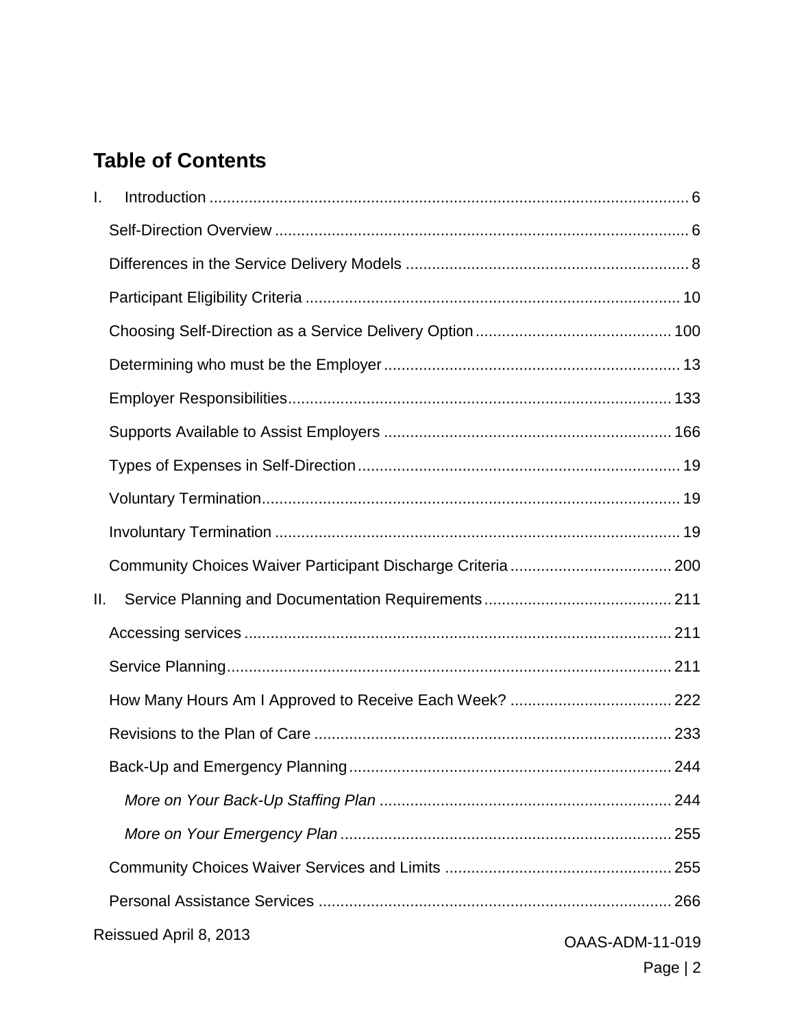# Table of Contents

I. Introduction ........................................................................................................... 6

- Self-Direction Overview ............................................................................................ 6
- Differences in the Service Delivery Models ............................................................... 8
- Participant Eligibility Criteria .................................................................................... 10
- Choosing Self-Direction as a Service Delivery Option ............................................ 100
- Determining who must be the Employer .................................................................. 13
- Employer Responsibilities ....................................................................................... 133
- Supports Available to Assist Employers ................................................................. 166
- Types of Expenses in Self-Direction ......................................................................... 19
- Voluntary Termination............................................................................................... 19
- Involuntary Termination ............................................................................................ 19
- Community Choices Waiver Participant Discharge Criteria .................................... 200

II. Service Planning and Documentation Requirements ........................................... 211

- Accessing services ................................................................................................. 211
- Service Planning ..................................................................................................... 211
- How Many Hours Am I Approved to Receive Each Week? .................................... 222
- Revisions to the Plan of Care ................................................................................. 233
- Back-Up and Emergency Planning ......................................................................... 244
  - *More on Your Back-Up Staffing Plan* .................................................................. 244
  - *More on Your Emergency Plan* ........................................................................... 255
- Community Choices Waiver Services and Limits ................................................... 255
- Personal Assistance Services ................................................................................ 266

Reissued April 8, 2013

OAAS-ADM-11-019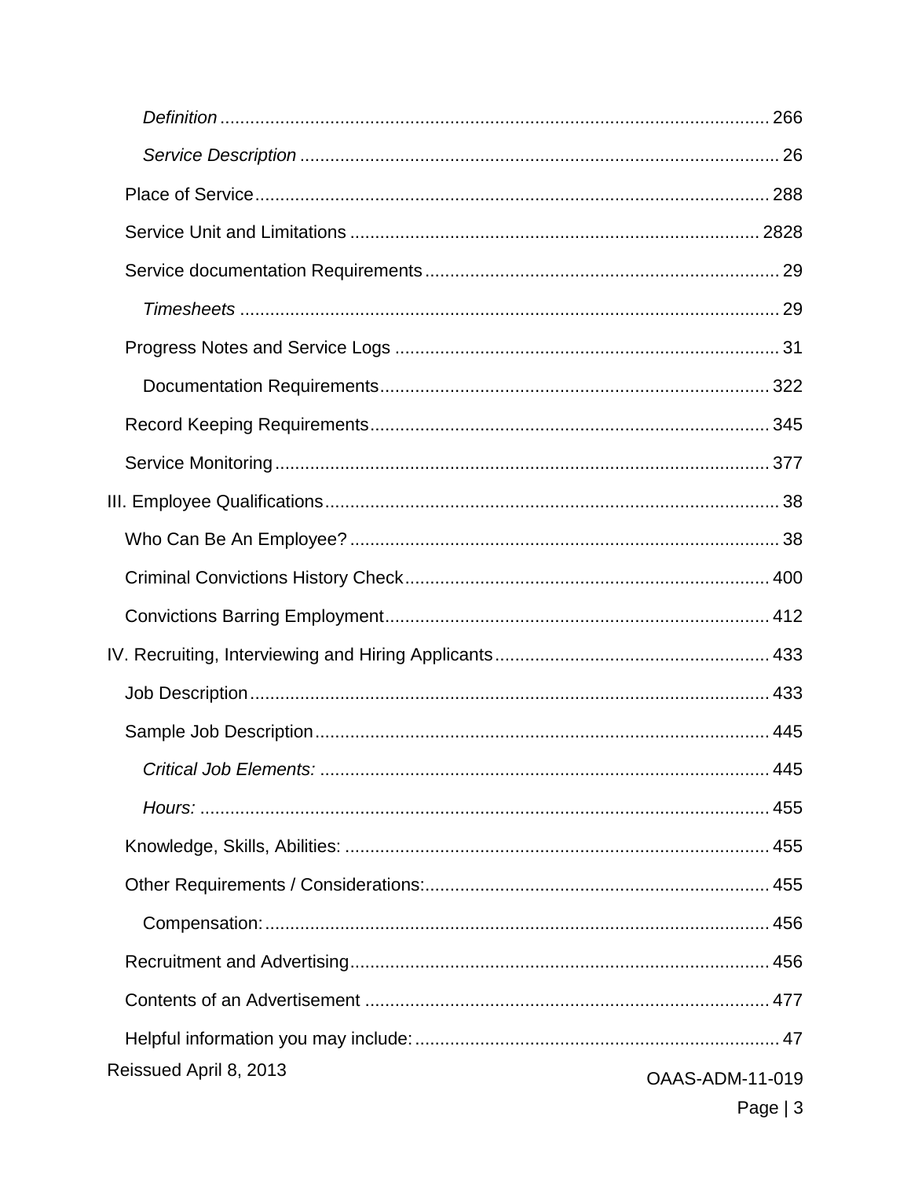*Definition* ............................................................................................. 266

*Service Description* .............................................................................. 26

Place of Service....................................................................................... 288

Service Unit and Limitations ................................................................. 2828

Service documentation Requirements ...................................................... 29

*Timesheets* .......................................................................................... 29

Progress Notes and Service Logs ............................................................ 31

Documentation Requirements............................................................. 322

Record Keeping Requirements............................................................... 345

Service Monitoring .................................................................................. 377

III. Employee Qualifications ........................................................................... 38

Who Can Be An Employee? .................................................................... 38

Criminal Convictions History Check........................................................ 400

Convictions Barring Employment............................................................ 412

IV. Recruiting, Interviewing and Hiring Applicants...................................... 433

Job Description....................................................................................... 433

Sample Job Description.......................................................................... 445

*Critical Job Elements:* ......................................................................... 445

*Hours:* ................................................................................................. 455

Knowledge, Skills, Abilities: .................................................................... 455

Other Requirements / Considerations:.................................................... 455

Compensation:.................................................................................... 456

Recruitment and Advertising................................................................... 456

Contents of an Advertisement ................................................................ 477

Helpful information you may include: ........................................................ 47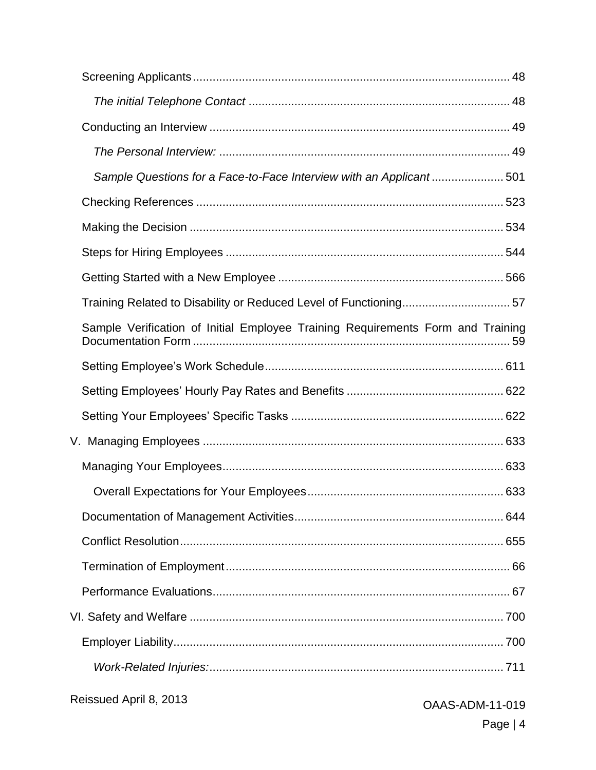Screening Applicants ........................................................................................ 48

*The initial Telephone Contact* ....................................................................... 48

Conducting an Interview ................................................................................... 49

*The Personal Interview:* ................................................................................ 49

*Sample Questions for a Face-to-Face Interview with an Applicant* ..................... 501

Checking References ....................................................................................... 523

Making the Decision ......................................................................................... 534

Steps for Hiring Employees .............................................................................. 544

Getting Started with a New Employee ............................................................. 566

Training Related to Disability or Reduced Level of Functioning ............................... 57

Sample Verification of Initial Employee Training Requirements Form and Training Documentation Form ......................................................................................... 59

Setting Employee's Work Schedule .................................................................. 611

Setting Employees' Hourly Pay Rates and Benefits .......................................... 622

Setting Your Employees' Specific Tasks ........................................................... 622

V. Managing Employees ..................................................................................... 633

Managing Your Employees ............................................................................... 633

Overall Expectations for Your Employees ...................................................... 633

Documentation of Management Activities ........................................................ 644

Conflict Resolution ............................................................................................ 655

Termination of Employment ............................................................................... 66

Performance Evaluations ................................................................................... 67

VI. Safety and Welfare ........................................................................................ 700

Employer Liability .............................................................................................. 700

*Work-Related Injuries:* ..................................................................................... 711

Reissued April 8, 2013

OAAS-ADM-11-019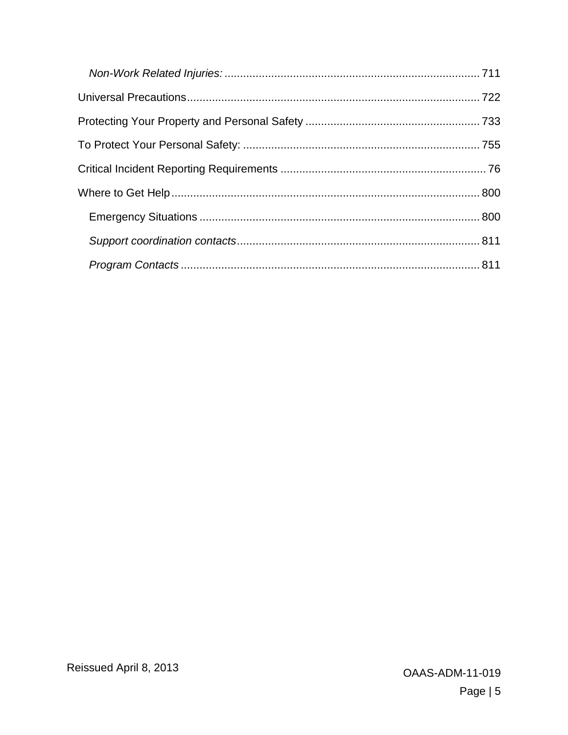*Non-Work Related Injuries:* .................................................................................. 711

Universal Precautions.............................................................................................. 722

Protecting Your Property and Personal Safety ........................................................ 733

To Protect Your Personal Safety: ............................................................................ 755

Critical Incident Reporting Requirements .................................................................. 76

Where to Get Help................................................................................................... 800

Emergency Situations .......................................................................................... 800

*Support coordination contacts*.............................................................................. 811

*Program Contacts* ................................................................................................ 811

Reissued April 8, 2013

OAAS-ADM-11-019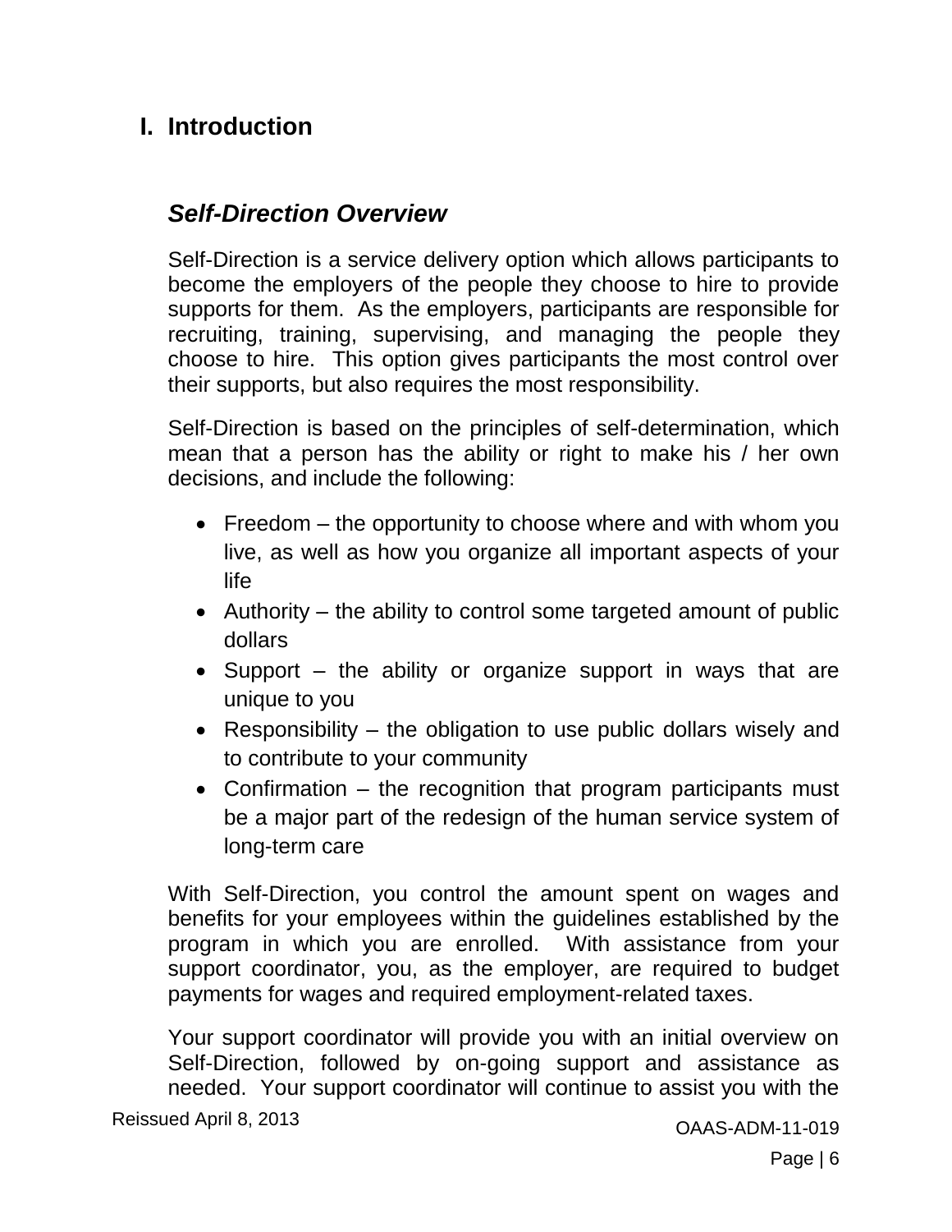# I. Introduction

## *Self-Direction Overview*

Self-Direction is a service delivery option which allows participants to become the employers of the people they choose to hire to provide supports for them. As the employers, participants are responsible for recruiting, training, supervising, and managing the people they choose to hire. This option gives participants the most control over their supports, but also requires the most responsibility.

Self-Direction is based on the principles of self-determination, which mean that a person has the ability or right to make his / her own decisions, and include the following:

- Freedom – the opportunity to choose where and with whom you live, as well as how you organize all important aspects of your life
- Authority – the ability to control some targeted amount of public dollars
- Support – the ability or organize support in ways that are unique to you
- Responsibility – the obligation to use public dollars wisely and to contribute to your community
- Confirmation – the recognition that program participants must be a major part of the redesign of the human service system of long-term care

With Self-Direction, you control the amount spent on wages and benefits for your employees within the guidelines established by the program in which you are enrolled. With assistance from your support coordinator, you, as the employer, are required to budget payments for wages and required employment-related taxes.

Your support coordinator will provide you with an initial overview on Self-Direction, followed by on-going support and assistance as needed. Your support coordinator will continue to assist you with the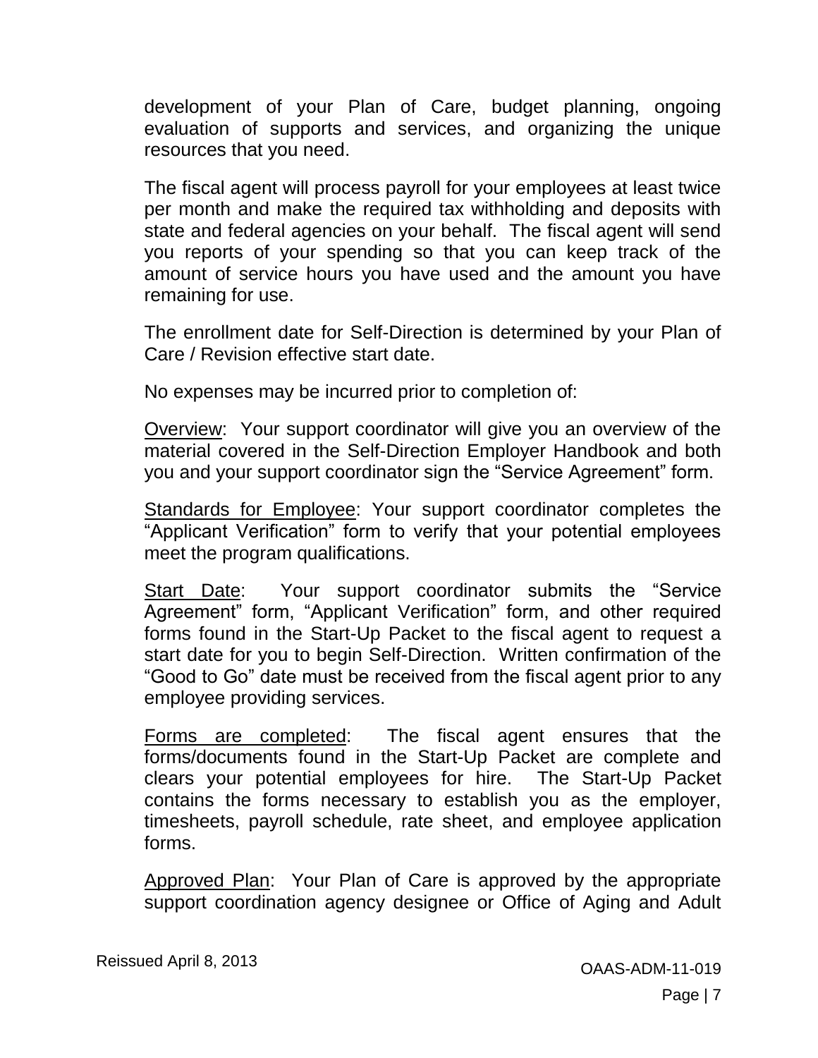development of your Plan of Care, budget planning, ongoing evaluation of supports and services, and organizing the unique resources that you need.

The fiscal agent will process payroll for your employees at least twice per month and make the required tax withholding and deposits with state and federal agencies on your behalf. The fiscal agent will send you reports of your spending so that you can keep track of the amount of service hours you have used and the amount you have remaining for use.

The enrollment date for Self-Direction is determined by your Plan of Care / Revision effective start date.

No expenses may be incurred prior to completion of:

Overview: Your support coordinator will give you an overview of the material covered in the Self-Direction Employer Handbook and both you and your support coordinator sign the "Service Agreement" form.

Standards for Employee: Your support coordinator completes the "Applicant Verification" form to verify that your potential employees meet the program qualifications.

Start Date: Your support coordinator submits the "Service Agreement" form, "Applicant Verification" form, and other required forms found in the Start-Up Packet to the fiscal agent to request a start date for you to begin Self-Direction. Written confirmation of the "Good to Go" date must be received from the fiscal agent prior to any employee providing services.

Forms are completed: The fiscal agent ensures that the forms/documents found in the Start-Up Packet are complete and clears your potential employees for hire. The Start-Up Packet contains the forms necessary to establish you as the employer, timesheets, payroll schedule, rate sheet, and employee application forms.

Approved Plan: Your Plan of Care is approved by the appropriate support coordination agency designee or Office of Aging and Adult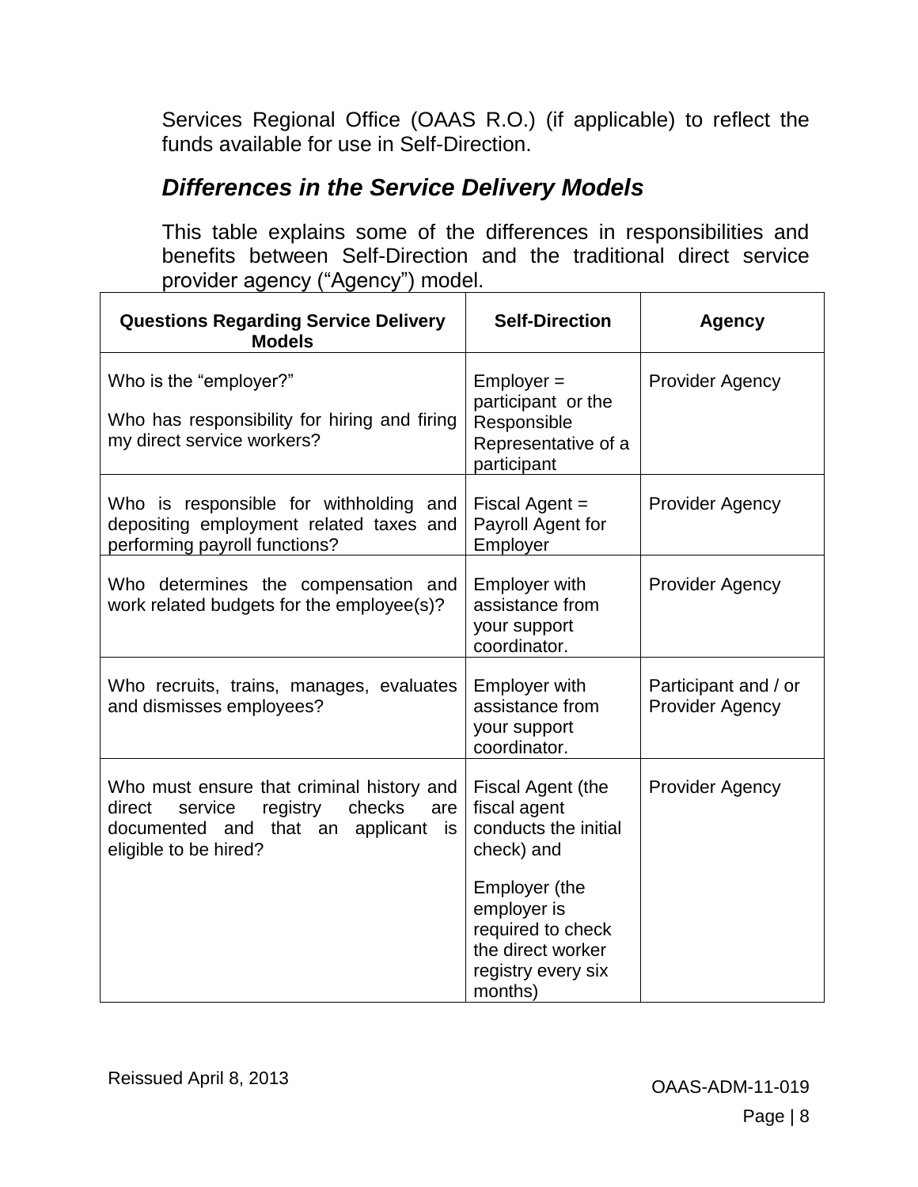Services Regional Office (OAAS R.O.) (if applicable) to reflect the funds available for use in Self-Direction.

### *Differences in the Service Delivery Models*

This table explains some of the differences in responsibilities and benefits between Self-Direction and the traditional direct service provider agency ("Agency") model.

| Questions Regarding Service Delivery Models | Self-Direction | Agency |
|---|---|---|
| Who is the "employer?"<br><br>Who has responsibility for hiring and firing my direct service workers? | Employer = participant or the Responsible Representative of a participant | Provider Agency |
| Who is responsible for withholding and depositing employment related taxes and performing payroll functions? | Fiscal Agent = Payroll Agent for Employer | Provider Agency |
| Who determines the compensation and work related budgets for the employee(s)? | Employer with assistance from your support coordinator. | Provider Agency |
| Who recruits, trains, manages, evaluates and dismisses employees? | Employer with assistance from your support coordinator. | Participant and / or Provider Agency |
| Who must ensure that criminal history and direct service registry checks are documented and that an applicant is eligible to be hired? | Fiscal Agent (the fiscal agent conducts the initial check) and<br><br>Employer (the employer is required to check the direct worker registry every six months) | Provider Agency |

Reissued April 8, 2013

OAAS-ADM-11-019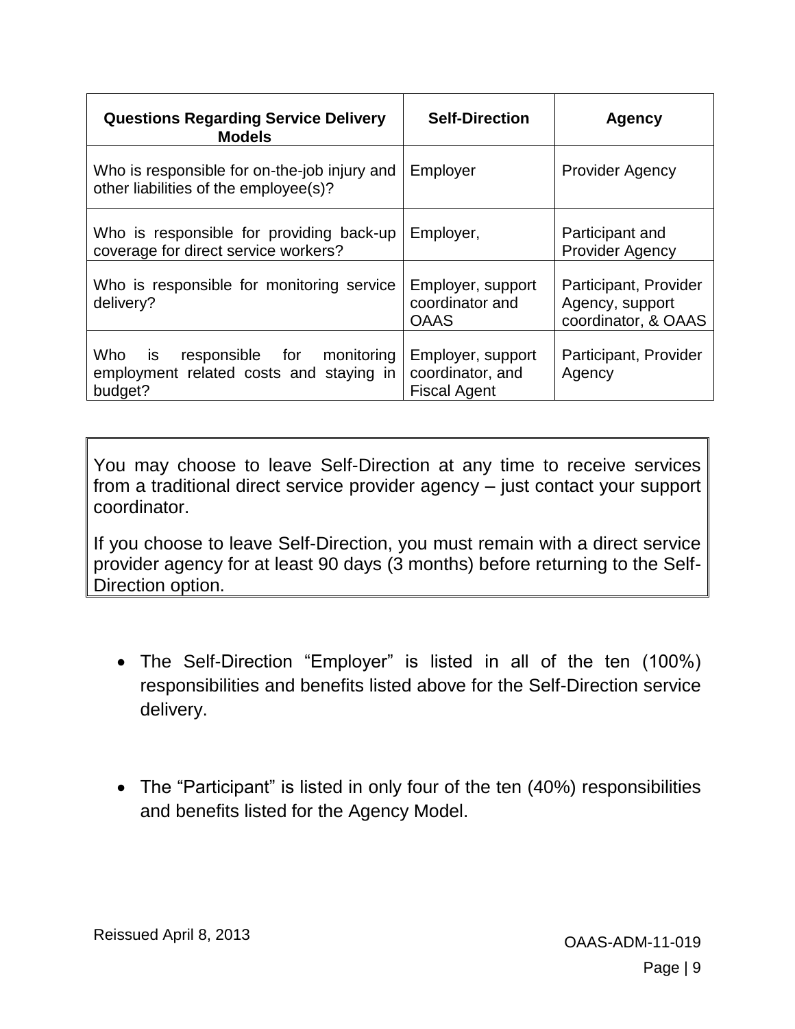| Questions Regarding Service Delivery Models | Self-Direction | Agency |
|---|---|---|
| Who is responsible for on-the-job injury and other liabilities of the employee(s)? | Employer | Provider Agency |
| Who is responsible for providing back-up coverage for direct service workers? | Employer, | Participant and Provider Agency |
| Who is responsible for monitoring service delivery? | Employer, support coordinator and OAAS | Participant, Provider Agency, support coordinator, & OAAS |
| Who is responsible for monitoring employment related costs and staying in budget? | Employer, support coordinator, and Fiscal Agent | Participant, Provider Agency |

> You may choose to leave Self-Direction at any time to receive services from a traditional direct service provider agency – just contact your support coordinator.
>
> If you choose to leave Self-Direction, you must remain with a direct service provider agency for at least 90 days (3 months) before returning to the Self-Direction option.

- The Self-Direction "Employer" is listed in all of the ten (100%) responsibilities and benefits listed above for the Self-Direction service delivery.

- The "Participant" is listed in only four of the ten (40%) responsibilities and benefits listed for the Agency Model.

Reissued April 8, 2013

OAAS-ADM-11-019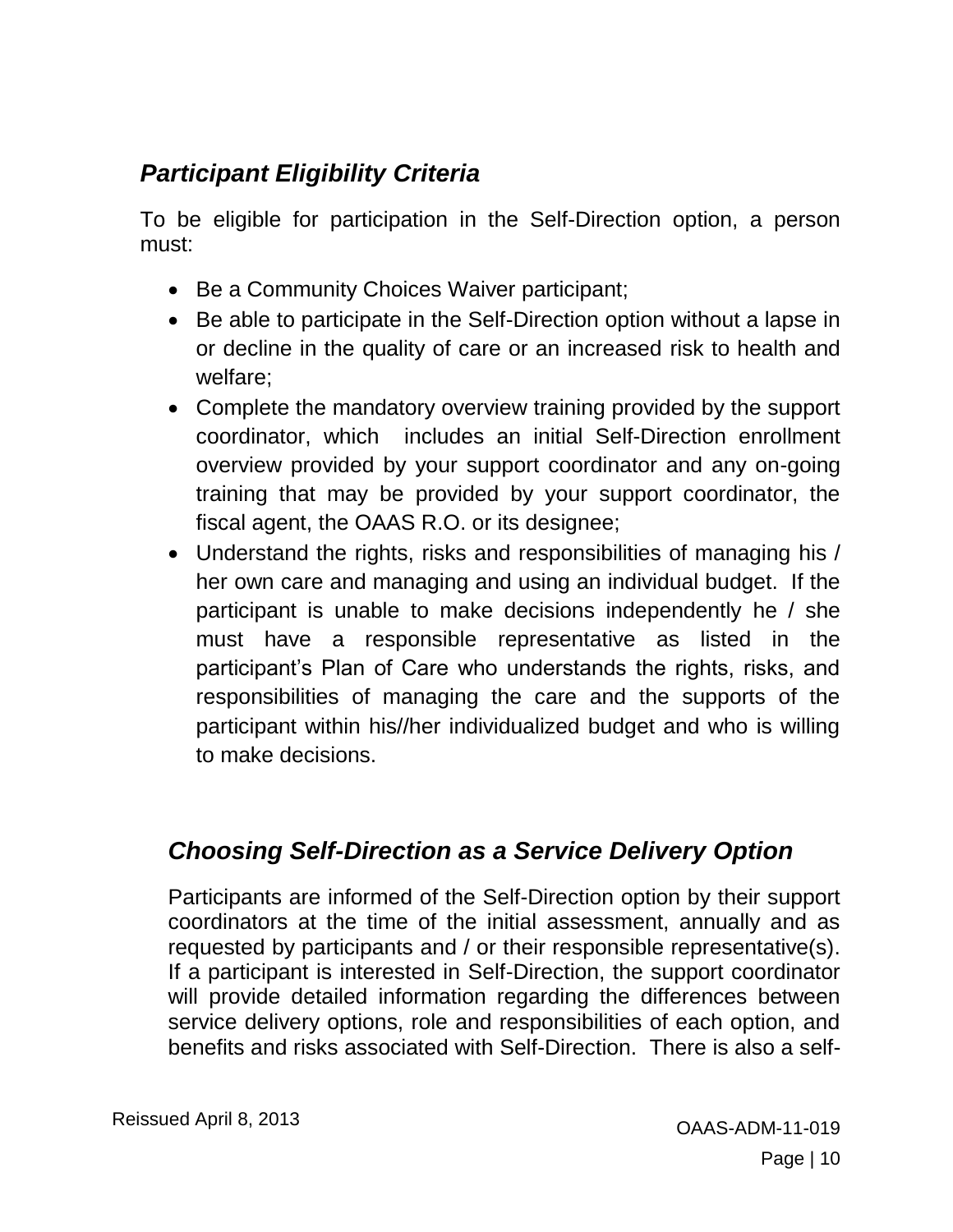## *Participant Eligibility Criteria*

To be eligible for participation in the Self-Direction option, a person must:

- Be a Community Choices Waiver participant;
- Be able to participate in the Self-Direction option without a lapse in or decline in the quality of care or an increased risk to health and welfare;
- Complete the mandatory overview training provided by the support coordinator, which includes an initial Self-Direction enrollment overview provided by your support coordinator and any on-going training that may be provided by your support coordinator, the fiscal agent, the OAAS R.O. or its designee;
- Understand the rights, risks and responsibilities of managing his / her own care and managing and using an individual budget. If the participant is unable to make decisions independently he / she must have a responsible representative as listed in the participant's Plan of Care who understands the rights, risks, and responsibilities of managing the care and the supports of the participant within his//her individualized budget and who is willing to make decisions.

## *Choosing Self-Direction as a Service Delivery Option*

Participants are informed of the Self-Direction option by their support coordinators at the time of the initial assessment, annually and as requested by participants and / or their responsible representative(s). If a participant is interested in Self-Direction, the support coordinator will provide detailed information regarding the differences between service delivery options, role and responsibilities of each option, and benefits and risks associated with Self-Direction. There is also a self-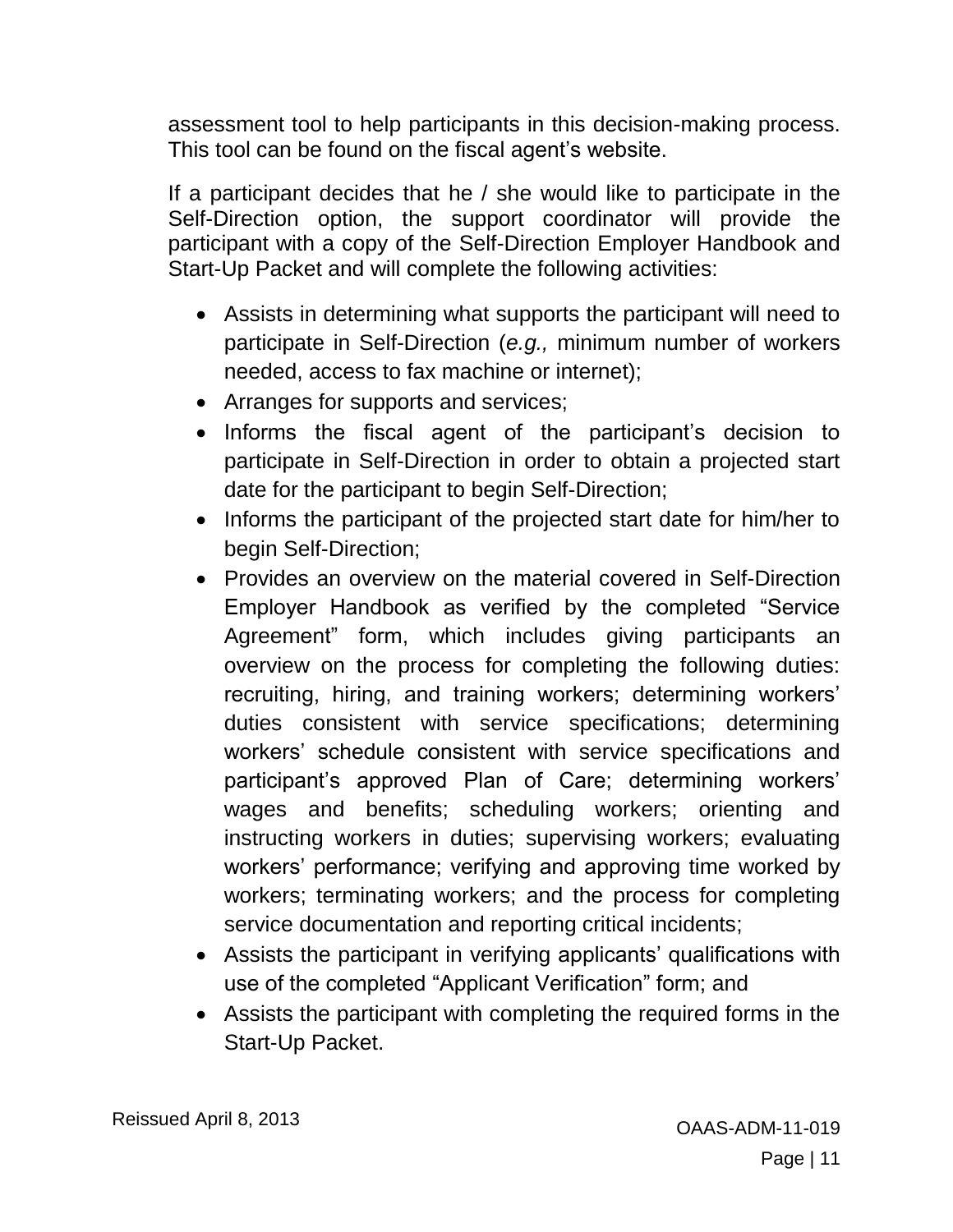assessment tool to help participants in this decision-making process. This tool can be found on the fiscal agent's website.

If a participant decides that he / she would like to participate in the Self-Direction option, the support coordinator will provide the participant with a copy of the Self-Direction Employer Handbook and Start-Up Packet and will complete the following activities:

- Assists in determining what supports the participant will need to participate in Self-Direction (*e.g.,* minimum number of workers needed, access to fax machine or internet);
- Arranges for supports and services;
- Informs the fiscal agent of the participant's decision to participate in Self-Direction in order to obtain a projected start date for the participant to begin Self-Direction;
- Informs the participant of the projected start date for him/her to begin Self-Direction;
- Provides an overview on the material covered in Self-Direction Employer Handbook as verified by the completed "Service Agreement" form, which includes giving participants an overview on the process for completing the following duties: recruiting, hiring, and training workers; determining workers' duties consistent with service specifications; determining workers' schedule consistent with service specifications and participant's approved Plan of Care; determining workers' wages and benefits; scheduling workers; orienting and instructing workers in duties; supervising workers; evaluating workers' performance; verifying and approving time worked by workers; terminating workers; and the process for completing service documentation and reporting critical incidents;
- Assists the participant in verifying applicants' qualifications with use of the completed "Applicant Verification" form; and
- Assists the participant with completing the required forms in the Start-Up Packet.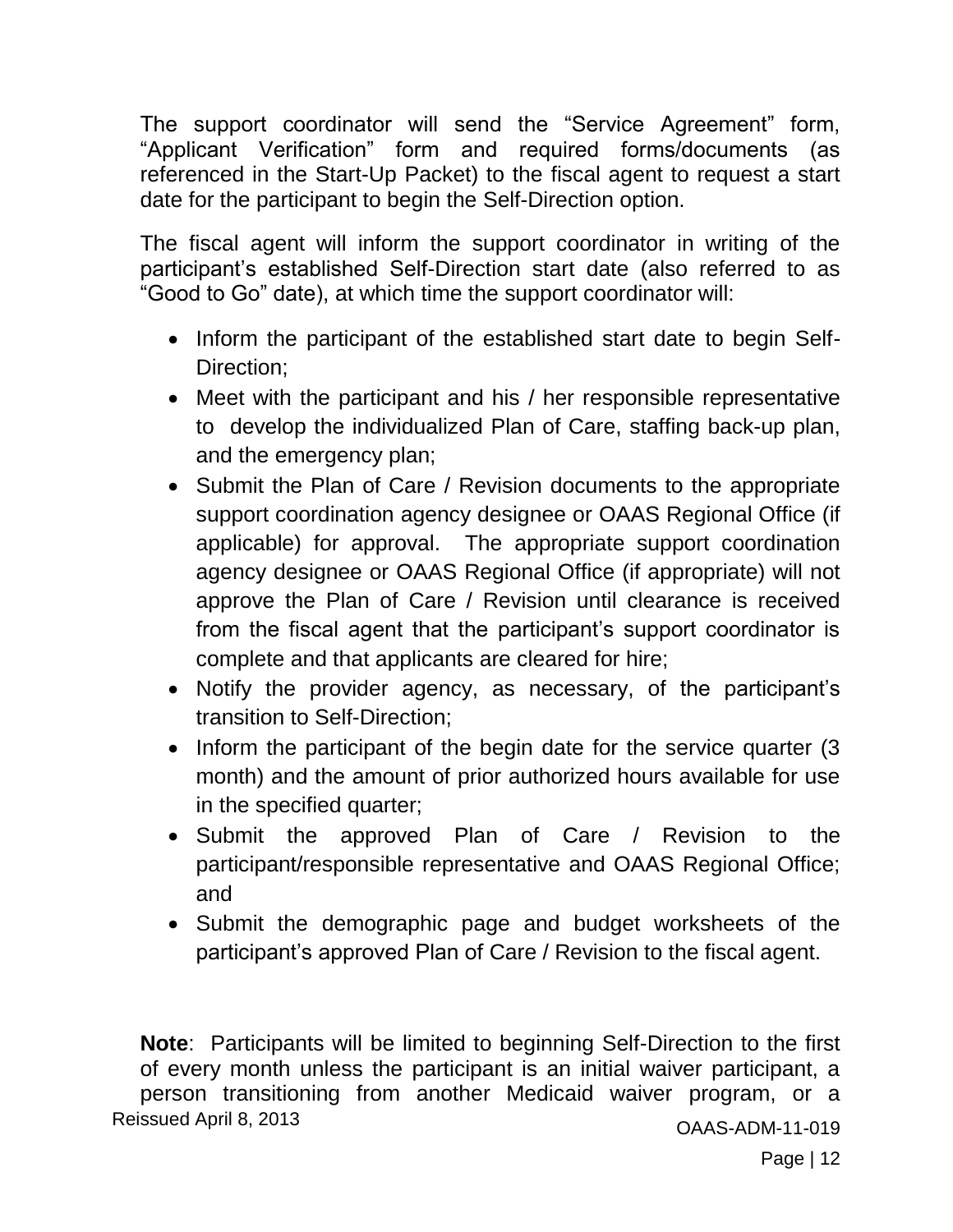The support coordinator will send the "Service Agreement" form, "Applicant Verification" form and required forms/documents (as referenced in the Start-Up Packet) to the fiscal agent to request a start date for the participant to begin the Self-Direction option.

The fiscal agent will inform the support coordinator in writing of the participant's established Self-Direction start date (also referred to as "Good to Go" date), at which time the support coordinator will:

- Inform the participant of the established start date to begin Self-Direction;
- Meet with the participant and his / her responsible representative to develop the individualized Plan of Care, staffing back-up plan, and the emergency plan;
- Submit the Plan of Care / Revision documents to the appropriate support coordination agency designee or OAAS Regional Office (if applicable) for approval. The appropriate support coordination agency designee or OAAS Regional Office (if appropriate) will not approve the Plan of Care / Revision until clearance is received from the fiscal agent that the participant's support coordinator is complete and that applicants are cleared for hire;
- Notify the provider agency, as necessary, of the participant's transition to Self-Direction;
- Inform the participant of the begin date for the service quarter (3 month) and the amount of prior authorized hours available for use in the specified quarter;
- Submit the approved Plan of Care / Revision to the participant/responsible representative and OAAS Regional Office; and
- Submit the demographic page and budget worksheets of the participant's approved Plan of Care / Revision to the fiscal agent.

**Note**: Participants will be limited to beginning Self-Direction to the first of every month unless the participant is an initial waiver participant, a person transitioning from another Medicaid waiver program, or a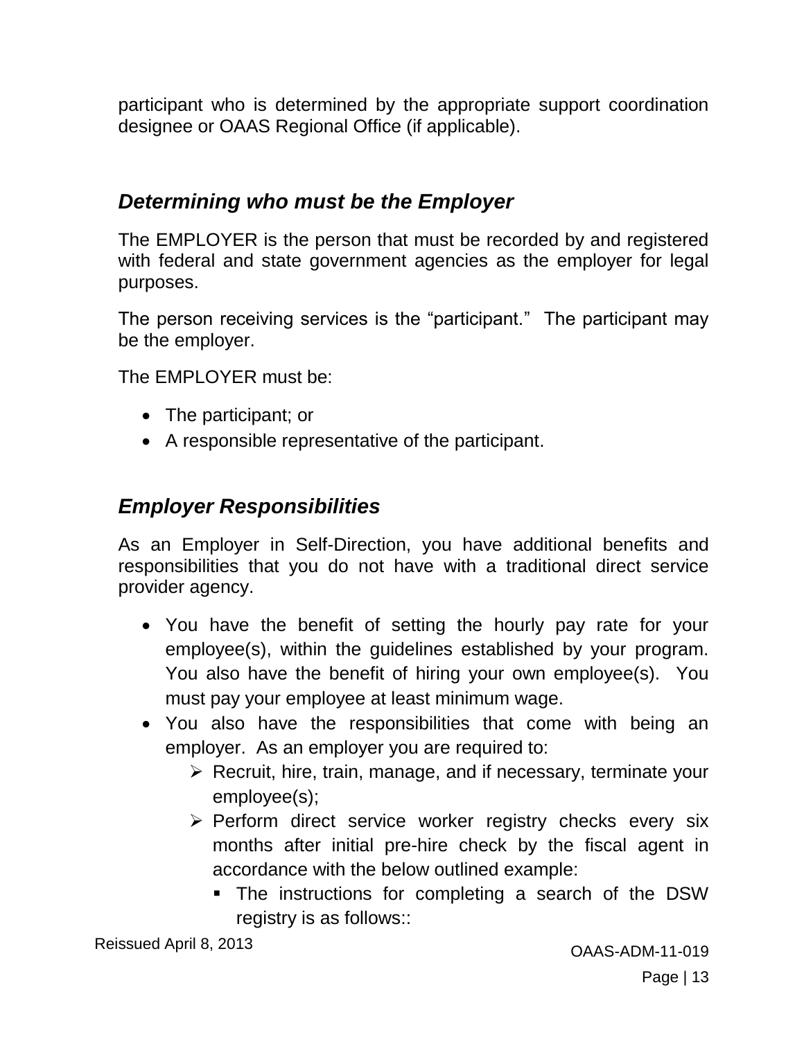participant who is determined by the appropriate support coordination designee or OAAS Regional Office (if applicable).

## *Determining who must be the Employer*

The EMPLOYER is the person that must be recorded by and registered with federal and state government agencies as the employer for legal purposes.

The person receiving services is the "participant." The participant may be the employer.

The EMPLOYER must be:

- The participant; or
- A responsible representative of the participant.

## *Employer Responsibilities*

As an Employer in Self-Direction, you have additional benefits and responsibilities that you do not have with a traditional direct service provider agency.

- You have the benefit of setting the hourly pay rate for your employee(s), within the guidelines established by your program. You also have the benefit of hiring your own employee(s). You must pay your employee at least minimum wage.
- You also have the responsibilities that come with being an employer. As an employer you are required to:
  - Recruit, hire, train, manage, and if necessary, terminate your employee(s);
  - Perform direct service worker registry checks every six months after initial pre-hire check by the fiscal agent in accordance with the below outlined example:
    - The instructions for completing a search of the DSW registry is as follows::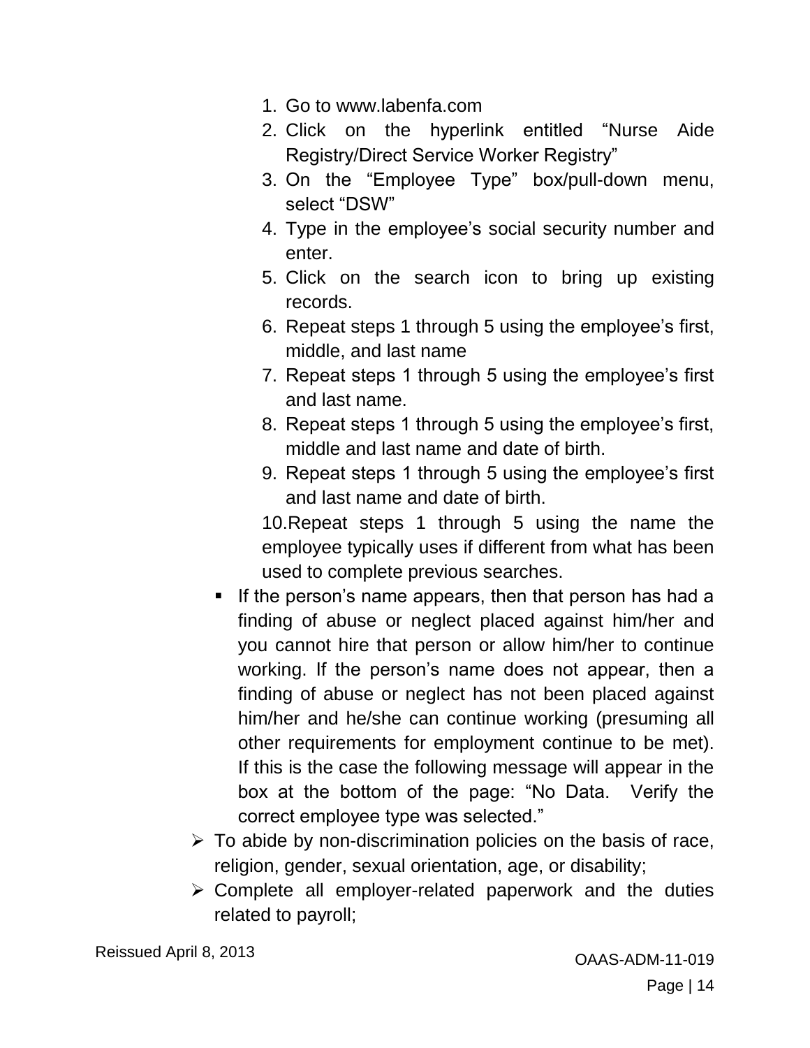1. Go to www.labenfa.com
2. Click on the hyperlink entitled “Nurse Aide Registry/Direct Service Worker Registry”
3. On the “Employee Type” box/pull-down menu, select “DSW”
4. Type in the employee’s social security number and enter.
5. Click on the search icon to bring up existing records.
6. Repeat steps 1 through 5 using the employee’s first, middle, and last name
7. Repeat steps 1 through 5 using the employee’s first and last name.
8. Repeat steps 1 through 5 using the employee’s first, middle and last name and date of birth.
9. Repeat steps 1 through 5 using the employee’s first and last name and date of birth.
10. Repeat steps 1 through 5 using the name the employee typically uses if different from what has been used to complete previous searches.

- If the person’s name appears, then that person has had a finding of abuse or neglect placed against him/her and you cannot hire that person or allow him/her to continue working. If the person’s name does not appear, then a finding of abuse or neglect has not been placed against him/her and he/she can continue working (presuming all other requirements for employment continue to be met). If this is the case the following message will appear in the box at the bottom of the page: “No Data. Verify the correct employee type was selected.”

- To abide by non-discrimination policies on the basis of race, religion, gender, sexual orientation, age, or disability;
- Complete all employer-related paperwork and the duties related to payroll;

Reissued April 8, 2013

OAAS-ADM-11-019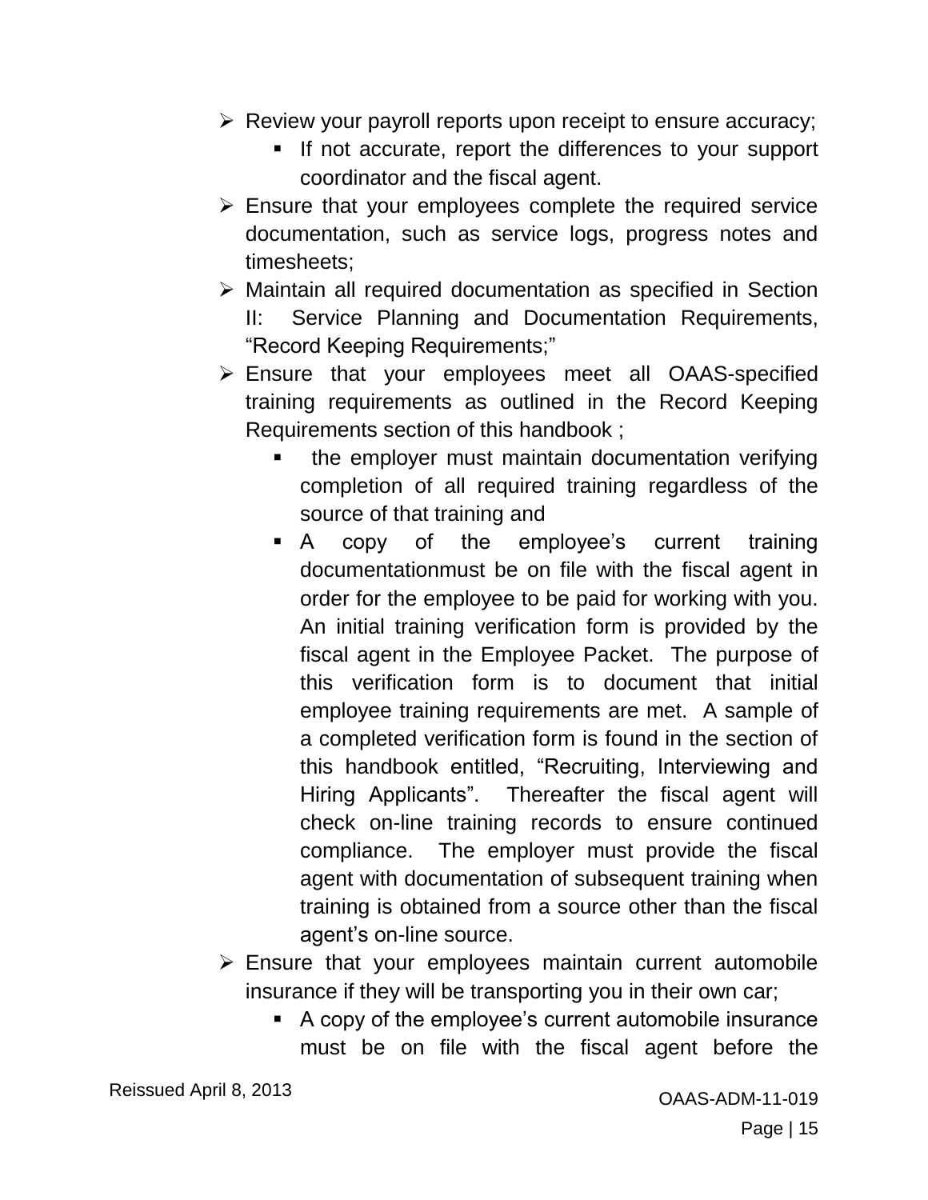- Review your payroll reports upon receipt to ensure accuracy;
  - If not accurate, report the differences to your support coordinator and the fiscal agent.
- Ensure that your employees complete the required service documentation, such as service logs, progress notes and timesheets;
- Maintain all required documentation as specified in Section II: Service Planning and Documentation Requirements, "Record Keeping Requirements;"
- Ensure that your employees meet all OAAS-specified training requirements as outlined in the Record Keeping Requirements section of this handbook ;
  - the employer must maintain documentation verifying completion of all required training regardless of the source of that training and
  - A copy of the employee's current training documentationmust be on file with the fiscal agent in order for the employee to be paid for working with you. An initial training verification form is provided by the fiscal agent in the Employee Packet. The purpose of this verification form is to document that initial employee training requirements are met. A sample of a completed verification form is found in the section of this handbook entitled, "Recruiting, Interviewing and Hiring Applicants". Thereafter the fiscal agent will check on-line training records to ensure continued compliance. The employer must provide the fiscal agent with documentation of subsequent training when training is obtained from a source other than the fiscal agent's on-line source.
- Ensure that your employees maintain current automobile insurance if they will be transporting you in their own car;
  - A copy of the employee's current automobile insurance must be on file with the fiscal agent before the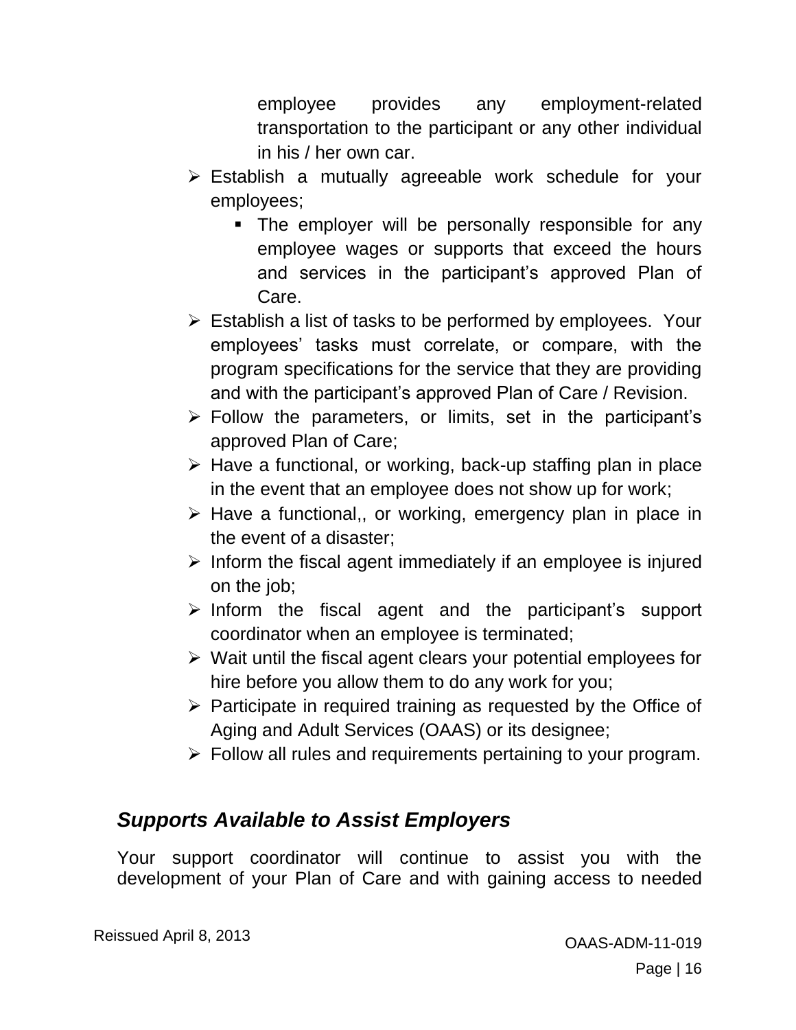employee provides any employment-related transportation to the participant or any other individual in his / her own car.

- Establish a mutually agreeable work schedule for your employees;
  - The employer will be personally responsible for any employee wages or supports that exceed the hours and services in the participant's approved Plan of Care.
- Establish a list of tasks to be performed by employees. Your employees' tasks must correlate, or compare, with the program specifications for the service that they are providing and with the participant's approved Plan of Care / Revision.
- Follow the parameters, or limits, set in the participant's approved Plan of Care;
- Have a functional, or working, back-up staffing plan in place in the event that an employee does not show up for work;
- Have a functional,, or working, emergency plan in place in the event of a disaster;
- Inform the fiscal agent immediately if an employee is injured on the job;
- Inform the fiscal agent and the participant's support coordinator when an employee is terminated;
- Wait until the fiscal agent clears your potential employees for hire before you allow them to do any work for you;
- Participate in required training as requested by the Office of Aging and Adult Services (OAAS) or its designee;
- Follow all rules and requirements pertaining to your program.

## *Supports Available to Assist Employers*

Your support coordinator will continue to assist you with the development of your Plan of Care and with gaining access to needed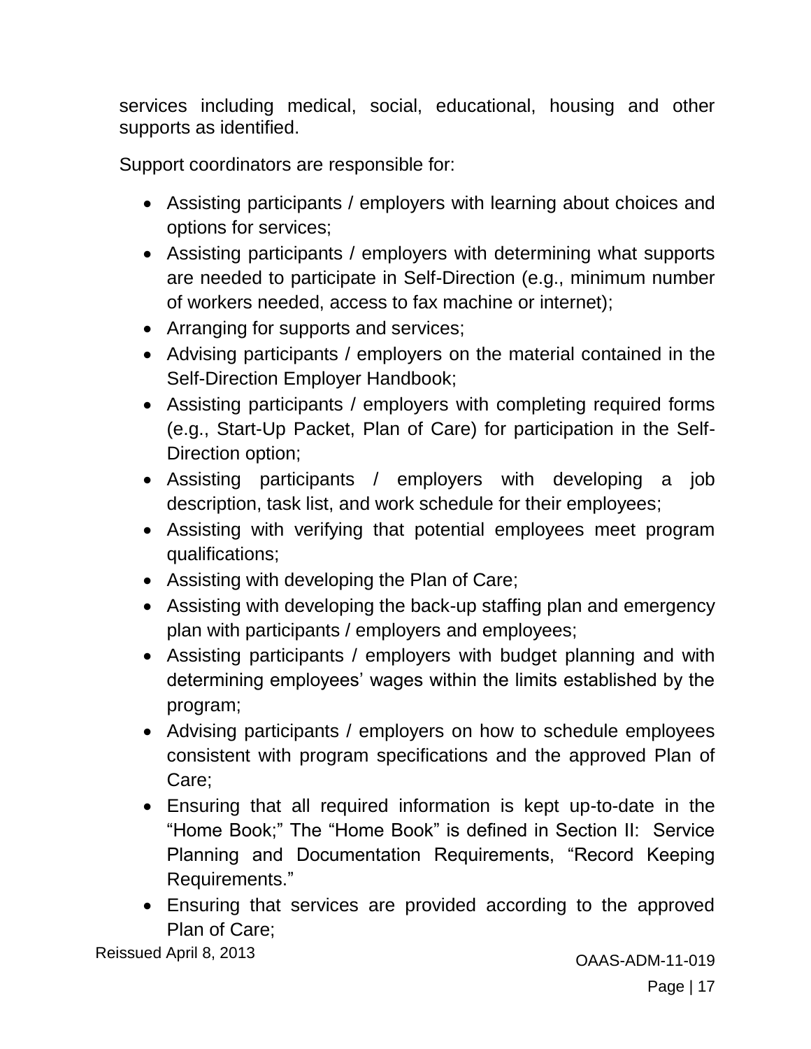services including medical, social, educational, housing and other supports as identified.

Support coordinators are responsible for:

- Assisting participants / employers with learning about choices and options for services;
- Assisting participants / employers with determining what supports are needed to participate in Self-Direction (e.g., minimum number of workers needed, access to fax machine or internet);
- Arranging for supports and services;
- Advising participants / employers on the material contained in the Self-Direction Employer Handbook;
- Assisting participants / employers with completing required forms (e.g., Start-Up Packet, Plan of Care) for participation in the Self-Direction option;
- Assisting participants / employers with developing a job description, task list, and work schedule for their employees;
- Assisting with verifying that potential employees meet program qualifications;
- Assisting with developing the Plan of Care;
- Assisting with developing the back-up staffing plan and emergency plan with participants / employers and employees;
- Assisting participants / employers with budget planning and with determining employees' wages within the limits established by the program;
- Advising participants / employers on how to schedule employees consistent with program specifications and the approved Plan of Care;
- Ensuring that all required information is kept up-to-date in the "Home Book;" The "Home Book" is defined in Section II: Service Planning and Documentation Requirements, "Record Keeping Requirements."
- Ensuring that services are provided according to the approved Plan of Care;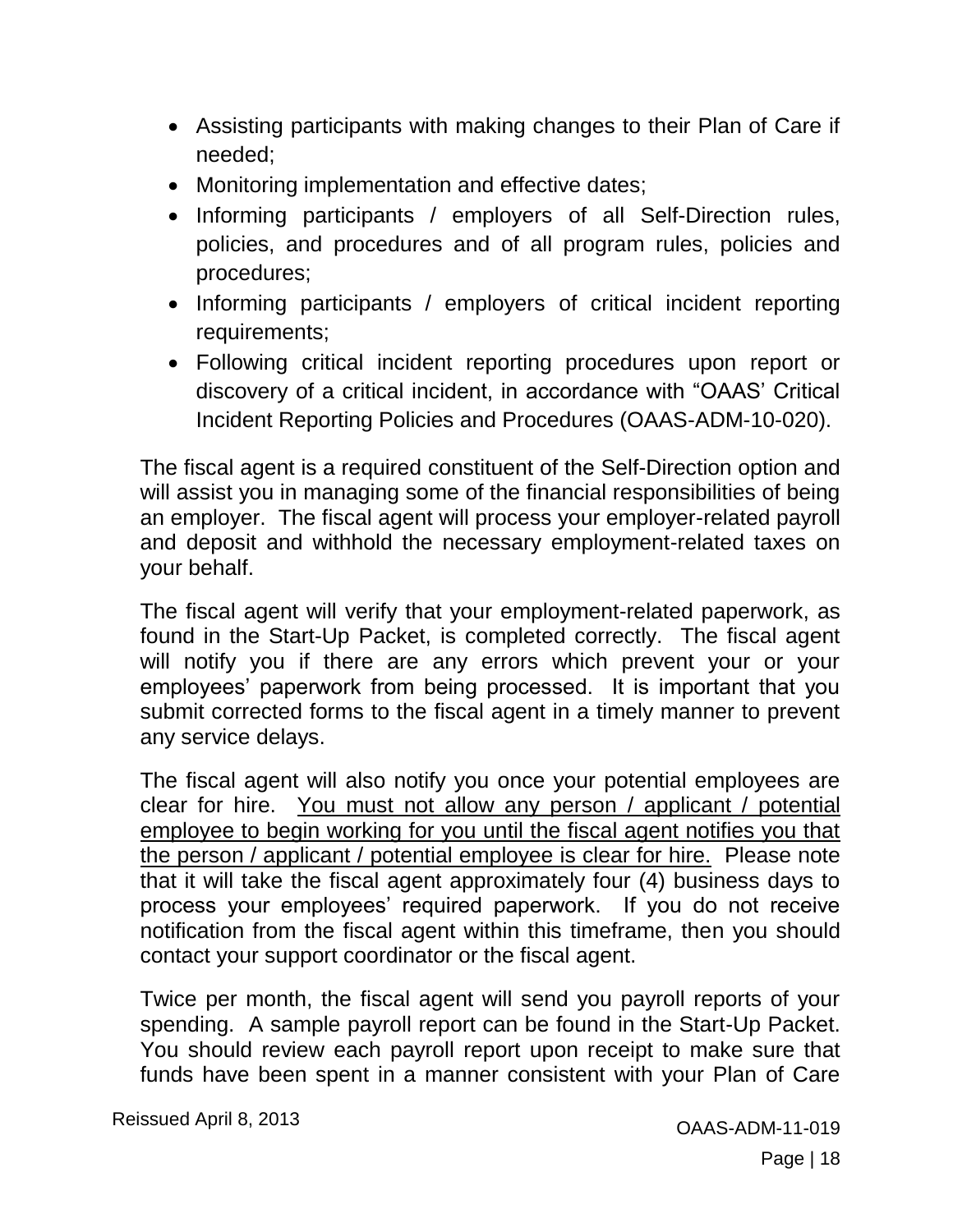- Assisting participants with making changes to their Plan of Care if needed;
- Monitoring implementation and effective dates;
- Informing participants / employers of all Self-Direction rules, policies, and procedures and of all program rules, policies and procedures;
- Informing participants / employers of critical incident reporting requirements;
- Following critical incident reporting procedures upon report or discovery of a critical incident, in accordance with "OAAS' Critical Incident Reporting Policies and Procedures (OAAS-ADM-10-020).

The fiscal agent is a required constituent of the Self-Direction option and will assist you in managing some of the financial responsibilities of being an employer. The fiscal agent will process your employer-related payroll and deposit and withhold the necessary employment-related taxes on your behalf.

The fiscal agent will verify that your employment-related paperwork, as found in the Start-Up Packet, is completed correctly. The fiscal agent will notify you if there are any errors which prevent your or your employees' paperwork from being processed. It is important that you submit corrected forms to the fiscal agent in a timely manner to prevent any service delays.

The fiscal agent will also notify you once your potential employees are clear for hire. <u>You must not allow any person / applicant / potential employee to begin working for you until the fiscal agent notifies you that the person / applicant / potential employee is clear for hire.</u> Please note that it will take the fiscal agent approximately four (4) business days to process your employees' required paperwork. If you do not receive notification from the fiscal agent within this timeframe, then you should contact your support coordinator or the fiscal agent.

Twice per month, the fiscal agent will send you payroll reports of your spending. A sample payroll report can be found in the Start-Up Packet. You should review each payroll report upon receipt to make sure that funds have been spent in a manner consistent with your Plan of Care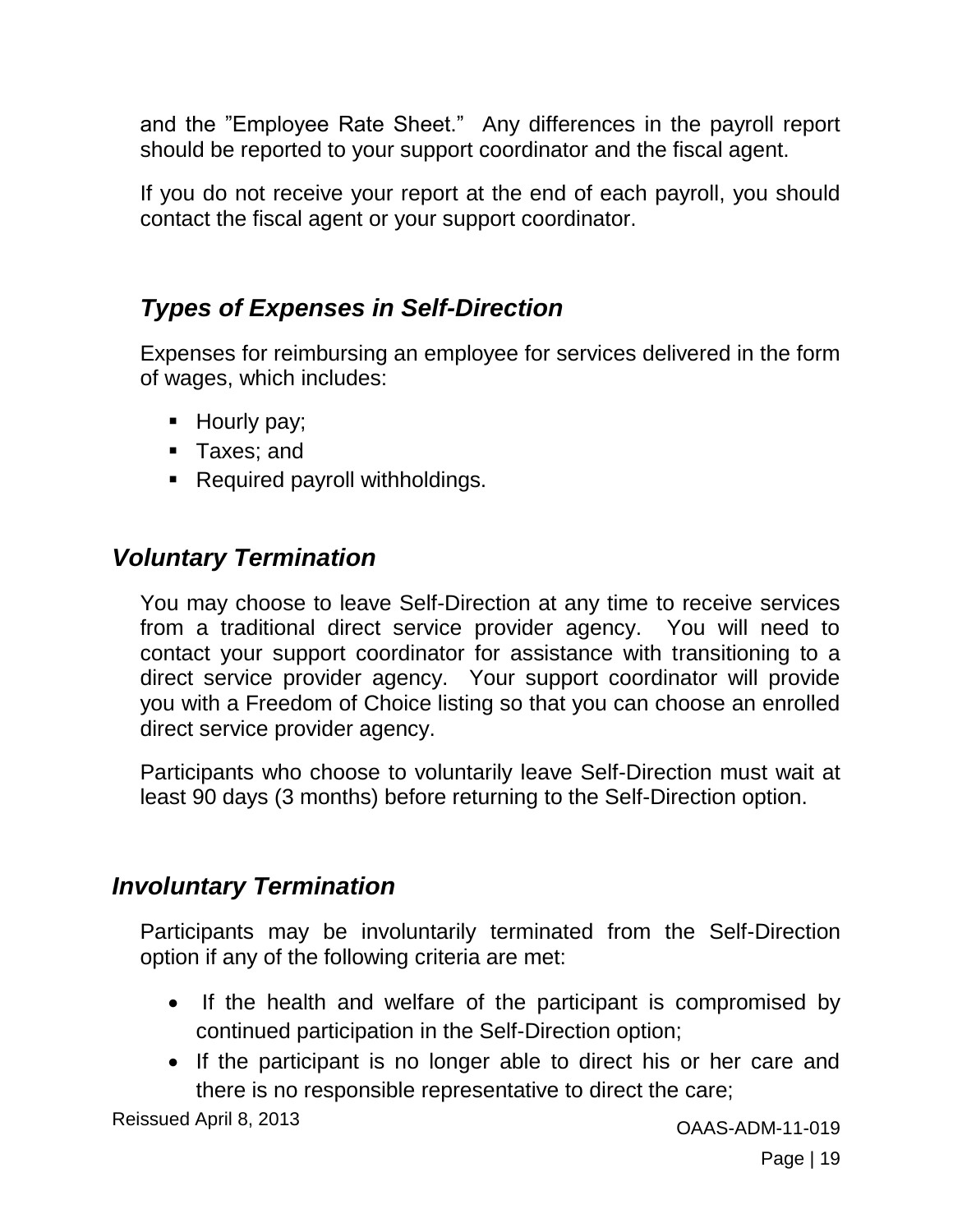and the "Employee Rate Sheet." Any differences in the payroll report should be reported to your support coordinator and the fiscal agent.

If you do not receive your report at the end of each payroll, you should contact the fiscal agent or your support coordinator.

### *Types of Expenses in Self-Direction*

Expenses for reimbursing an employee for services delivered in the form of wages, which includes:

- Hourly pay;
- Taxes; and
- Required payroll withholdings.

## *Voluntary Termination*

You may choose to leave Self-Direction at any time to receive services from a traditional direct service provider agency. You will need to contact your support coordinator for assistance with transitioning to a direct service provider agency. Your support coordinator will provide you with a Freedom of Choice listing so that you can choose an enrolled direct service provider agency.

Participants who choose to voluntarily leave Self-Direction must wait at least 90 days (3 months) before returning to the Self-Direction option.

## *Involuntary Termination*

Participants may be involuntarily terminated from the Self-Direction option if any of the following criteria are met:

- If the health and welfare of the participant is compromised by continued participation in the Self-Direction option;
- If the participant is no longer able to direct his or her care and there is no responsible representative to direct the care;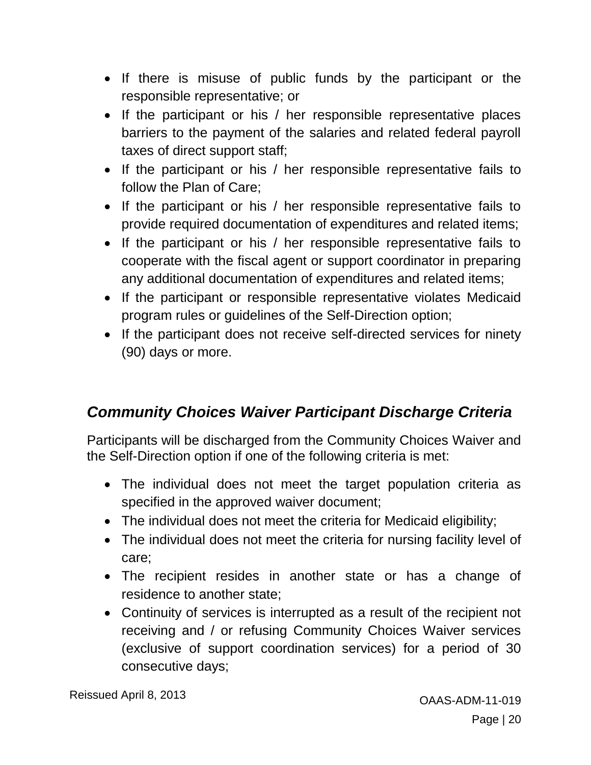- If there is misuse of public funds by the participant or the responsible representative; or
- If the participant or his / her responsible representative places barriers to the payment of the salaries and related federal payroll taxes of direct support staff;
- If the participant or his / her responsible representative fails to follow the Plan of Care;
- If the participant or his / her responsible representative fails to provide required documentation of expenditures and related items;
- If the participant or his / her responsible representative fails to cooperate with the fiscal agent or support coordinator in preparing any additional documentation of expenditures and related items;
- If the participant or responsible representative violates Medicaid program rules or guidelines of the Self-Direction option;
- If the participant does not receive self-directed services for ninety (90) days or more.

### *Community Choices Waiver Participant Discharge Criteria*

Participants will be discharged from the Community Choices Waiver and the Self-Direction option if one of the following criteria is met:

- The individual does not meet the target population criteria as specified in the approved waiver document;
- The individual does not meet the criteria for Medicaid eligibility;
- The individual does not meet the criteria for nursing facility level of care;
- The recipient resides in another state or has a change of residence to another state;
- Continuity of services is interrupted as a result of the recipient not receiving and / or refusing Community Choices Waiver services (exclusive of support coordination services) for a period of 30 consecutive days;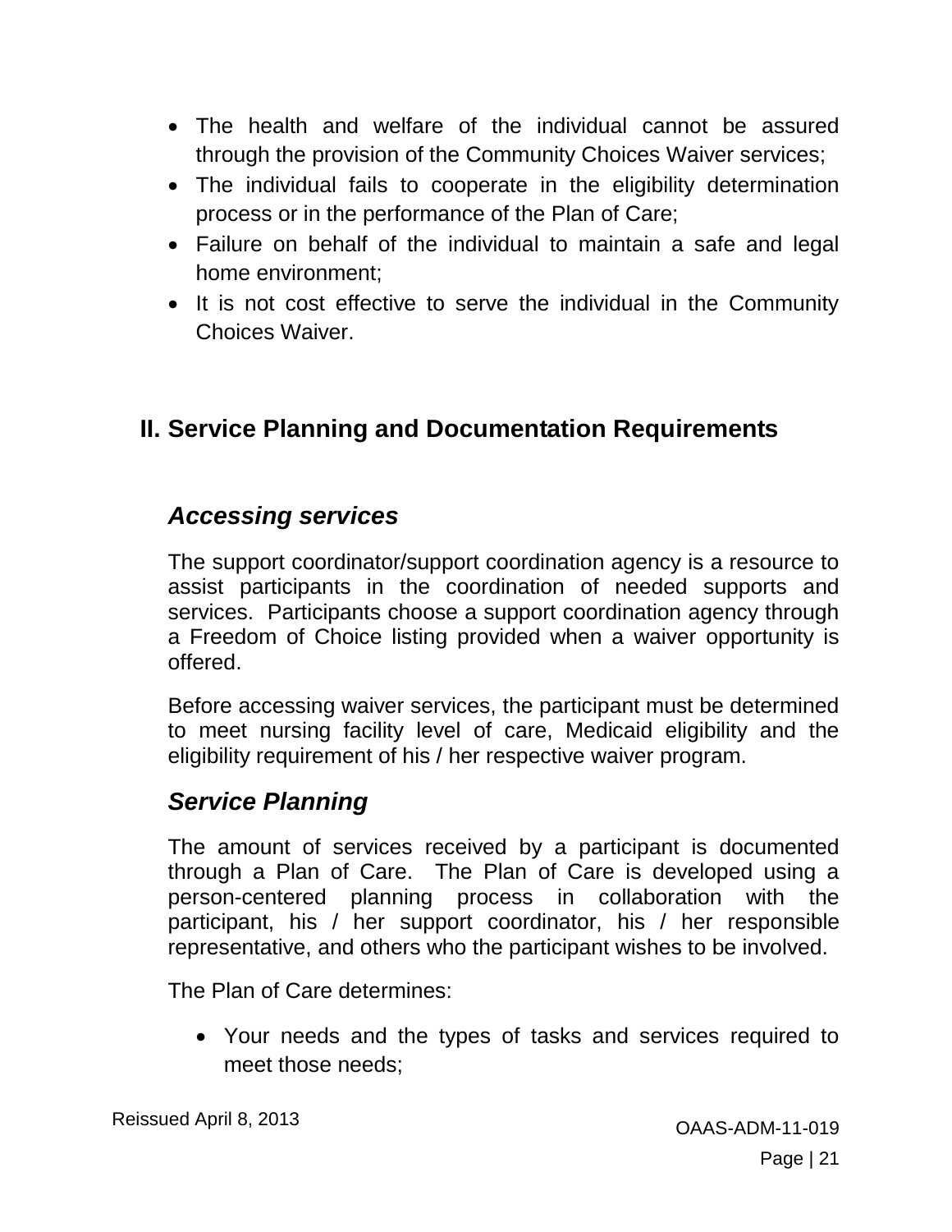- The health and welfare of the individual cannot be assured through the provision of the Community Choices Waiver services;
- The individual fails to cooperate in the eligibility determination process or in the performance of the Plan of Care;
- Failure on behalf of the individual to maintain a safe and legal home environment;
- It is not cost effective to serve the individual in the Community Choices Waiver.

## II. Service Planning and Documentation Requirements

### *Accessing services*

The support coordinator/support coordination agency is a resource to assist participants in the coordination of needed supports and services. Participants choose a support coordination agency through a Freedom of Choice listing provided when a waiver opportunity is offered.

Before accessing waiver services, the participant must be determined to meet nursing facility level of care, Medicaid eligibility and the eligibility requirement of his / her respective waiver program.

### *Service Planning*

The amount of services received by a participant is documented through a Plan of Care. The Plan of Care is developed using a person-centered planning process in collaboration with the participant, his / her support coordinator, his / her responsible representative, and others who the participant wishes to be involved.

The Plan of Care determines:

- Your needs and the types of tasks and services required to meet those needs;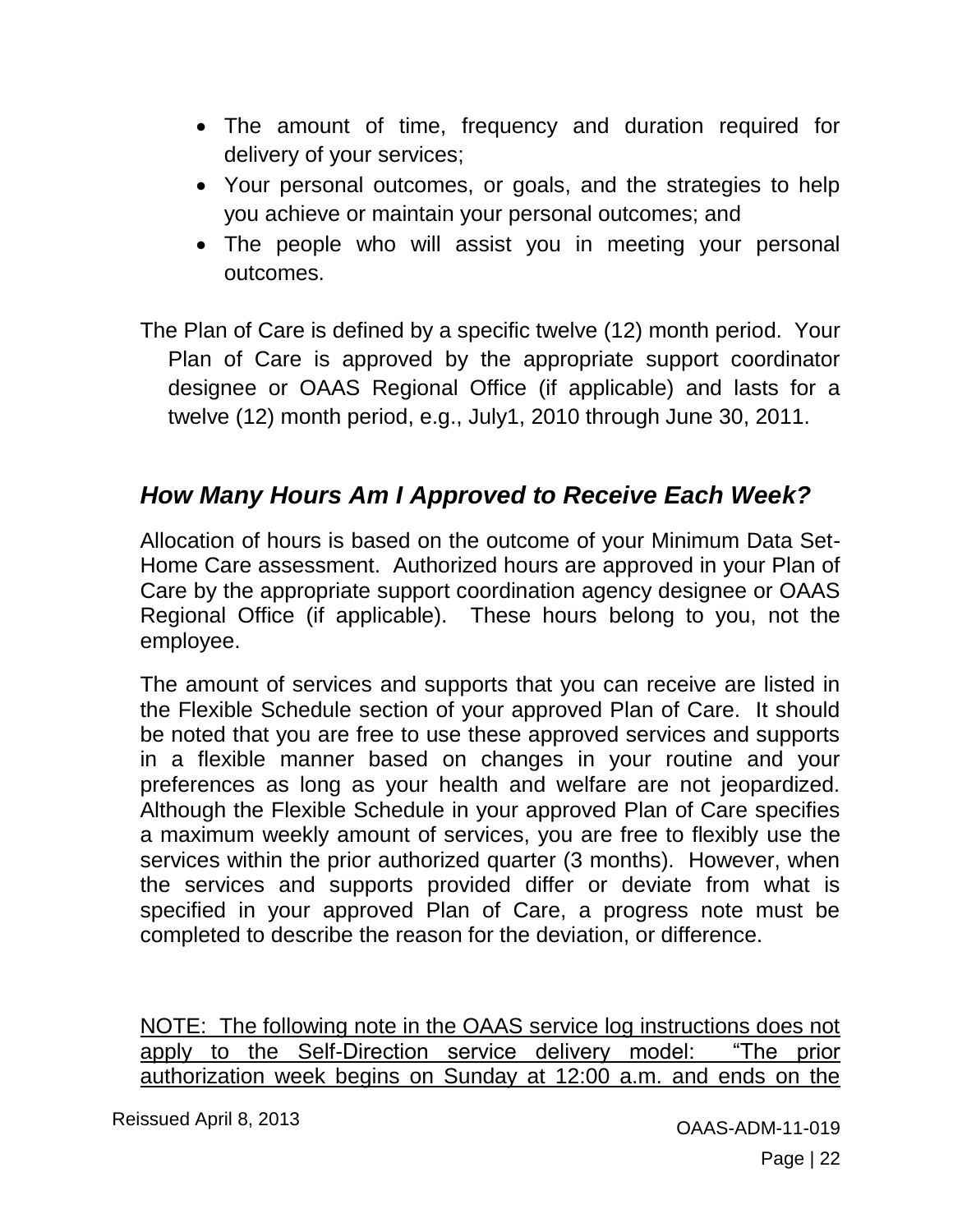- The amount of time, frequency and duration required for delivery of your services;
- Your personal outcomes, or goals, and the strategies to help you achieve or maintain your personal outcomes; and
- The people who will assist you in meeting your personal outcomes.

The Plan of Care is defined by a specific twelve (12) month period. Your Plan of Care is approved by the appropriate support coordinator designee or OAAS Regional Office (if applicable) and lasts for a twelve (12) month period, e.g., July1, 2010 through June 30, 2011.

## *How Many Hours Am I Approved to Receive Each Week?*

Allocation of hours is based on the outcome of your Minimum Data Set-Home Care assessment. Authorized hours are approved in your Plan of Care by the appropriate support coordination agency designee or OAAS Regional Office (if applicable). These hours belong to you, not the employee.

The amount of services and supports that you can receive are listed in the Flexible Schedule section of your approved Plan of Care. It should be noted that you are free to use these approved services and supports in a flexible manner based on changes in your routine and your preferences as long as your health and welfare are not jeopardized. Although the Flexible Schedule in your approved Plan of Care specifies a maximum weekly amount of services, you are free to flexibly use the services within the prior authorized quarter (3 months). However, when the services and supports provided differ or deviate from what is specified in your approved Plan of Care, a progress note must be completed to describe the reason for the deviation, or difference.

<u>NOTE: The following note in the OAAS service log instructions does not apply to the Self-Direction service delivery model: “The prior authorization week begins on Sunday at 12:00 a.m. and ends on the</u>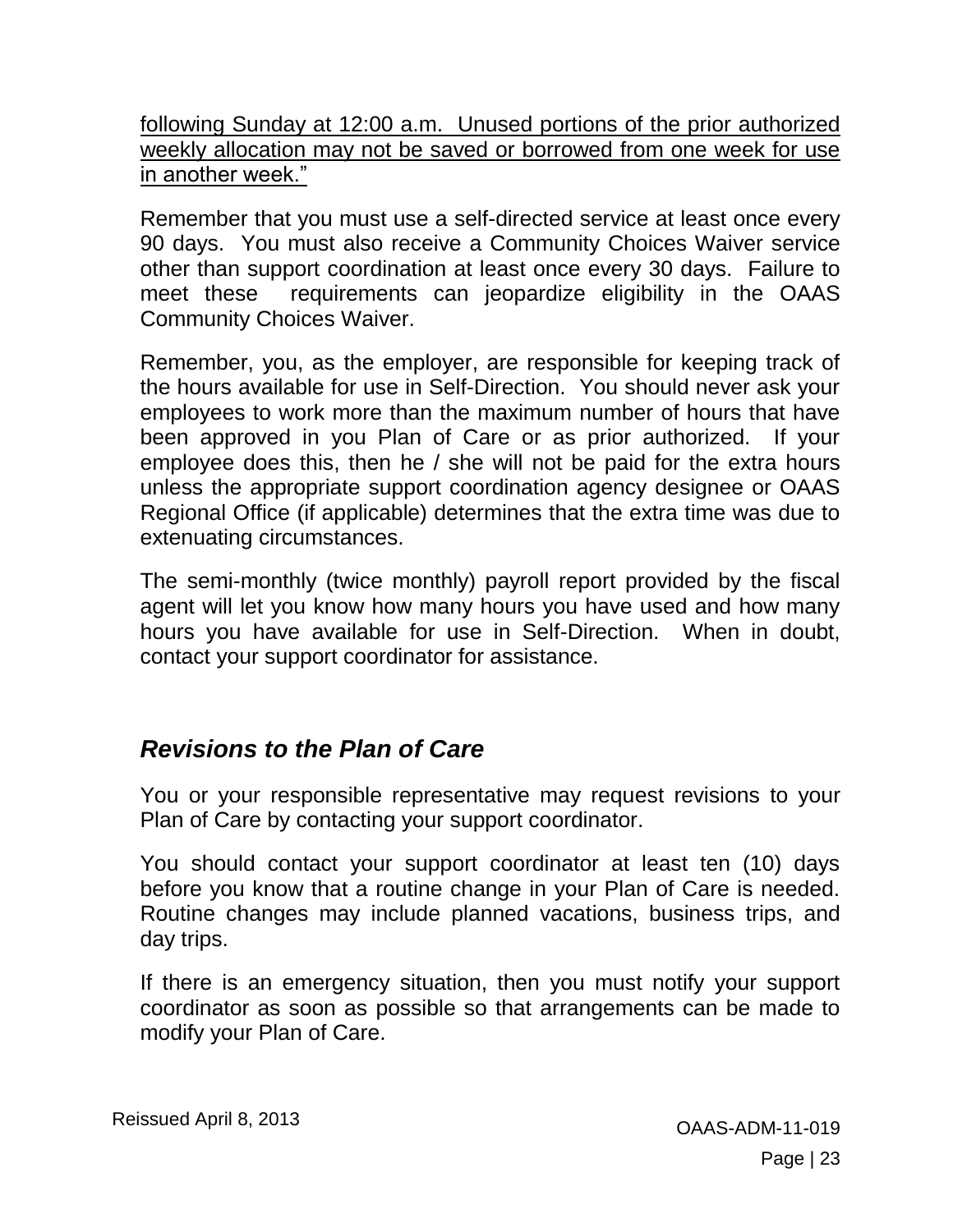<u>following Sunday at 12:00 a.m. Unused portions of the prior authorized weekly allocation may not be saved or borrowed from one week for use in another week."</u>

Remember that you must use a self-directed service at least once every 90 days. You must also receive a Community Choices Waiver service other than support coordination at least once every 30 days. Failure to meet these requirements can jeopardize eligibility in the OAAS Community Choices Waiver.

Remember, you, as the employer, are responsible for keeping track of the hours available for use in Self-Direction. You should never ask your employees to work more than the maximum number of hours that have been approved in you Plan of Care or as prior authorized. If your employee does this, then he / she will not be paid for the extra hours unless the appropriate support coordination agency designee or OAAS Regional Office (if applicable) determines that the extra time was due to extenuating circumstances.

The semi-monthly (twice monthly) payroll report provided by the fiscal agent will let you know how many hours you have used and how many hours you have available for use in Self-Direction. When in doubt, contact your support coordinator for assistance.

## *Revisions to the Plan of Care*

You or your responsible representative may request revisions to your Plan of Care by contacting your support coordinator.

You should contact your support coordinator at least ten (10) days before you know that a routine change in your Plan of Care is needed. Routine changes may include planned vacations, business trips, and day trips.

If there is an emergency situation, then you must notify your support coordinator as soon as possible so that arrangements can be made to modify your Plan of Care.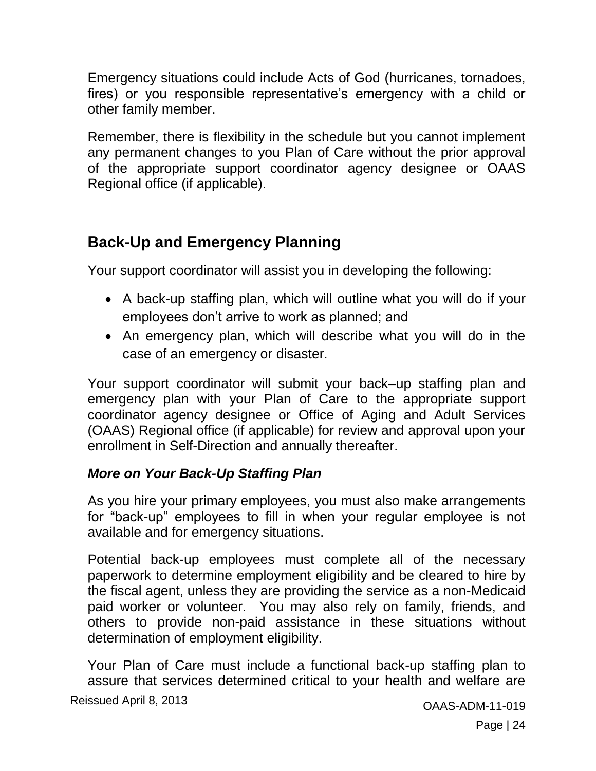Emergency situations could include Acts of God (hurricanes, tornadoes, fires) or you responsible representative's emergency with a child or other family member.

Remember, there is flexibility in the schedule but you cannot implement any permanent changes to you Plan of Care without the prior approval of the appropriate support coordinator agency designee or OAAS Regional office (if applicable).

## Back-Up and Emergency Planning

Your support coordinator will assist you in developing the following:

- A back-up staffing plan, which will outline what you will do if your employees don't arrive to work as planned; and
- An emergency plan, which will describe what you will do in the case of an emergency or disaster.

Your support coordinator will submit your back–up staffing plan and emergency plan with your Plan of Care to the appropriate support coordinator agency designee or Office of Aging and Adult Services (OAAS) Regional office (if applicable) for review and approval upon your enrollment in Self-Direction and annually thereafter.

### *More on Your Back-Up Staffing Plan*

As you hire your primary employees, you must also make arrangements for "back-up" employees to fill in when your regular employee is not available and for emergency situations.

Potential back-up employees must complete all of the necessary paperwork to determine employment eligibility and be cleared to hire by the fiscal agent, unless they are providing the service as a non-Medicaid paid worker or volunteer. You may also rely on family, friends, and others to provide non-paid assistance in these situations without determination of employment eligibility.

Your Plan of Care must include a functional back-up staffing plan to assure that services determined critical to your health and welfare are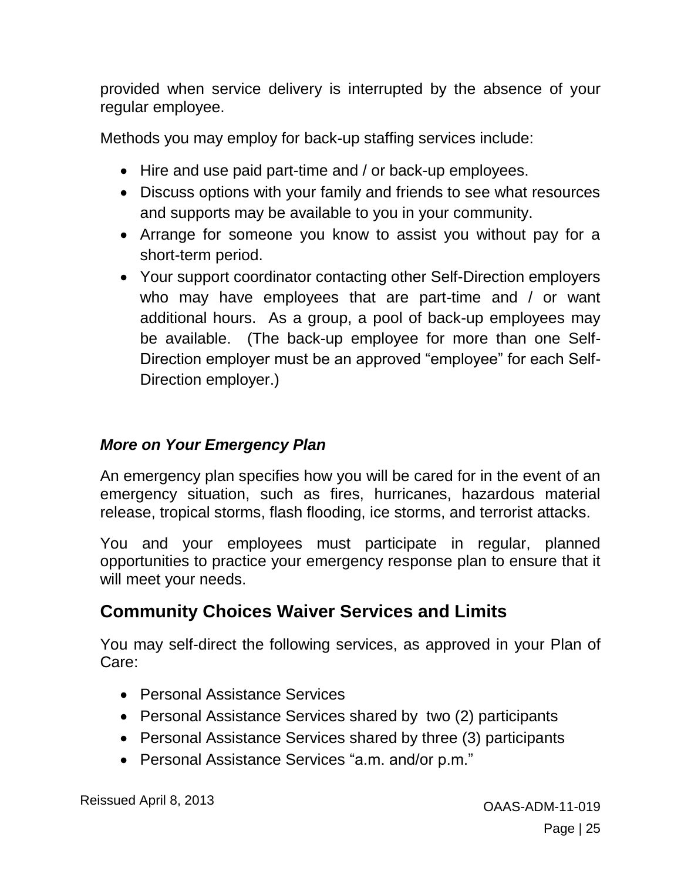provided when service delivery is interrupted by the absence of your regular employee.

Methods you may employ for back-up staffing services include:

- Hire and use paid part-time and / or back-up employees.
- Discuss options with your family and friends to see what resources and supports may be available to you in your community.
- Arrange for someone you know to assist you without pay for a short-term period.
- Your support coordinator contacting other Self-Direction employers who may have employees that are part-time and / or want additional hours. As a group, a pool of back-up employees may be available. (The back-up employee for more than one Self-Direction employer must be an approved "employee" for each Self-Direction employer.)

### *More on Your Emergency Plan*

An emergency plan specifies how you will be cared for in the event of an emergency situation, such as fires, hurricanes, hazardous material release, tropical storms, flash flooding, ice storms, and terrorist attacks.

You and your employees must participate in regular, planned opportunities to practice your emergency response plan to ensure that it will meet your needs.

## Community Choices Waiver Services and Limits

You may self-direct the following services, as approved in your Plan of Care:

- Personal Assistance Services
- Personal Assistance Services shared by two (2) participants
- Personal Assistance Services shared by three (3) participants
- Personal Assistance Services "a.m. and/or p.m."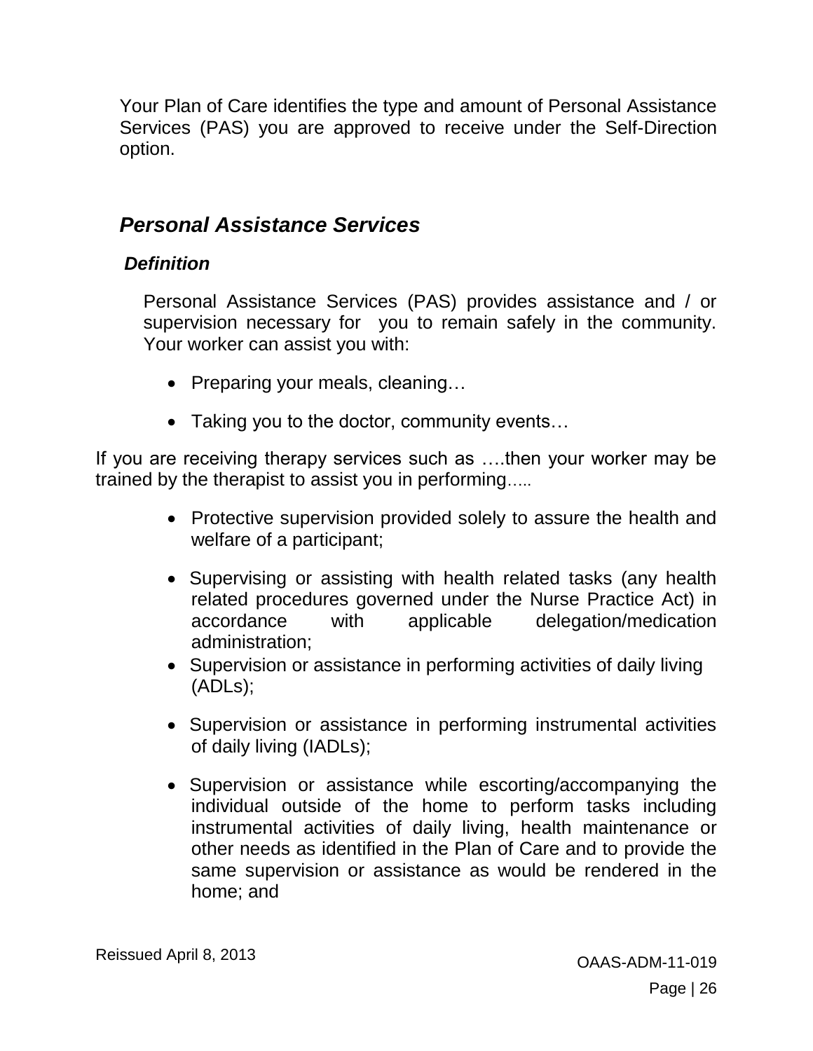Your Plan of Care identifies the type and amount of Personal Assistance Services (PAS) you are approved to receive under the Self-Direction option.

## *Personal Assistance Services*

### *Definition*

Personal Assistance Services (PAS) provides assistance and / or supervision necessary for you to remain safely in the community. Your worker can assist you with:

- Preparing your meals, cleaning…
- Taking you to the doctor, community events…

If you are receiving therapy services such as ….then your worker may be trained by the therapist to assist you in performing…..

- Protective supervision provided solely to assure the health and welfare of a participant;
- Supervising or assisting with health related tasks (any health related procedures governed under the Nurse Practice Act) in accordance with applicable delegation/medication administration;
- Supervision or assistance in performing activities of daily living (ADLs);
- Supervision or assistance in performing instrumental activities of daily living (IADLs);
- Supervision or assistance while escorting/accompanying the individual outside of the home to perform tasks including instrumental activities of daily living, health maintenance or other needs as identified in the Plan of Care and to provide the same supervision or assistance as would be rendered in the home; and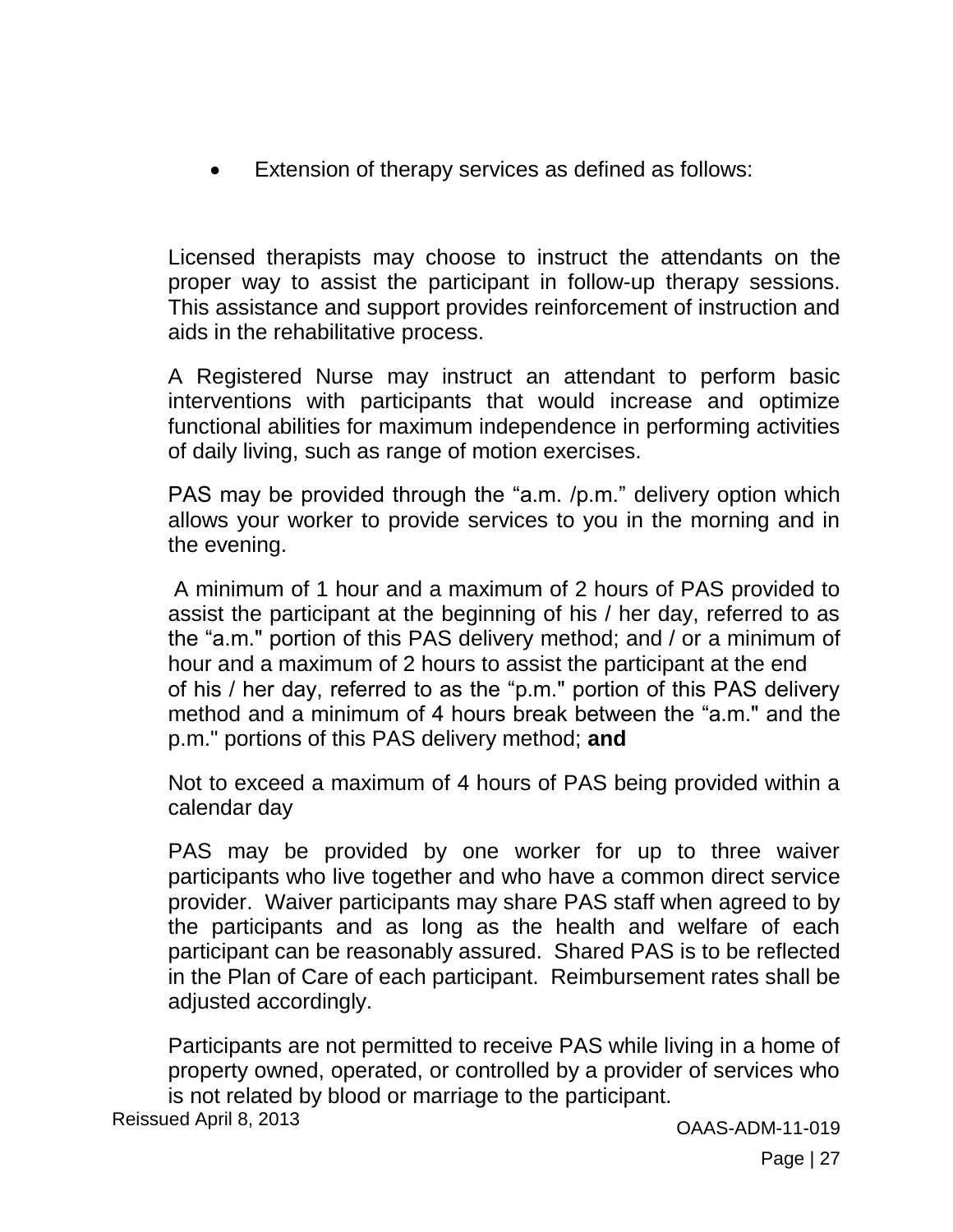- Extension of therapy services as defined as follows:

Licensed therapists may choose to instruct the attendants on the proper way to assist the participant in follow-up therapy sessions. This assistance and support provides reinforcement of instruction and aids in the rehabilitative process.

A Registered Nurse may instruct an attendant to perform basic interventions with participants that would increase and optimize functional abilities for maximum independence in performing activities of daily living, such as range of motion exercises.

PAS may be provided through the "a.m. /p.m." delivery option which allows your worker to provide services to you in the morning and in the evening.

A minimum of 1 hour and a maximum of 2 hours of PAS provided to assist the participant at the beginning of his / her day, referred to as the "a.m." portion of this PAS delivery method; and / or a minimum of hour and a maximum of 2 hours to assist the participant at the end of his / her day, referred to as the "p.m." portion of this PAS delivery method and a minimum of 4 hours break between the "a.m." and the p.m." portions of this PAS delivery method; **and**

Not to exceed a maximum of 4 hours of PAS being provided within a calendar day

PAS may be provided by one worker for up to three waiver participants who live together and who have a common direct service provider. Waiver participants may share PAS staff when agreed to by the participants and as long as the health and welfare of each participant can be reasonably assured. Shared PAS is to be reflected in the Plan of Care of each participant. Reimbursement rates shall be adjusted accordingly.

Participants are not permitted to receive PAS while living in a home of property owned, operated, or controlled by a provider of services who is not related by blood or marriage to the participant.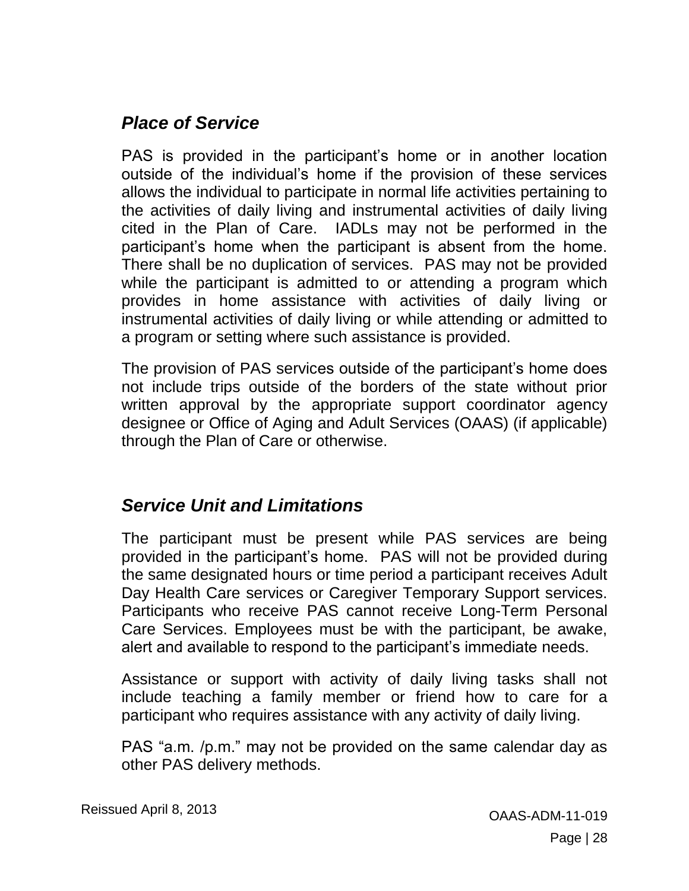## *Place of Service*

PAS is provided in the participant's home or in another location outside of the individual's home if the provision of these services allows the individual to participate in normal life activities pertaining to the activities of daily living and instrumental activities of daily living cited in the Plan of Care. IADLs may not be performed in the participant's home when the participant is absent from the home. There shall be no duplication of services. PAS may not be provided while the participant is admitted to or attending a program which provides in home assistance with activities of daily living or instrumental activities of daily living or while attending or admitted to a program or setting where such assistance is provided.

The provision of PAS services outside of the participant's home does not include trips outside of the borders of the state without prior written approval by the appropriate support coordinator agency designee or Office of Aging and Adult Services (OAAS) (if applicable) through the Plan of Care or otherwise.

## *Service Unit and Limitations*

The participant must be present while PAS services are being provided in the participant's home. PAS will not be provided during the same designated hours or time period a participant receives Adult Day Health Care services or Caregiver Temporary Support services. Participants who receive PAS cannot receive Long-Term Personal Care Services. Employees must be with the participant, be awake, alert and available to respond to the participant's immediate needs.

Assistance or support with activity of daily living tasks shall not include teaching a family member or friend how to care for a participant who requires assistance with any activity of daily living.

PAS "a.m. /p.m." may not be provided on the same calendar day as other PAS delivery methods.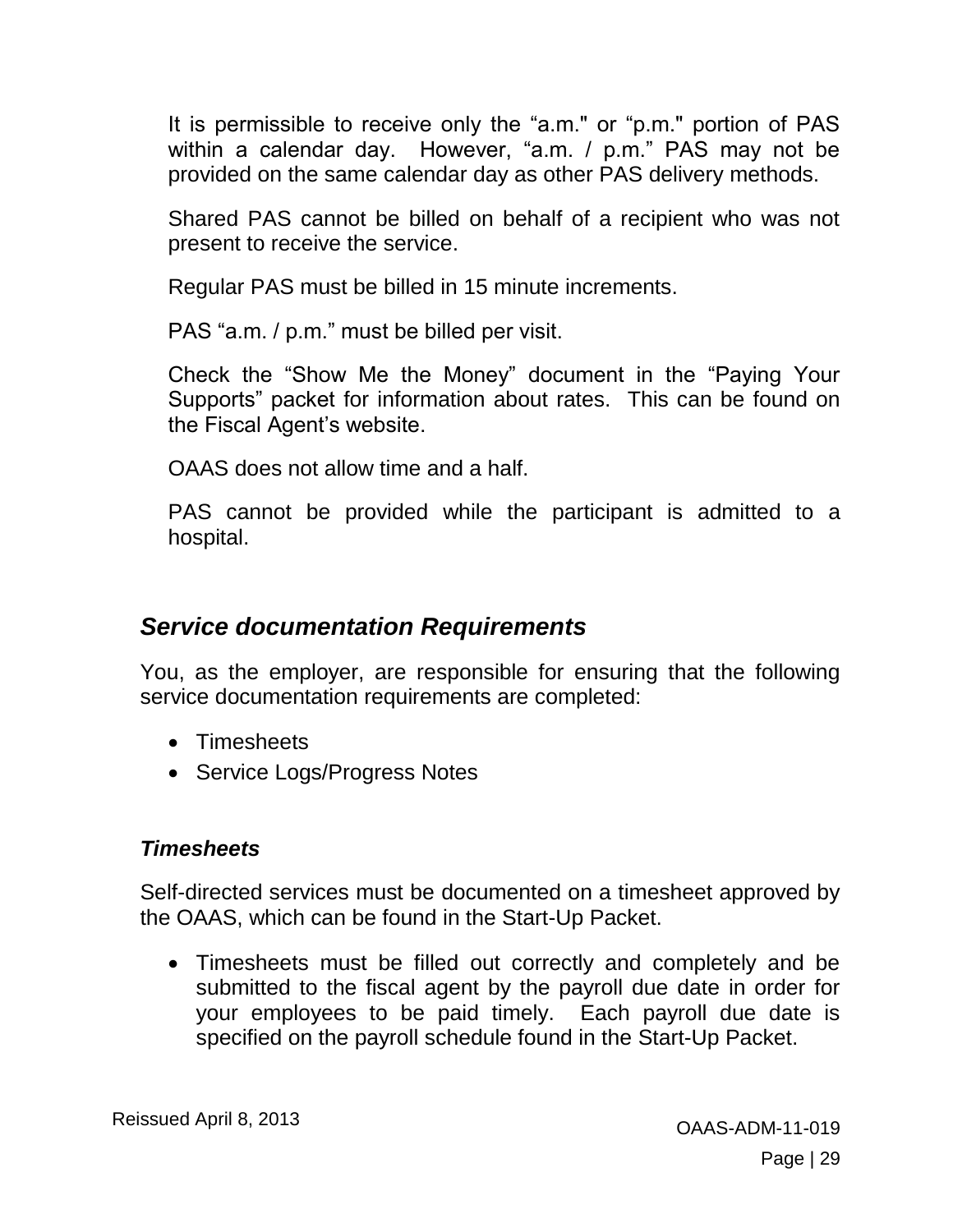It is permissible to receive only the "a.m." or "p.m." portion of PAS within a calendar day. However, "a.m. / p.m." PAS may not be provided on the same calendar day as other PAS delivery methods.

Shared PAS cannot be billed on behalf of a recipient who was not present to receive the service.

Regular PAS must be billed in 15 minute increments.

PAS "a.m. / p.m." must be billed per visit.

Check the "Show Me the Money" document in the "Paying Your Supports" packet for information about rates. This can be found on the Fiscal Agent's website.

OAAS does not allow time and a half.

PAS cannot be provided while the participant is admitted to a hospital.

## *Service documentation Requirements*

You, as the employer, are responsible for ensuring that the following service documentation requirements are completed:

- Timesheets
- Service Logs/Progress Notes

### *Timesheets*

Self-directed services must be documented on a timesheet approved by the OAAS, which can be found in the Start-Up Packet.

- Timesheets must be filled out correctly and completely and be submitted to the fiscal agent by the payroll due date in order for your employees to be paid timely. Each payroll due date is specified on the payroll schedule found in the Start-Up Packet.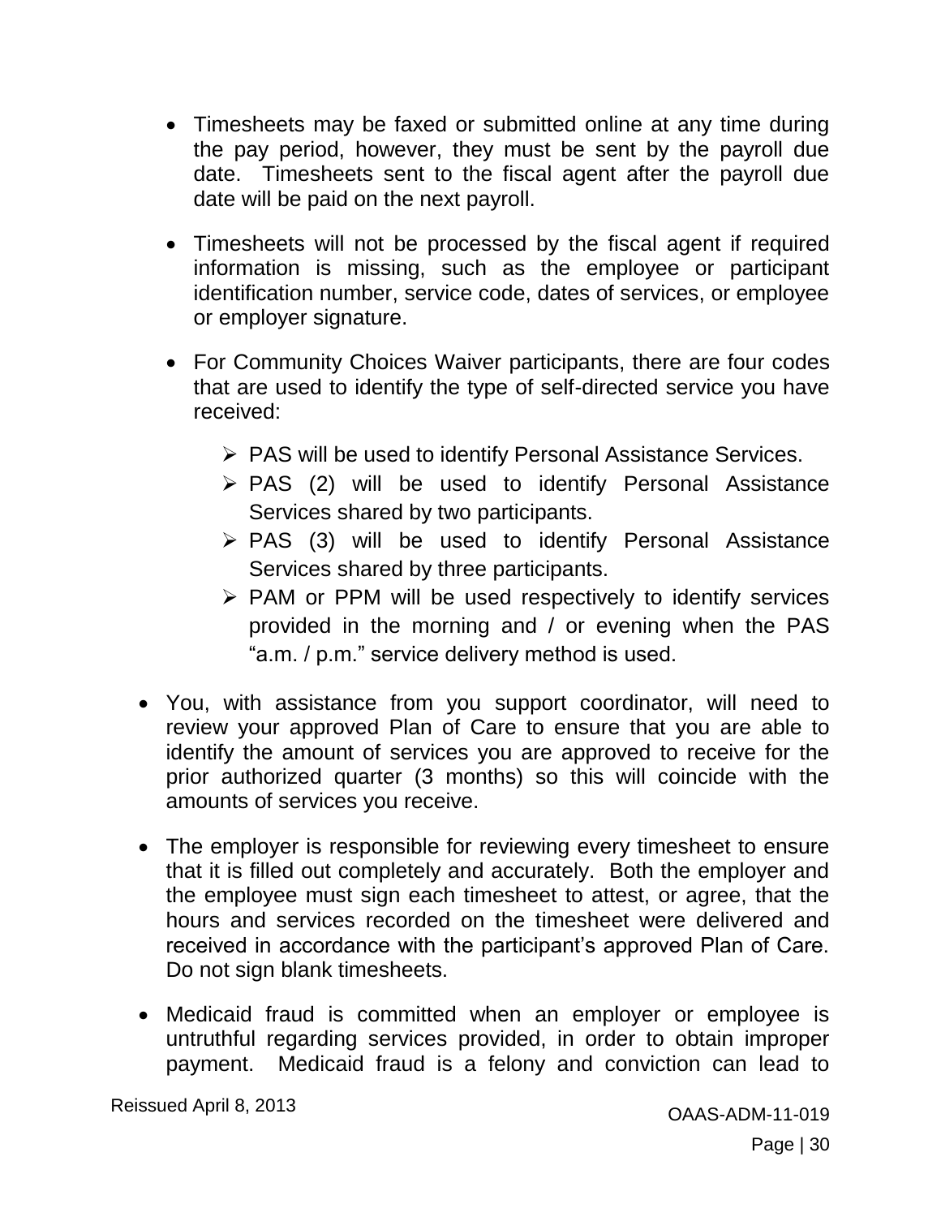- Timesheets may be faxed or submitted online at any time during the pay period, however, they must be sent by the payroll due date. Timesheets sent to the fiscal agent after the payroll due date will be paid on the next payroll.

- Timesheets will not be processed by the fiscal agent if required information is missing, such as the employee or participant identification number, service code, dates of services, or employee or employer signature.

- For Community Choices Waiver participants, there are four codes that are used to identify the type of self-directed service you have received:

  - PAS will be used to identify Personal Assistance Services.
  - PAS (2) will be used to identify Personal Assistance Services shared by two participants.
  - PAS (3) will be used to identify Personal Assistance Services shared by three participants.
  - PAM or PPM will be used respectively to identify services provided in the morning and / or evening when the PAS "a.m. / p.m." service delivery method is used.

- You, with assistance from you support coordinator, will need to review your approved Plan of Care to ensure that you are able to identify the amount of services you are approved to receive for the prior authorized quarter (3 months) so this will coincide with the amounts of services you receive.

- The employer is responsible for reviewing every timesheet to ensure that it is filled out completely and accurately. Both the employer and the employee must sign each timesheet to attest, or agree, that the hours and services recorded on the timesheet were delivered and received in accordance with the participant's approved Plan of Care. Do not sign blank timesheets.

- Medicaid fraud is committed when an employer or employee is untruthful regarding services provided, in order to obtain improper payment. Medicaid fraud is a felony and conviction can lead to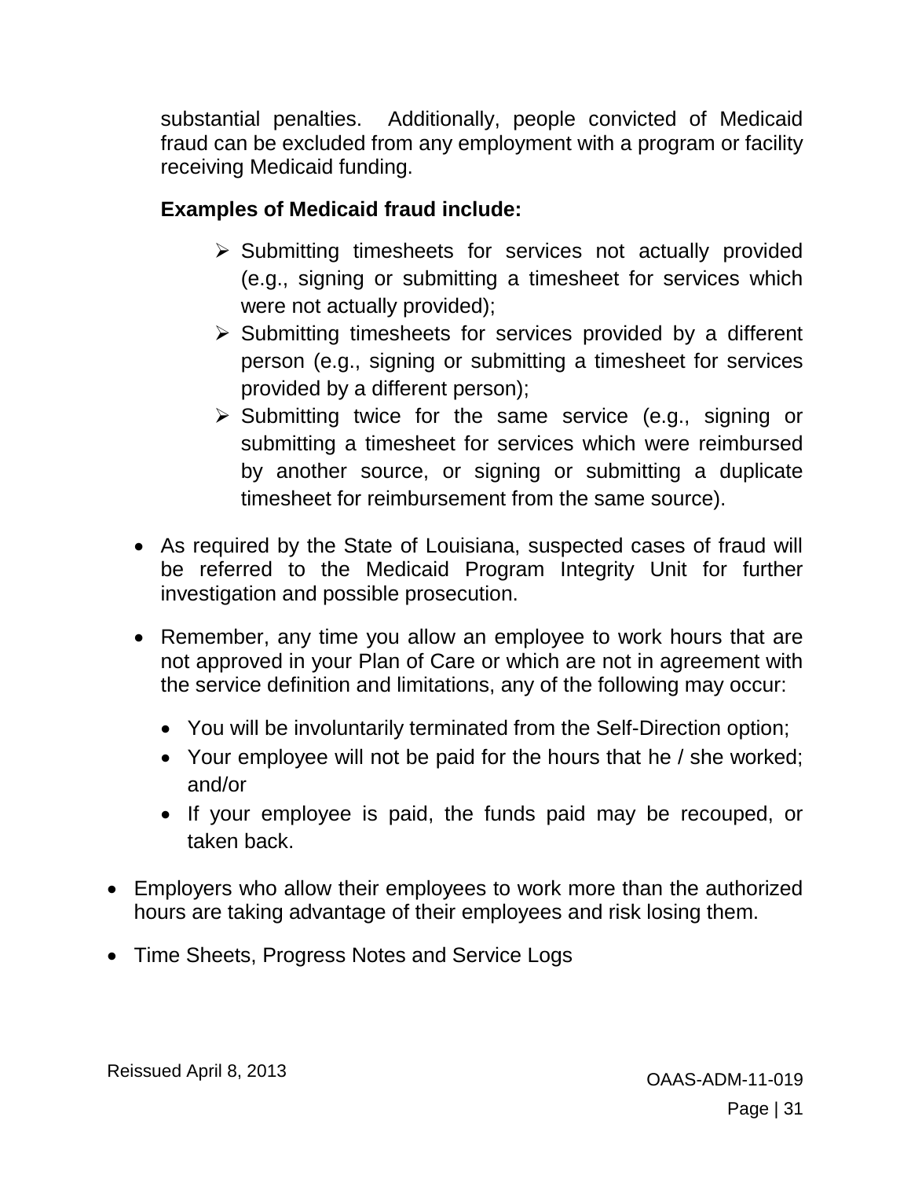substantial penalties. Additionally, people convicted of Medicaid fraud can be excluded from any employment with a program or facility receiving Medicaid funding.

**Examples of Medicaid fraud include:**

- Submitting timesheets for services not actually provided (e.g., signing or submitting a timesheet for services which were not actually provided);
- Submitting timesheets for services provided by a different person (e.g., signing or submitting a timesheet for services provided by a different person);
- Submitting twice for the same service (e.g., signing or submitting a timesheet for services which were reimbursed by another source, or signing or submitting a duplicate timesheet for reimbursement from the same source).

- As required by the State of Louisiana, suspected cases of fraud will be referred to the Medicaid Program Integrity Unit for further investigation and possible prosecution.
- Remember, any time you allow an employee to work hours that are not approved in your Plan of Care or which are not in agreement with the service definition and limitations, any of the following may occur:
  - You will be involuntarily terminated from the Self-Direction option;
  - Your employee will not be paid for the hours that he / she worked; and/or
  - If your employee is paid, the funds paid may be recouped, or taken back.

- Employers who allow their employees to work more than the authorized hours are taking advantage of their employees and risk losing them.
- Time Sheets, Progress Notes and Service Logs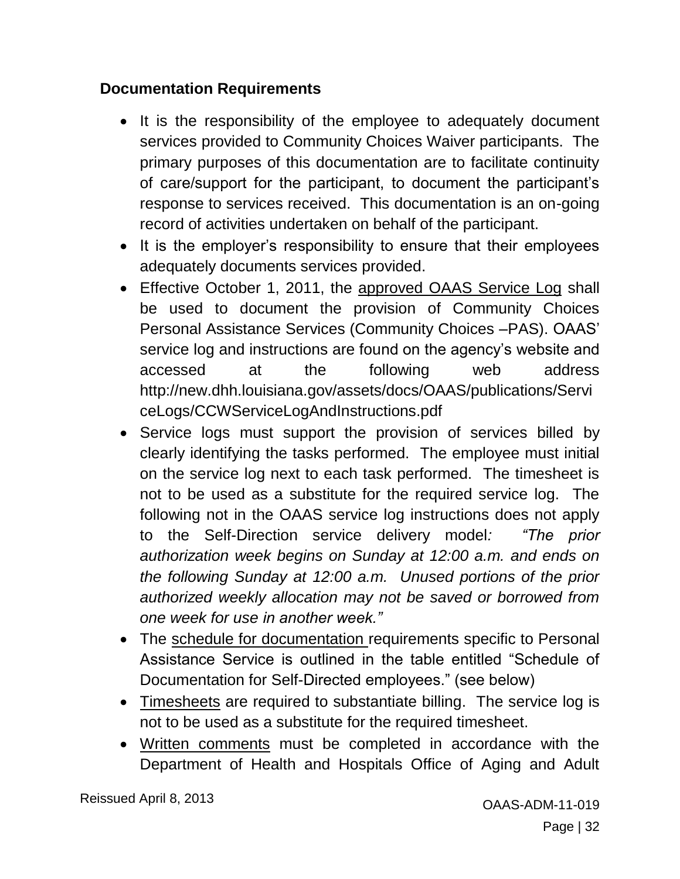## Documentation Requirements

- It is the responsibility of the employee to adequately document services provided to Community Choices Waiver participants. The primary purposes of this documentation are to facilitate continuity of care/support for the participant, to document the participant's response to services received. This documentation is an on-going record of activities undertaken on behalf of the participant.
- It is the employer's responsibility to ensure that their employees adequately documents services provided.
- Effective October 1, 2011, the approved OAAS Service Log shall be used to document the provision of Community Choices Personal Assistance Services (Community Choices –PAS). OAAS' service log and instructions are found on the agency's website and accessed at the following web address http://new.dhh.louisiana.gov/assets/docs/OAAS/publications/ServiceLogs/CCWServiceLogAndInstructions.pdf
- Service logs must support the provision of services billed by clearly identifying the tasks performed. The employee must initial on the service log next to each task performed. The timesheet is not to be used as a substitute for the required service log. The following not in the OAAS service log instructions does not apply to the Self-Direction service delivery model*: "The prior authorization week begins on Sunday at 12:00 a.m. and ends on the following Sunday at 12:00 a.m. Unused portions of the prior authorized weekly allocation may not be saved or borrowed from one week for use in another week."*
- The schedule for documentation requirements specific to Personal Assistance Service is outlined in the table entitled "Schedule of Documentation for Self-Directed employees." (see below)
- Timesheets are required to substantiate billing. The service log is not to be used as a substitute for the required timesheet.
- Written comments must be completed in accordance with the Department of Health and Hospitals Office of Aging and Adult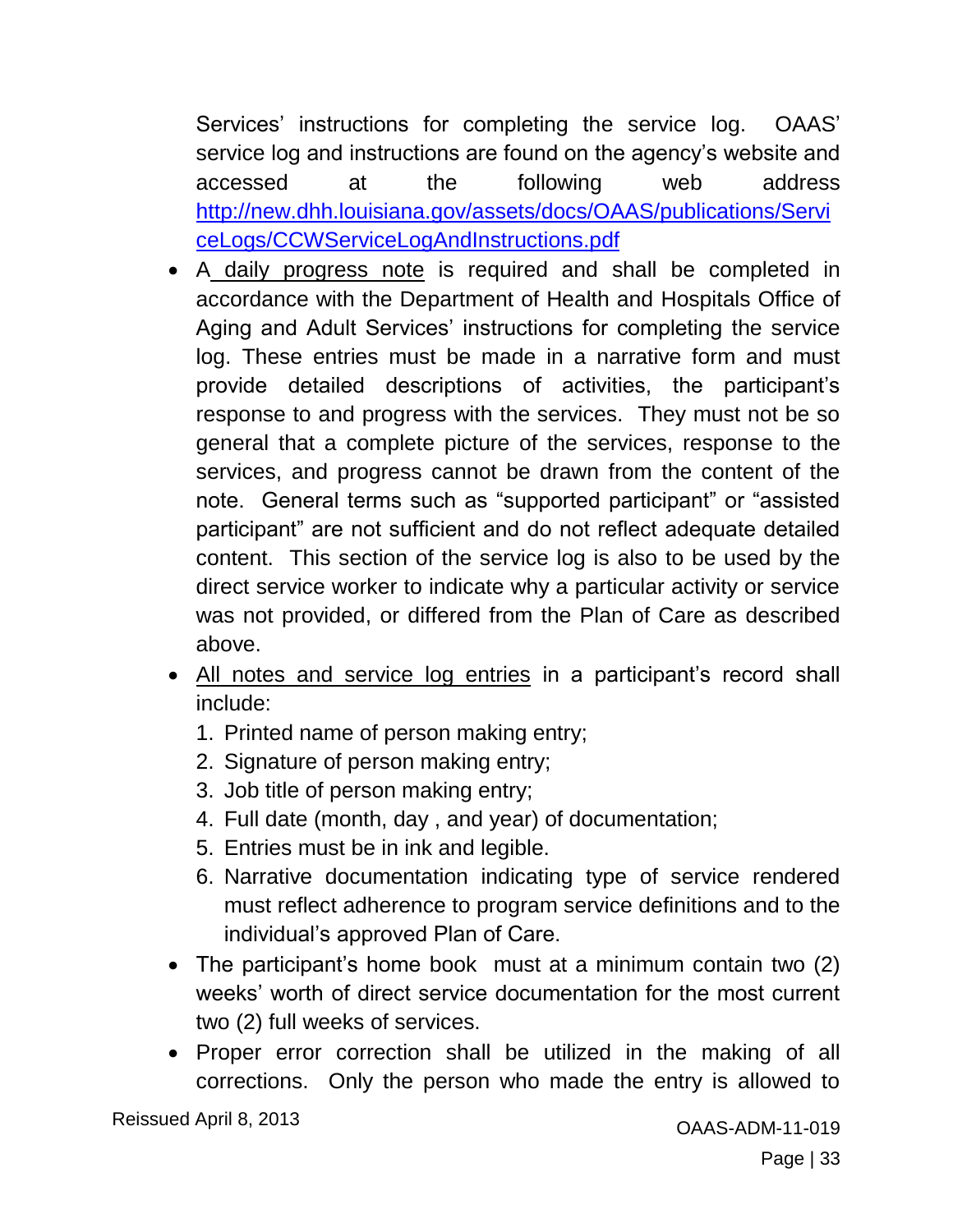Services' instructions for completing the service log. OAAS' service log and instructions are found on the agency's website and accessed at the following web address http://new.dhh.louisiana.gov/assets/docs/OAAS/publications/ServiceLogs/CCWServiceLogAndInstructions.pdf

- A daily progress note is required and shall be completed in accordance with the Department of Health and Hospitals Office of Aging and Adult Services' instructions for completing the service log. These entries must be made in a narrative form and must provide detailed descriptions of activities, the participant's response to and progress with the services. They must not be so general that a complete picture of the services, response to the services, and progress cannot be drawn from the content of the note. General terms such as "supported participant" or "assisted participant" are not sufficient and do not reflect adequate detailed content. This section of the service log is also to be used by the direct service worker to indicate why a particular activity or service was not provided, or differed from the Plan of Care as described above.
- All notes and service log entries in a participant's record shall include:
  1. Printed name of person making entry;
  2. Signature of person making entry;
  3. Job title of person making entry;
  4. Full date (month, day , and year) of documentation;
  5. Entries must be in ink and legible.
  6. Narrative documentation indicating type of service rendered must reflect adherence to program service definitions and to the individual's approved Plan of Care.
- The participant's home book must at a minimum contain two (2) weeks' worth of direct service documentation for the most current two (2) full weeks of services.
- Proper error correction shall be utilized in the making of all corrections. Only the person who made the entry is allowed to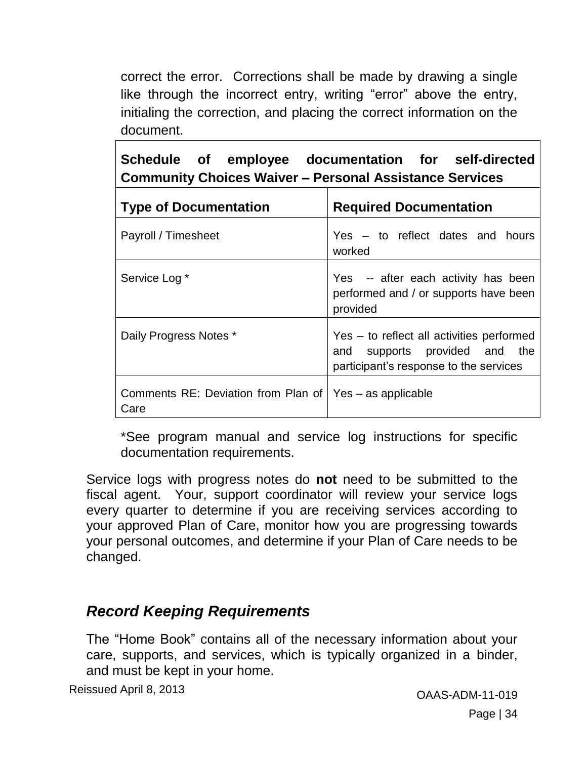correct the error. Corrections shall be made by drawing a single like through the incorrect entry, writing "error" above the entry, initialing the correction, and placing the correct information on the document.

| **Schedule of employee documentation for self-directed Community Choices Waiver – Personal Assistance Services** | |
|---|---|
| **Type of Documentation** | **Required Documentation** |
| Payroll / Timesheet | Yes – to reflect dates and hours worked |
| Service Log * | Yes -- after each activity has been performed and / or supports have been provided |
| Daily Progress Notes * | Yes – to reflect all activities performed and supports provided and the participant's response to the services |
| Comments RE: Deviation from Plan of Care | Yes – as applicable |

*See program manual and service log instructions for specific documentation requirements.

Service logs with progress notes do **not** need to be submitted to the fiscal agent. Your, support coordinator will review your service logs every quarter to determine if you are receiving services according to your approved Plan of Care, monitor how you are progressing towards your personal outcomes, and determine if your Plan of Care needs to be changed.

## *Record Keeping Requirements*

The "Home Book" contains all of the necessary information about your care, supports, and services, which is typically organized in a binder, and must be kept in your home.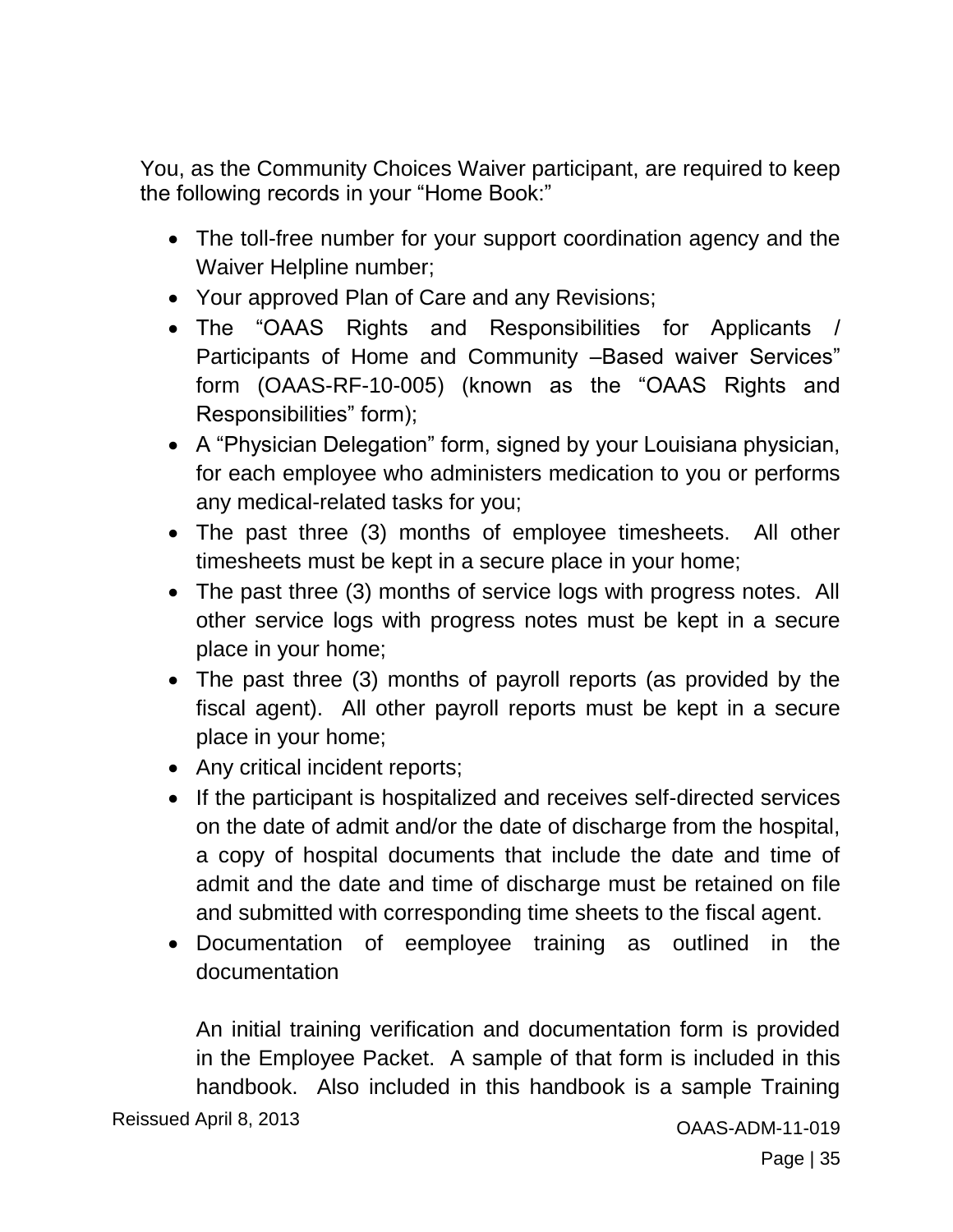You, as the Community Choices Waiver participant, are required to keep the following records in your "Home Book:"

- The toll-free number for your support coordination agency and the Waiver Helpline number;
- Your approved Plan of Care and any Revisions;
- The "OAAS Rights and Responsibilities for Applicants / Participants of Home and Community –Based waiver Services" form (OAAS-RF-10-005) (known as the "OAAS Rights and Responsibilities" form);
- A "Physician Delegation" form, signed by your Louisiana physician, for each employee who administers medication to you or performs any medical-related tasks for you;
- The past three (3) months of employee timesheets. All other timesheets must be kept in a secure place in your home;
- The past three (3) months of service logs with progress notes. All other service logs with progress notes must be kept in a secure place in your home;
- The past three (3) months of payroll reports (as provided by the fiscal agent). All other payroll reports must be kept in a secure place in your home;
- Any critical incident reports;
- If the participant is hospitalized and receives self-directed services on the date of admit and/or the date of discharge from the hospital, a copy of hospital documents that include the date and time of admit and the date and time of discharge must be retained on file and submitted with corresponding time sheets to the fiscal agent.
- Documentation of eemployee training as outlined in the documentation

  An initial training verification and documentation form is provided in the Employee Packet. A sample of that form is included in this handbook. Also included in this handbook is a sample Training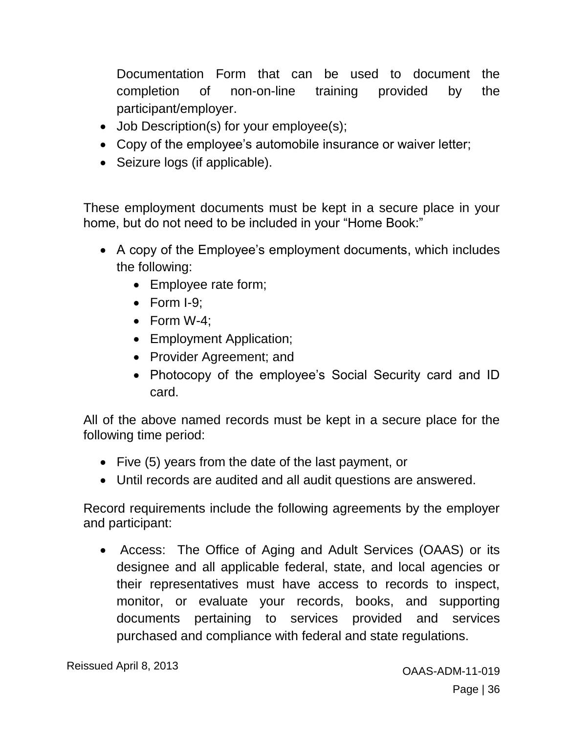Documentation Form that can be used to document the completion of non-on-line training provided by the participant/employer.

- Job Description(s) for your employee(s);
- Copy of the employee's automobile insurance or waiver letter;
- Seizure logs (if applicable).

These employment documents must be kept in a secure place in your home, but do not need to be included in your "Home Book:"

- A copy of the Employee's employment documents, which includes the following:
  - Employee rate form;
  - Form I-9;
  - Form W-4;
  - Employment Application;
  - Provider Agreement; and
  - Photocopy of the employee's Social Security card and ID card.

All of the above named records must be kept in a secure place for the following time period:

- Five (5) years from the date of the last payment, or
- Until records are audited and all audit questions are answered.

Record requirements include the following agreements by the employer and participant:

- Access: The Office of Aging and Adult Services (OAAS) or its designee and all applicable federal, state, and local agencies or their representatives must have access to records to inspect, monitor, or evaluate your records, books, and supporting documents pertaining to services provided and services purchased and compliance with federal and state regulations.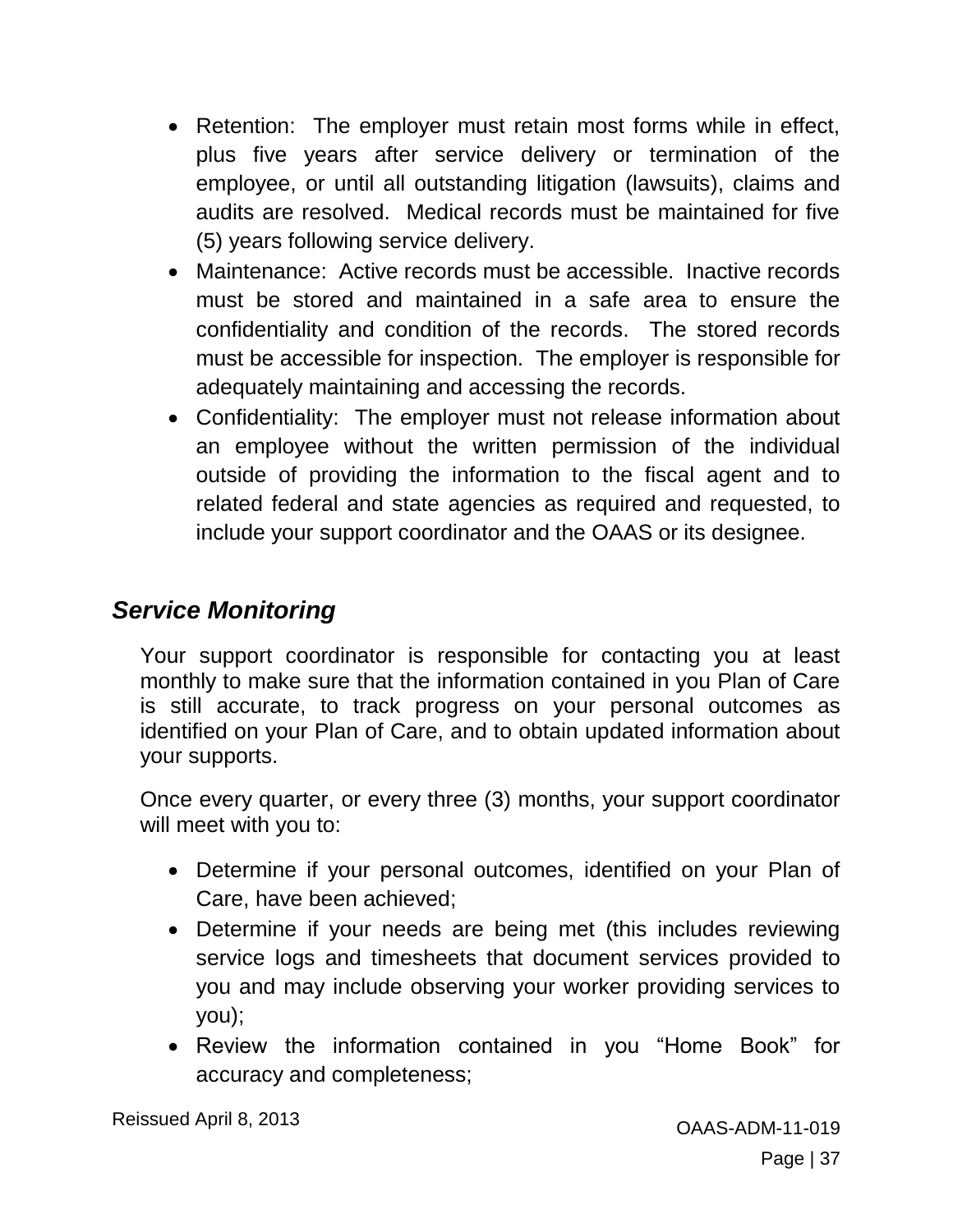- Retention: The employer must retain most forms while in effect, plus five years after service delivery or termination of the employee, or until all outstanding litigation (lawsuits), claims and audits are resolved. Medical records must be maintained for five (5) years following service delivery.
- Maintenance: Active records must be accessible. Inactive records must be stored and maintained in a safe area to ensure the confidentiality and condition of the records. The stored records must be accessible for inspection. The employer is responsible for adequately maintaining and accessing the records.
- Confidentiality: The employer must not release information about an employee without the written permission of the individual outside of providing the information to the fiscal agent and to related federal and state agencies as required and requested, to include your support coordinator and the OAAS or its designee.

## *Service Monitoring*

Your support coordinator is responsible for contacting you at least monthly to make sure that the information contained in you Plan of Care is still accurate, to track progress on your personal outcomes as identified on your Plan of Care, and to obtain updated information about your supports.

Once every quarter, or every three (3) months, your support coordinator will meet with you to:

- Determine if your personal outcomes, identified on your Plan of Care, have been achieved;
- Determine if your needs are being met (this includes reviewing service logs and timesheets that document services provided to you and may include observing your worker providing services to you);
- Review the information contained in you "Home Book" for accuracy and completeness;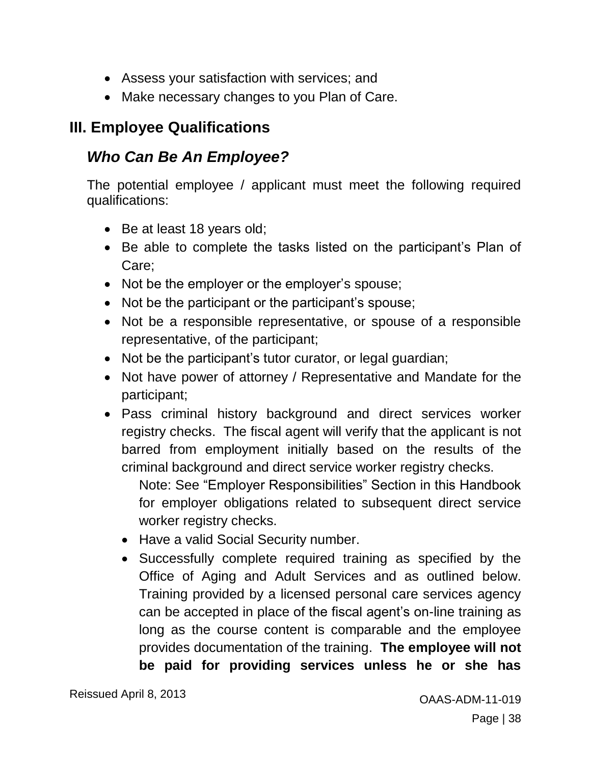- Assess your satisfaction with services; and
- Make necessary changes to you Plan of Care.

## III. Employee Qualifications

### *Who Can Be An Employee?*

The potential employee / applicant must meet the following required qualifications:

- Be at least 18 years old;
- Be able to complete the tasks listed on the participant's Plan of Care;
- Not be the employer or the employer's spouse;
- Not be the participant or the participant's spouse;
- Not be a responsible representative, or spouse of a responsible representative, of the participant;
- Not be the participant's tutor curator, or legal guardian;
- Not have power of attorney / Representative and Mandate for the participant;
- Pass criminal history background and direct services worker registry checks. The fiscal agent will verify that the applicant is not barred from employment initially based on the results of the criminal background and direct service worker registry checks.

  Note: See "Employer Responsibilities" Section in this Handbook for employer obligations related to subsequent direct service worker registry checks.

  - Have a valid Social Security number.
  - Successfully complete required training as specified by the Office of Aging and Adult Services and as outlined below. Training provided by a licensed personal care services agency can be accepted in place of the fiscal agent's on-line training as long as the course content is comparable and the employee provides documentation of the training. **The employee will not be paid for providing services unless he or she has**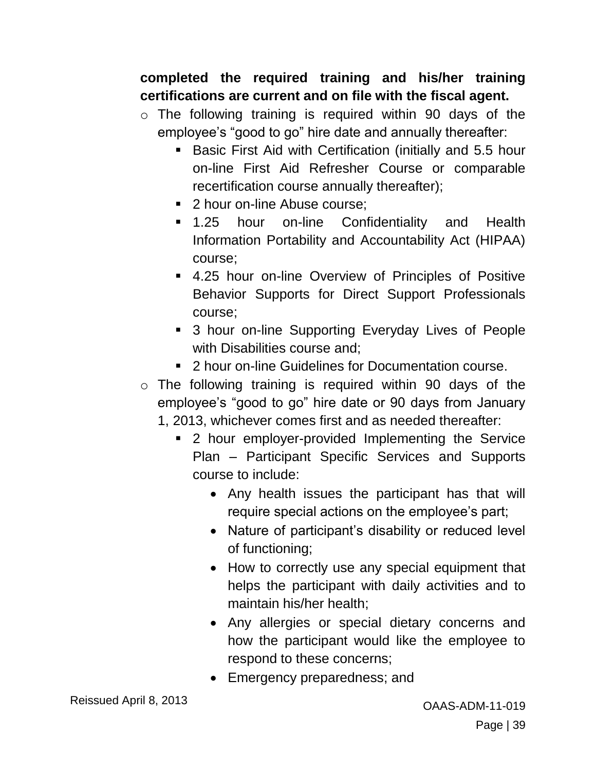**completed the required training and his/her training certifications are current and on file with the fiscal agent.**

- The following training is required within 90 days of the employee's "good to go" hire date and annually thereafter:
  - Basic First Aid with Certification (initially and 5.5 hour on-line First Aid Refresher Course or comparable recertification course annually thereafter);
  - 2 hour on-line Abuse course;
  - 1.25 hour on-line Confidentiality and Health Information Portability and Accountability Act (HIPAA) course;
  - 4.25 hour on-line Overview of Principles of Positive Behavior Supports for Direct Support Professionals course;
  - 3 hour on-line Supporting Everyday Lives of People with Disabilities course and;
  - 2 hour on-line Guidelines for Documentation course.
- The following training is required within 90 days of the employee's "good to go" hire date or 90 days from January 1, 2013, whichever comes first and as needed thereafter:
  - 2 hour employer-provided Implementing the Service Plan – Participant Specific Services and Supports course to include:
    - Any health issues the participant has that will require special actions on the employee's part;
    - Nature of participant's disability or reduced level of functioning;
    - How to correctly use any special equipment that helps the participant with daily activities and to maintain his/her health;
    - Any allergies or special dietary concerns and how the participant would like the employee to respond to these concerns;
    - Emergency preparedness; and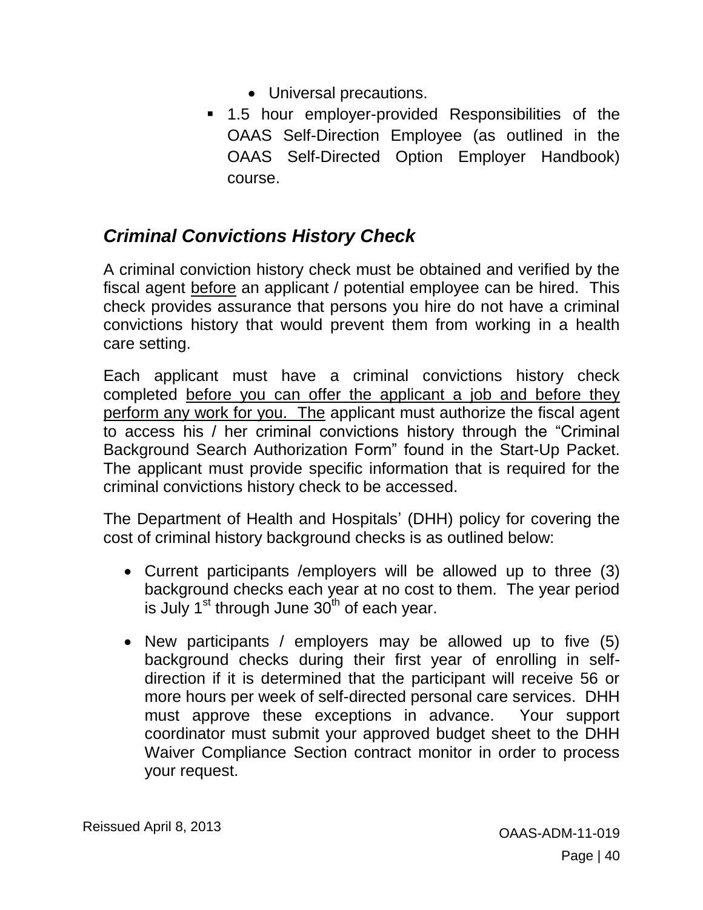- Universal precautions.
- 1.5 hour employer-provided Responsibilities of the OAAS Self-Direction Employee (as outlined in the OAAS Self-Directed Option Employer Handbook) course.

## *Criminal Convictions History Check*

A criminal conviction history check must be obtained and verified by the fiscal agent <u>before</u> an applicant / potential employee can be hired. This check provides assurance that persons you hire do not have a criminal convictions history that would prevent them from working in a health care setting.

Each applicant must have a criminal convictions history check completed <u>before you can offer the applicant a job and before they perform any work for you. The</u> applicant must authorize the fiscal agent to access his / her criminal convictions history through the "Criminal Background Search Authorization Form" found in the Start-Up Packet. The applicant must provide specific information that is required for the criminal convictions history check to be accessed.

The Department of Health and Hospitals' (DHH) policy for covering the cost of criminal history background checks is as outlined below:

- Current participants /employers will be allowed up to three (3) background checks each year at no cost to them. The year period is July 1st through June 30th of each year.
- New participants / employers may be allowed up to five (5) background checks during their first year of enrolling in self-direction if it is determined that the participant will receive 56 or more hours per week of self-directed personal care services. DHH must approve these exceptions in advance. Your support coordinator must submit your approved budget sheet to the DHH Waiver Compliance Section contract monitor in order to process your request.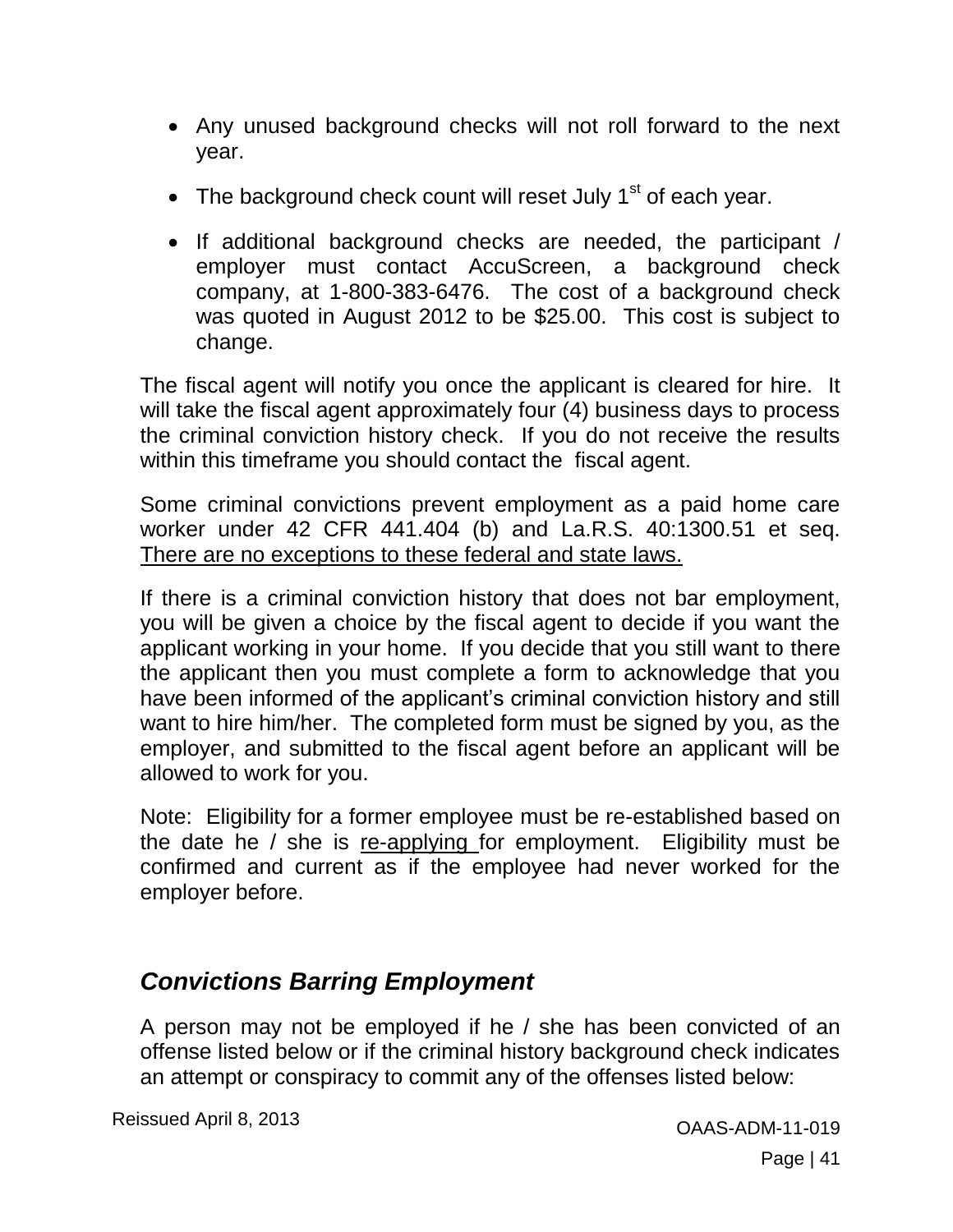- Any unused background checks will not roll forward to the next year.
- The background check count will reset July 1st of each year.
- If additional background checks are needed, the participant / employer must contact AccuScreen, a background check company, at 1-800-383-6476. The cost of a background check was quoted in August 2012 to be $25.00. This cost is subject to change.

The fiscal agent will notify you once the applicant is cleared for hire. It will take the fiscal agent approximately four (4) business days to process the criminal conviction history check. If you do not receive the results within this timeframe you should contact the fiscal agent.

Some criminal convictions prevent employment as a paid home care worker under 42 CFR 441.404 (b) and La.R.S. 40:1300.51 et seq. <u>There are no exceptions to these federal and state laws.</u>

If there is a criminal conviction history that does not bar employment, you will be given a choice by the fiscal agent to decide if you want the applicant working in your home. If you decide that you still want to there the applicant then you must complete a form to acknowledge that you have been informed of the applicant's criminal conviction history and still want to hire him/her. The completed form must be signed by you, as the employer, and submitted to the fiscal agent before an applicant will be allowed to work for you.

Note: Eligibility for a former employee must be re-established based on the date he / she is <u>re-applying</u> for employment. Eligibility must be confirmed and current as if the employee had never worked for the employer before.

## *Convictions Barring Employment*

A person may not be employed if he / she has been convicted of an offense listed below or if the criminal history background check indicates an attempt or conspiracy to commit any of the offenses listed below: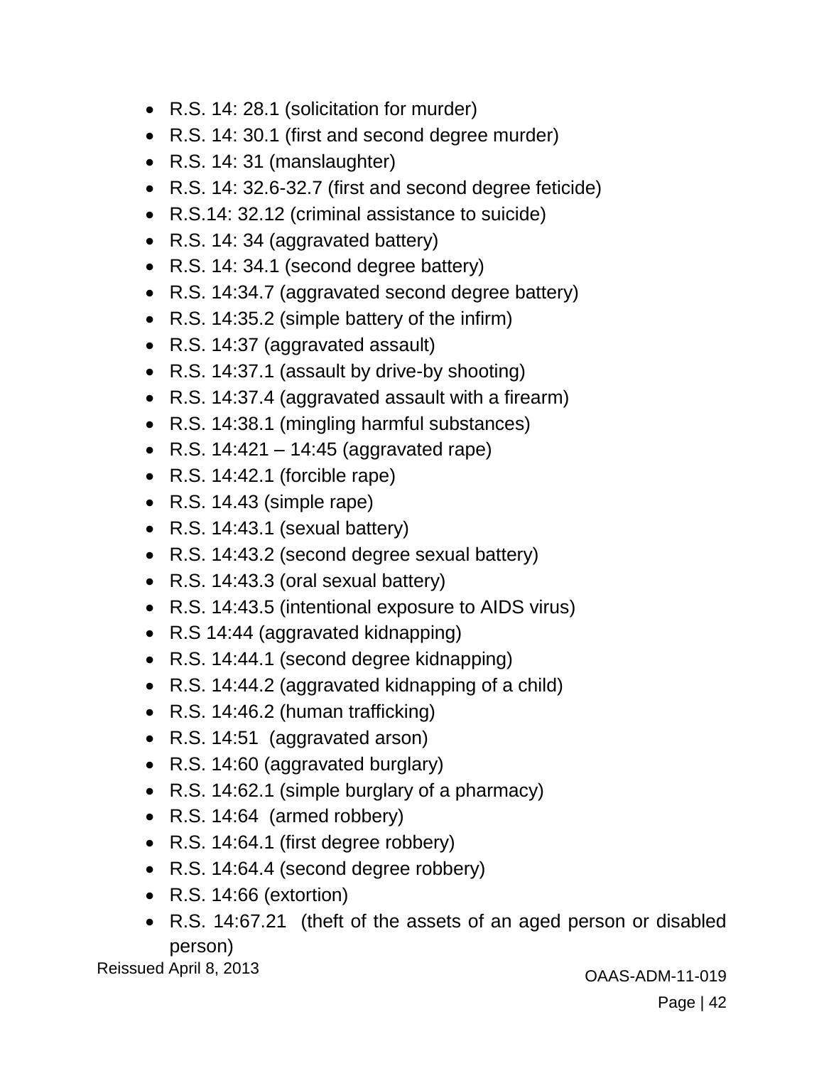- R.S. 14: 28.1 (solicitation for murder)
- R.S. 14: 30.1 (first and second degree murder)
- R.S. 14: 31 (manslaughter)
- R.S. 14: 32.6-32.7 (first and second degree feticide)
- R.S.14: 32.12 (criminal assistance to suicide)
- R.S. 14: 34 (aggravated battery)
- R.S. 14: 34.1 (second degree battery)
- R.S. 14:34.7 (aggravated second degree battery)
- R.S. 14:35.2 (simple battery of the infirm)
- R.S. 14:37 (aggravated assault)
- R.S. 14:37.1 (assault by drive-by shooting)
- R.S. 14:37.4 (aggravated assault with a firearm)
- R.S. 14:38.1 (mingling harmful substances)
- R.S. 14:421 – 14:45 (aggravated rape)
- R.S. 14:42.1 (forcible rape)
- R.S. 14.43 (simple rape)
- R.S. 14:43.1 (sexual battery)
- R.S. 14:43.2 (second degree sexual battery)
- R.S. 14:43.3 (oral sexual battery)
- R.S. 14:43.5 (intentional exposure to AIDS virus)
- R.S 14:44 (aggravated kidnapping)
- R.S. 14:44.1 (second degree kidnapping)
- R.S. 14:44.2 (aggravated kidnapping of a child)
- R.S. 14:46.2 (human trafficking)
- R.S. 14:51 (aggravated arson)
- R.S. 14:60 (aggravated burglary)
- R.S. 14:62.1 (simple burglary of a pharmacy)
- R.S. 14:64 (armed robbery)
- R.S. 14:64.1 (first degree robbery)
- R.S. 14:64.4 (second degree robbery)
- R.S. 14:66 (extortion)
- R.S. 14:67.21 (theft of the assets of an aged person or disabled person)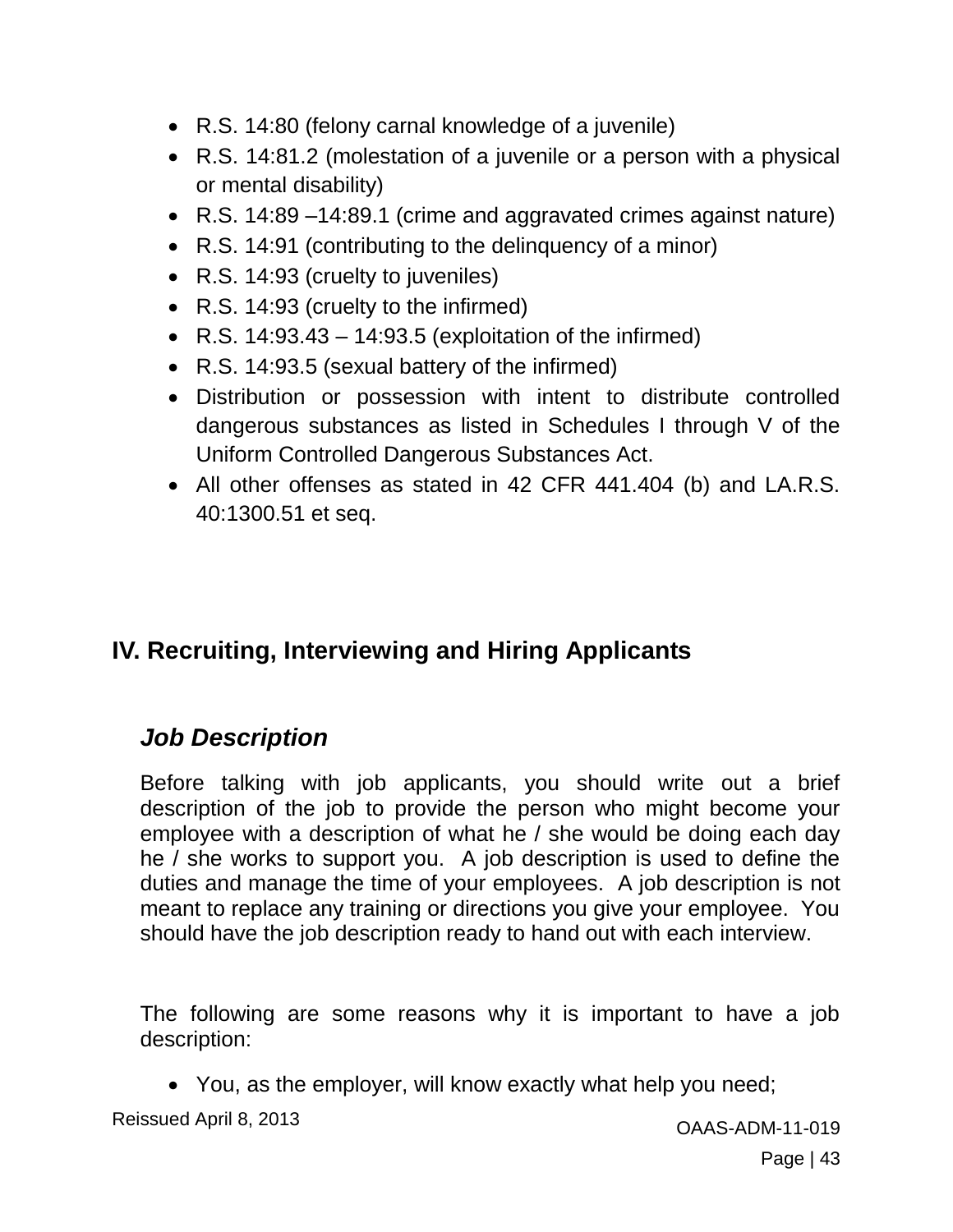- R.S. 14:80 (felony carnal knowledge of a juvenile)
- R.S. 14:81.2 (molestation of a juvenile or a person with a physical or mental disability)
- R.S. 14:89 –14:89.1 (crime and aggravated crimes against nature)
- R.S. 14:91 (contributing to the delinquency of a minor)
- R.S. 14:93 (cruelty to juveniles)
- R.S. 14:93 (cruelty to the infirmed)
- R.S. 14:93.43 – 14:93.5 (exploitation of the infirmed)
- R.S. 14:93.5 (sexual battery of the infirmed)
- Distribution or possession with intent to distribute controlled dangerous substances as listed in Schedules I through V of the Uniform Controlled Dangerous Substances Act.
- All other offenses as stated in 42 CFR 441.404 (b) and LA.R.S. 40:1300.51 et seq.

## IV. Recruiting, Interviewing and Hiring Applicants

### *Job Description*

Before talking with job applicants, you should write out a brief description of the job to provide the person who might become your employee with a description of what he / she would be doing each day he / she works to support you. A job description is used to define the duties and manage the time of your employees. A job description is not meant to replace any training or directions you give your employee. You should have the job description ready to hand out with each interview.

The following are some reasons why it is important to have a job description:

- You, as the employer, will know exactly what help you need;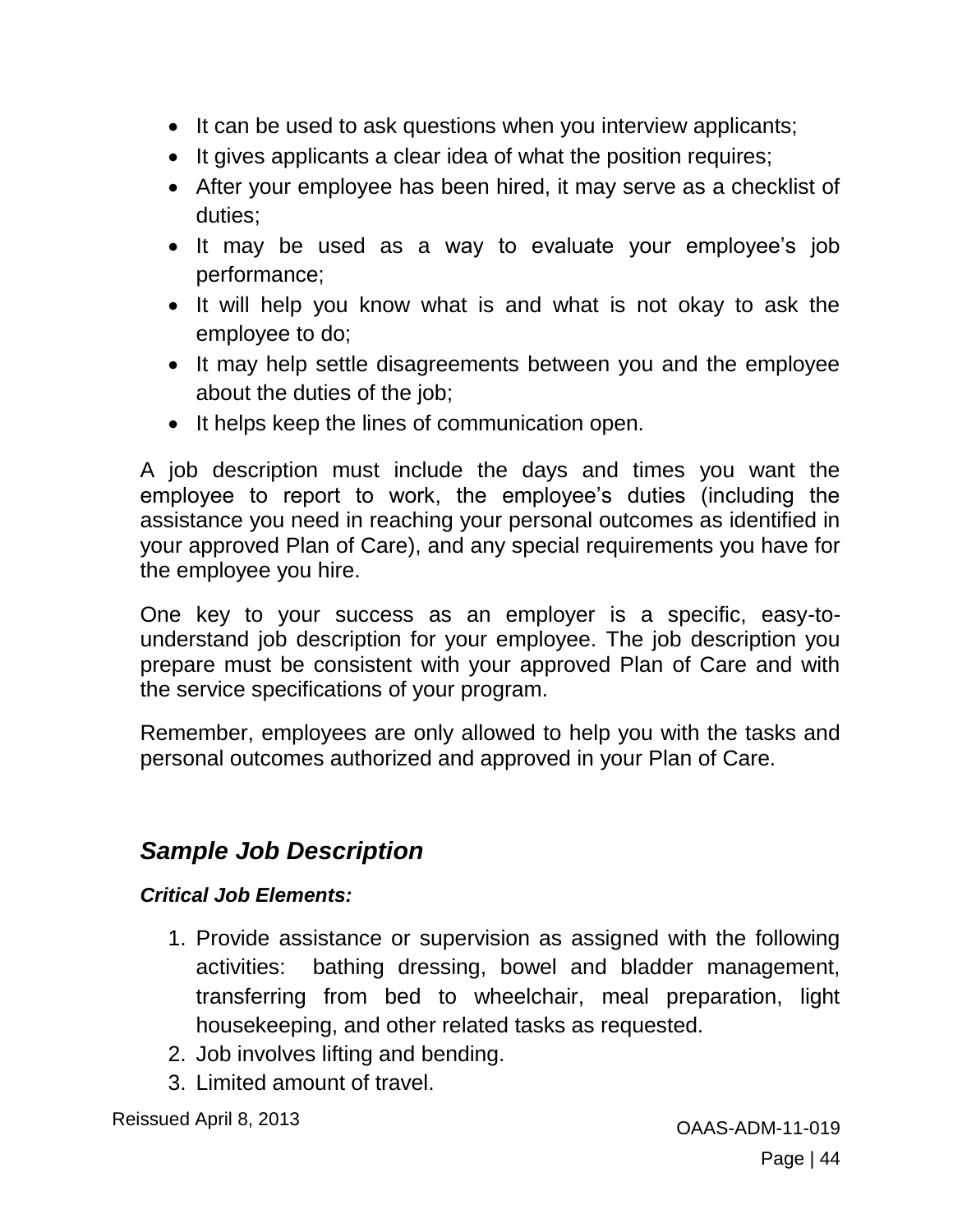- It can be used to ask questions when you interview applicants;
- It gives applicants a clear idea of what the position requires;
- After your employee has been hired, it may serve as a checklist of duties;
- It may be used as a way to evaluate your employee's job performance;
- It will help you know what is and what is not okay to ask the employee to do;
- It may help settle disagreements between you and the employee about the duties of the job;
- It helps keep the lines of communication open.

A job description must include the days and times you want the employee to report to work, the employee's duties (including the assistance you need in reaching your personal outcomes as identified in your approved Plan of Care), and any special requirements you have for the employee you hire.

One key to your success as an employer is a specific, easy-to-understand job description for your employee. The job description you prepare must be consistent with your approved Plan of Care and with the service specifications of your program.

Remember, employees are only allowed to help you with the tasks and personal outcomes authorized and approved in your Plan of Care.

## *Sample Job Description*

***Critical Job Elements:***

1. Provide assistance or supervision as assigned with the following activities: bathing dressing, bowel and bladder management, transferring from bed to wheelchair, meal preparation, light housekeeping, and other related tasks as requested.
2. Job involves lifting and bending.
3. Limited amount of travel.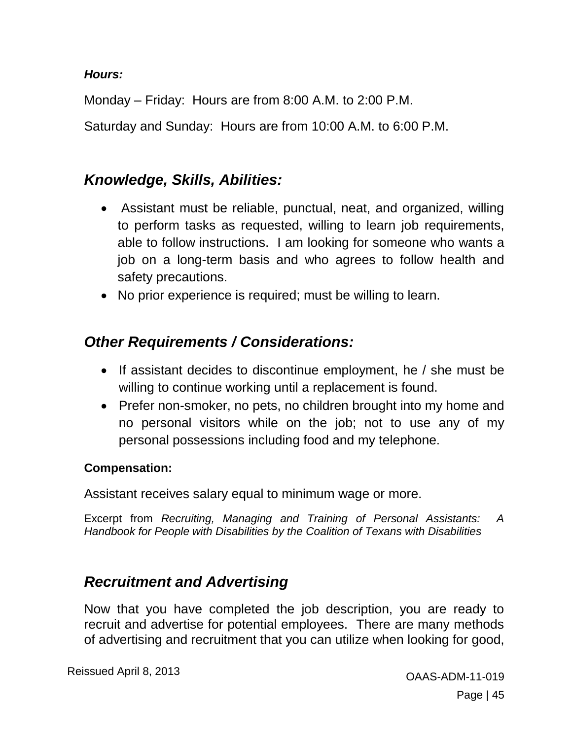***Hours:***

Monday – Friday: Hours are from 8:00 A.M. to 2:00 P.M.

Saturday and Sunday: Hours are from 10:00 A.M. to 6:00 P.M.

## *Knowledge, Skills, Abilities:*

- Assistant must be reliable, punctual, neat, and organized, willing to perform tasks as requested, willing to learn job requirements, able to follow instructions. I am looking for someone who wants a job on a long-term basis and who agrees to follow health and safety precautions.
- No prior experience is required; must be willing to learn.

## *Other Requirements / Considerations:*

- If assistant decides to discontinue employment, he / she must be willing to continue working until a replacement is found.
- Prefer non-smoker, no pets, no children brought into my home and no personal visitors while on the job; not to use any of my personal possessions including food and my telephone.

**Compensation:**

Assistant receives salary equal to minimum wage or more.

Excerpt from *Recruiting, Managing and Training of Personal Assistants: A Handbook for People with Disabilities by the Coalition of Texans with Disabilities*

## *Recruitment and Advertising*

Now that you have completed the job description, you are ready to recruit and advertise for potential employees. There are many methods of advertising and recruitment that you can utilize when looking for good,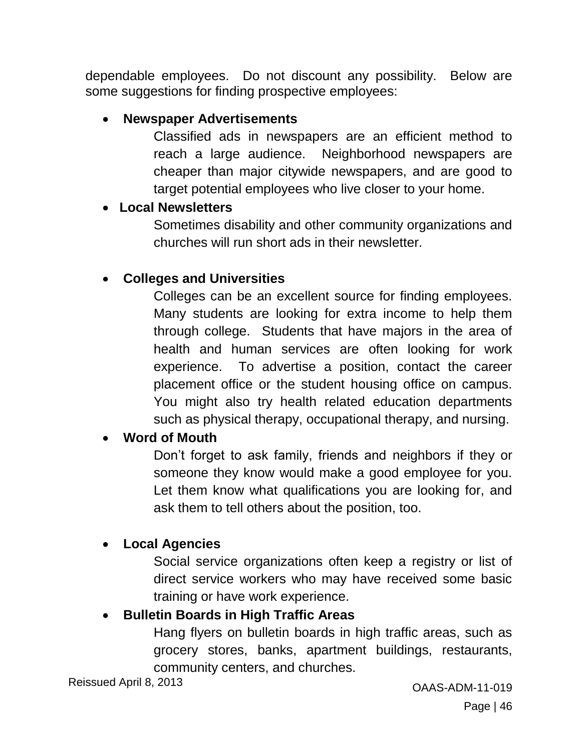dependable employees. Do not discount any possibility. Below are some suggestions for finding prospective employees:

- **Newspaper Advertisements**

  Classified ads in newspapers are an efficient method to reach a large audience. Neighborhood newspapers are cheaper than major citywide newspapers, and are good to target potential employees who live closer to your home.

- **Local Newsletters**

  Sometimes disability and other community organizations and churches will run short ads in their newsletter.

- **Colleges and Universities**

  Colleges can be an excellent source for finding employees. Many students are looking for extra income to help them through college. Students that have majors in the area of health and human services are often looking for work experience. To advertise a position, contact the career placement office or the student housing office on campus. You might also try health related education departments such as physical therapy, occupational therapy, and nursing.

- **Word of Mouth**

  Don't forget to ask family, friends and neighbors if they or someone they know would make a good employee for you. Let them know what qualifications you are looking for, and ask them to tell others about the position, too.

- **Local Agencies**

  Social service organizations often keep a registry or list of direct service workers who may have received some basic training or have work experience.

- **Bulletin Boards in High Traffic Areas**

  Hang flyers on bulletin boards in high traffic areas, such as grocery stores, banks, apartment buildings, restaurants, community centers, and churches.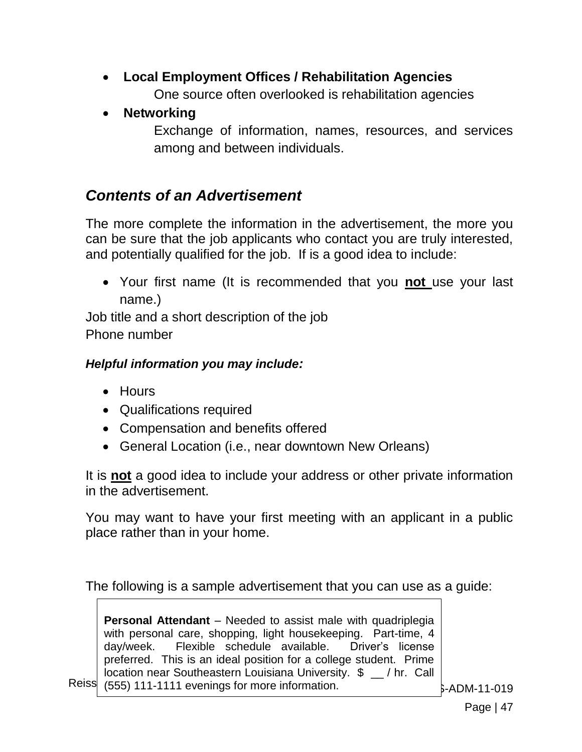- **Local Employment Offices / Rehabilitation Agencies**

  One source often overlooked is rehabilitation agencies

- **Networking**

  Exchange of information, names, resources, and services among and between individuals.

## *Contents of an Advertisement*

The more complete the information in the advertisement, the more you can be sure that the job applicants who contact you are truly interested, and potentially qualified for the job. If is a good idea to include:

- Your first name (It is recommended that you **not** use your last name.)

Job title and a short description of the job

Phone number

***Helpful information you may include:***

- Hours
- Qualifications required
- Compensation and benefits offered
- General Location (i.e., near downtown New Orleans)

It is **not** a good idea to include your address or other private information in the advertisement.

You may want to have your first meeting with an applicant in a public place rather than in your home.

The following is a sample advertisement that you can use as a guide:

> **Personal Attendant** – Needed to assist male with quadriplegia with personal care, shopping, light housekeeping. Part-time, 4 day/week. Flexible schedule available. Driver's license preferred. This is an ideal position for a college student. Prime location near Southeastern Louisiana University. $ __ / hr. Call (555) 111-1111 evenings for more information.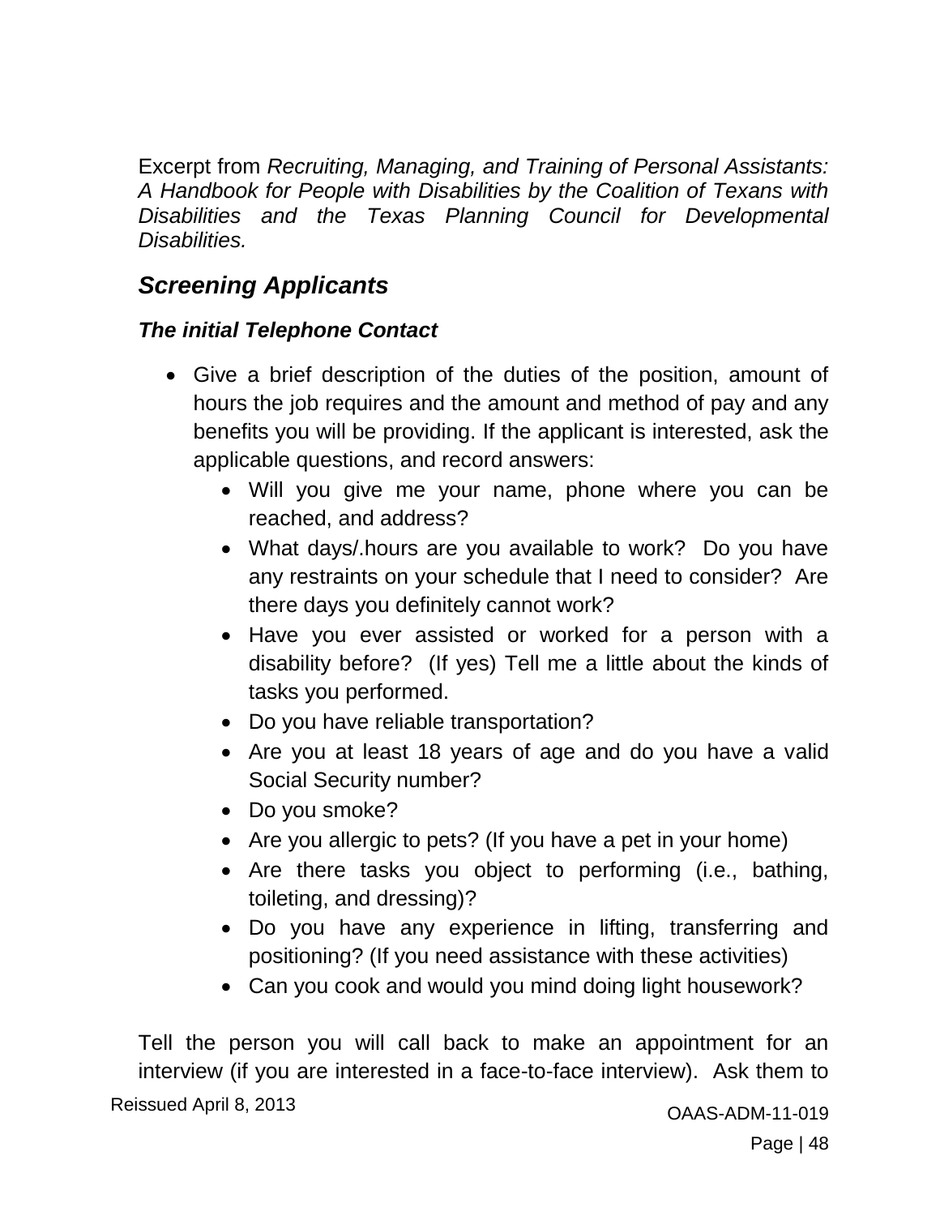Excerpt from *Recruiting, Managing, and Training of Personal Assistants: A Handbook for People with Disabilities by the Coalition of Texans with Disabilities and the Texas Planning Council for Developmental Disabilities.*

## *Screening Applicants*

### *The initial Telephone Contact*

- Give a brief description of the duties of the position, amount of hours the job requires and the amount and method of pay and any benefits you will be providing. If the applicant is interested, ask the applicable questions, and record answers:
  - Will you give me your name, phone where you can be reached, and address?
  - What days/.hours are you available to work? Do you have any restraints on your schedule that I need to consider? Are there days you definitely cannot work?
  - Have you ever assisted or worked for a person with a disability before? (If yes) Tell me a little about the kinds of tasks you performed.
  - Do you have reliable transportation?
  - Are you at least 18 years of age and do you have a valid Social Security number?
  - Do you smoke?
  - Are you allergic to pets? (If you have a pet in your home)
  - Are there tasks you object to performing (i.e., bathing, toileting, and dressing)?
  - Do you have any experience in lifting, transferring and positioning? (If you need assistance with these activities)
  - Can you cook and would you mind doing light housework?

Tell the person you will call back to make an appointment for an interview (if you are interested in a face-to-face interview). Ask them to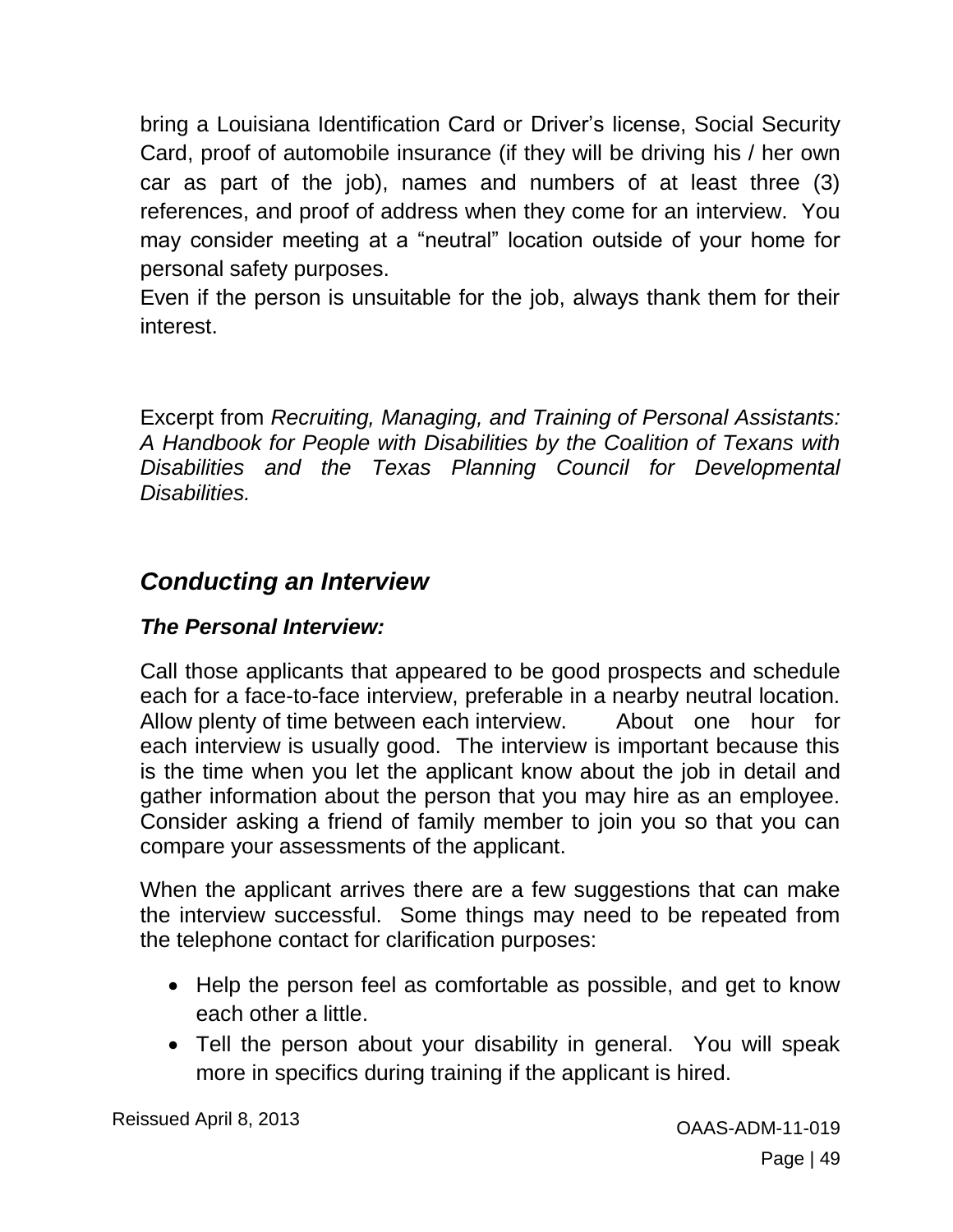bring a Louisiana Identification Card or Driver's license, Social Security Card, proof of automobile insurance (if they will be driving his / her own car as part of the job), names and numbers of at least three (3) references, and proof of address when they come for an interview. You may consider meeting at a "neutral" location outside of your home for personal safety purposes.

Even if the person is unsuitable for the job, always thank them for their interest.

Excerpt from *Recruiting, Managing, and Training of Personal Assistants: A Handbook for People with Disabilities by the Coalition of Texans with Disabilities and the Texas Planning Council for Developmental Disabilities.*

## *Conducting an Interview*

### *The Personal Interview:*

Call those applicants that appeared to be good prospects and schedule each for a face-to-face interview, preferable in a nearby neutral location. Allow plenty of time between each interview. About one hour for each interview is usually good. The interview is important because this is the time when you let the applicant know about the job in detail and gather information about the person that you may hire as an employee. Consider asking a friend of family member to join you so that you can compare your assessments of the applicant.

When the applicant arrives there are a few suggestions that can make the interview successful. Some things may need to be repeated from the telephone contact for clarification purposes:

- Help the person feel as comfortable as possible, and get to know each other a little.
- Tell the person about your disability in general. You will speak more in specifics during training if the applicant is hired.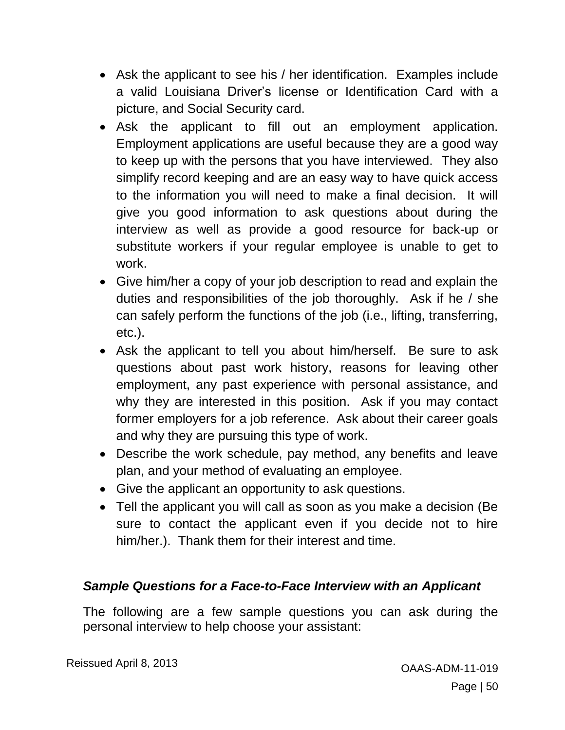- Ask the applicant to see his / her identification. Examples include a valid Louisiana Driver's license or Identification Card with a picture, and Social Security card.
- Ask the applicant to fill out an employment application. Employment applications are useful because they are a good way to keep up with the persons that you have interviewed. They also simplify record keeping and are an easy way to have quick access to the information you will need to make a final decision. It will give you good information to ask questions about during the interview as well as provide a good resource for back-up or substitute workers if your regular employee is unable to get to work.
- Give him/her a copy of your job description to read and explain the duties and responsibilities of the job thoroughly. Ask if he / she can safely perform the functions of the job (i.e., lifting, transferring, etc.).
- Ask the applicant to tell you about him/herself. Be sure to ask questions about past work history, reasons for leaving other employment, any past experience with personal assistance, and why they are interested in this position. Ask if you may contact former employers for a job reference. Ask about their career goals and why they are pursuing this type of work.
- Describe the work schedule, pay method, any benefits and leave plan, and your method of evaluating an employee.
- Give the applicant an opportunity to ask questions.
- Tell the applicant you will call as soon as you make a decision (Be sure to contact the applicant even if you decide not to hire him/her.). Thank them for their interest and time.

### *Sample Questions for a Face-to-Face Interview with an Applicant*

The following are a few sample questions you can ask during the personal interview to help choose your assistant: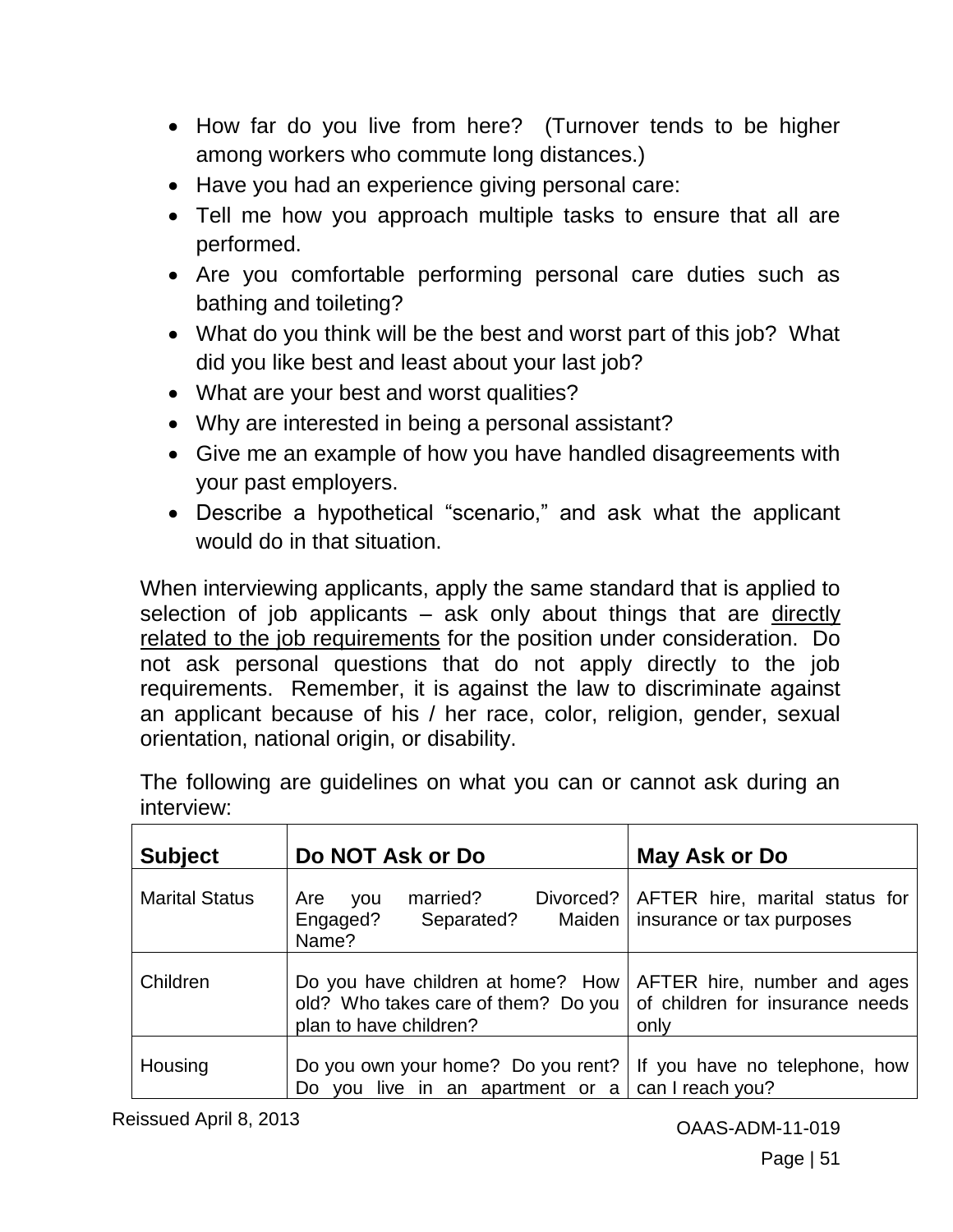- How far do you live from here? (Turnover tends to be higher among workers who commute long distances.)
- Have you had an experience giving personal care:
- Tell me how you approach multiple tasks to ensure that all are performed.
- Are you comfortable performing personal care duties such as bathing and toileting?
- What do you think will be the best and worst part of this job? What did you like best and least about your last job?
- What are your best and worst qualities?
- Why are interested in being a personal assistant?
- Give me an example of how you have handled disagreements with your past employers.
- Describe a hypothetical "scenario," and ask what the applicant would do in that situation.

When interviewing applicants, apply the same standard that is applied to selection of job applicants – ask only about things that are directly related to the job requirements for the position under consideration. Do not ask personal questions that do not apply directly to the job requirements. Remember, it is against the law to discriminate against an applicant because of his / her race, color, religion, gender, sexual orientation, national origin, or disability.

The following are guidelines on what you can or cannot ask during an interview:

| **Subject** | **Do NOT Ask or Do** | **May Ask or Do** |
|---|---|---|
| Marital Status | Are you married? Divorced? Engaged? Separated? Maiden Name? | AFTER hire, marital status for insurance or tax purposes |
| Children | Do you have children at home? How old? Who takes care of them? Do you plan to have children? | AFTER hire, number and ages of children for insurance needs only |
| Housing | Do you own your home? Do you rent? Do you live in an apartment or a | If you have no telephone, how can I reach you? |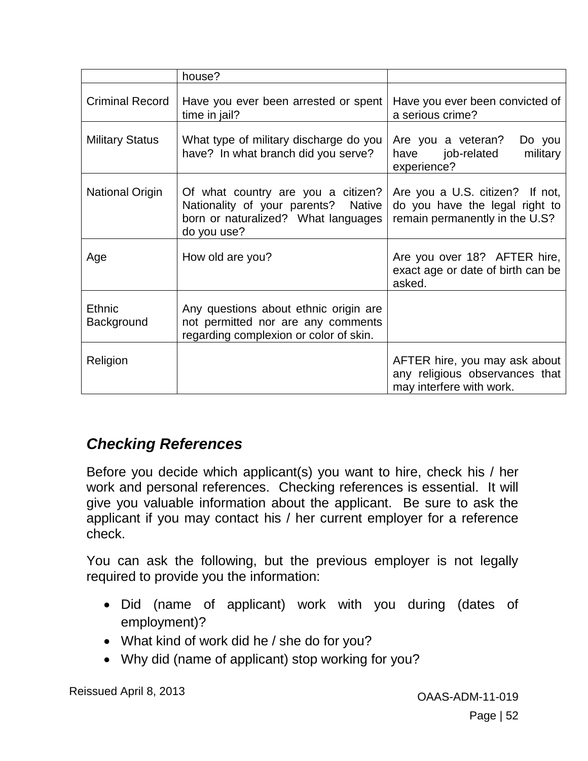| | house? | |
|---|---|---|
| Criminal Record | Have you ever been arrested or spent time in jail? | Have you ever been convicted of a serious crime? |
| Military Status | What type of military discharge do you have? In what branch did you serve? | Are you a veteran? Do you have job-related military experience? |
| National Origin | Of what country are you a citizen? Nationality of your parents? Native born or naturalized? What languages do you use? | Are you a U.S. citizen? If not, do you have the legal right to remain permanently in the U.S? |
| Age | How old are you? | Are you over 18? AFTER hire, exact age or date of birth can be asked. |
| Ethnic Background | Any questions about ethnic origin are not permitted nor are any comments regarding complexion or color of skin. | |
| Religion | | AFTER hire, you may ask about any religious observances that may interfere with work. |

## *Checking References*

Before you decide which applicant(s) you want to hire, check his / her work and personal references. Checking references is essential. It will give you valuable information about the applicant. Be sure to ask the applicant if you may contact his / her current employer for a reference check.

You can ask the following, but the previous employer is not legally required to provide you the information:

- Did (name of applicant) work with you during (dates of employment)?
- What kind of work did he / she do for you?
- Why did (name of applicant) stop working for you?

Reissued April 8, 2013

OAAS-ADM-11-019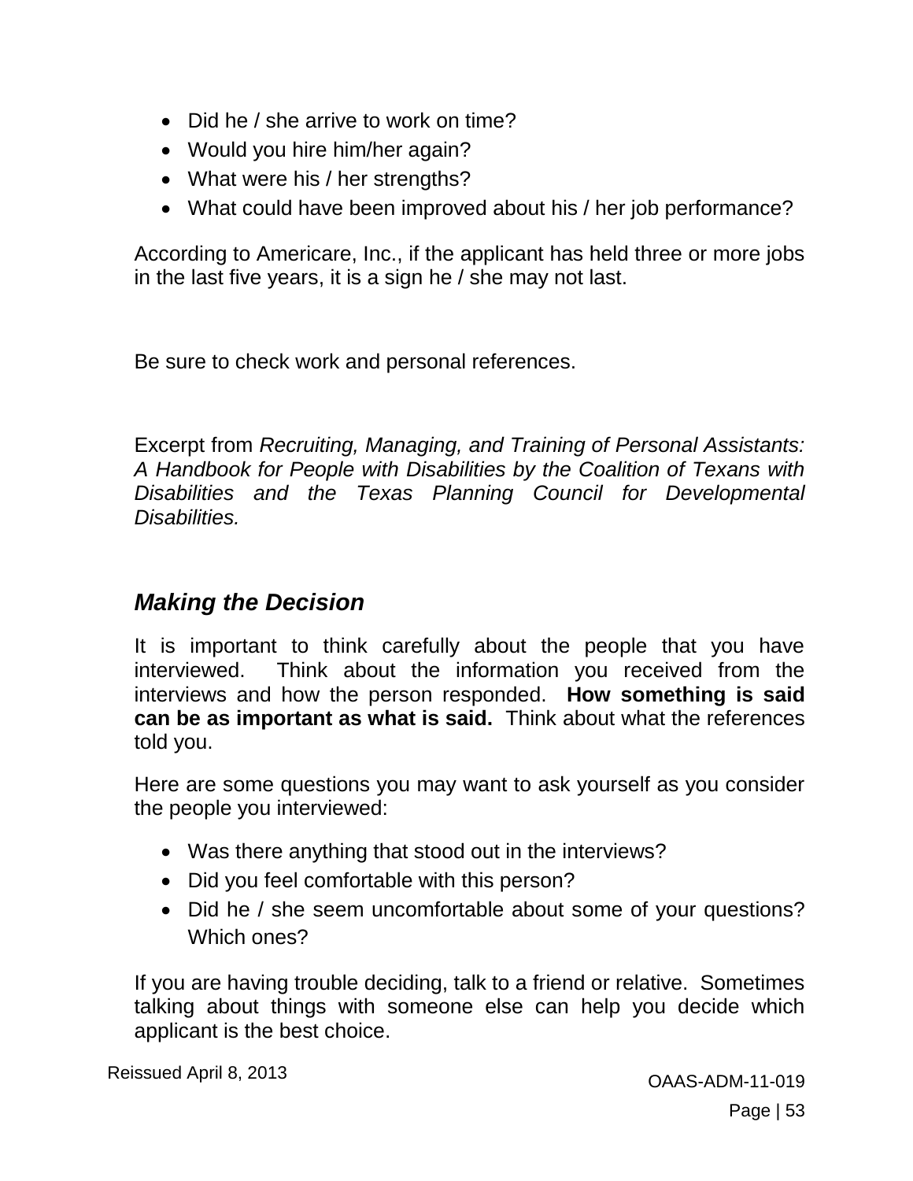- Did he / she arrive to work on time?
- Would you hire him/her again?
- What were his / her strengths?
- What could have been improved about his / her job performance?

According to Americare, Inc., if the applicant has held three or more jobs in the last five years, it is a sign he / she may not last.

Be sure to check work and personal references.

Excerpt from *Recruiting, Managing, and Training of Personal Assistants: A Handbook for People with Disabilities by the Coalition of Texans with Disabilities and the Texas Planning Council for Developmental Disabilities.*

## *Making the Decision*

It is important to think carefully about the people that you have interviewed. Think about the information you received from the interviews and how the person responded. **How something is said can be as important as what is said.** Think about what the references told you.

Here are some questions you may want to ask yourself as you consider the people you interviewed:

- Was there anything that stood out in the interviews?
- Did you feel comfortable with this person?
- Did he / she seem uncomfortable about some of your questions? Which ones?

If you are having trouble deciding, talk to a friend or relative. Sometimes talking about things with someone else can help you decide which applicant is the best choice.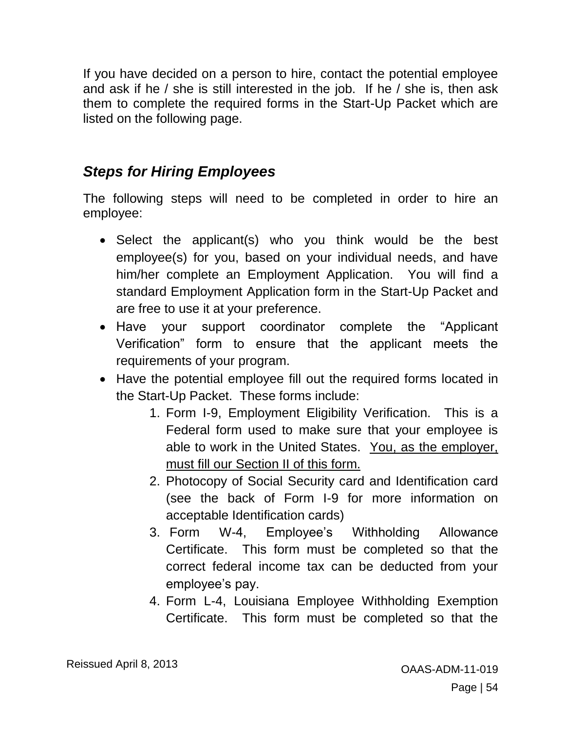If you have decided on a person to hire, contact the potential employee and ask if he / she is still interested in the job. If he / she is, then ask them to complete the required forms in the Start-Up Packet which are listed on the following page.

## *Steps for Hiring Employees*

The following steps will need to be completed in order to hire an employee:

- Select the applicant(s) who you think would be the best employee(s) for you, based on your individual needs, and have him/her complete an Employment Application. You will find a standard Employment Application form in the Start-Up Packet and are free to use it at your preference.
- Have your support coordinator complete the "Applicant Verification" form to ensure that the applicant meets the requirements of your program.
- Have the potential employee fill out the required forms located in the Start-Up Packet. These forms include:
    1. Form I-9, Employment Eligibility Verification. This is a Federal form used to make sure that your employee is able to work in the United States. <u>You, as the employer, must fill our Section II of this form.</u>
    2. Photocopy of Social Security card and Identification card (see the back of Form I-9 for more information on acceptable Identification cards)
    3. Form W-4, Employee's Withholding Allowance Certificate. This form must be completed so that the correct federal income tax can be deducted from your employee's pay.
    4. Form L-4, Louisiana Employee Withholding Exemption Certificate. This form must be completed so that the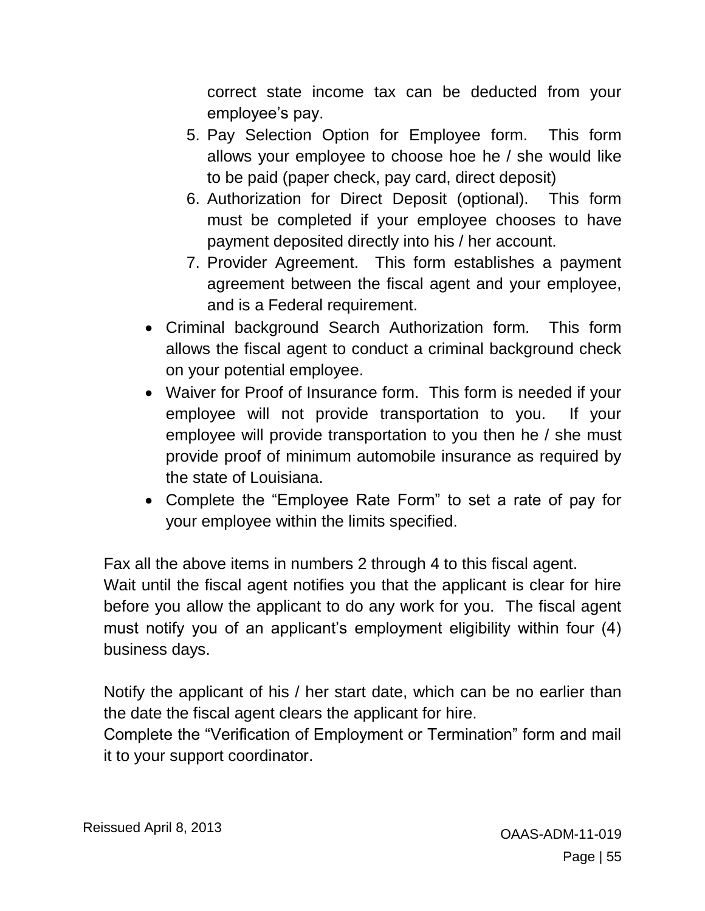correct state income tax can be deducted from your employee's pay.

5. Pay Selection Option for Employee form. This form allows your employee to choose hoe he / she would like to be paid (paper check, pay card, direct deposit)
6. Authorization for Direct Deposit (optional). This form must be completed if your employee chooses to have payment deposited directly into his / her account.
7. Provider Agreement. This form establishes a payment agreement between the fiscal agent and your employee, and is a Federal requirement.

- Criminal background Search Authorization form. This form allows the fiscal agent to conduct a criminal background check on your potential employee.
- Waiver for Proof of Insurance form. This form is needed if your employee will not provide transportation to you. If your employee will provide transportation to you then he / she must provide proof of minimum automobile insurance as required by the state of Louisiana.
- Complete the "Employee Rate Form" to set a rate of pay for your employee within the limits specified.

Fax all the above items in numbers 2 through 4 to this fiscal agent.
Wait until the fiscal agent notifies you that the applicant is clear for hire before you allow the applicant to do any work for you. The fiscal agent must notify you of an applicant's employment eligibility within four (4) business days.

Notify the applicant of his / her start date, which can be no earlier than the date the fiscal agent clears the applicant for hire.
Complete the "Verification of Employment or Termination" form and mail it to your support coordinator.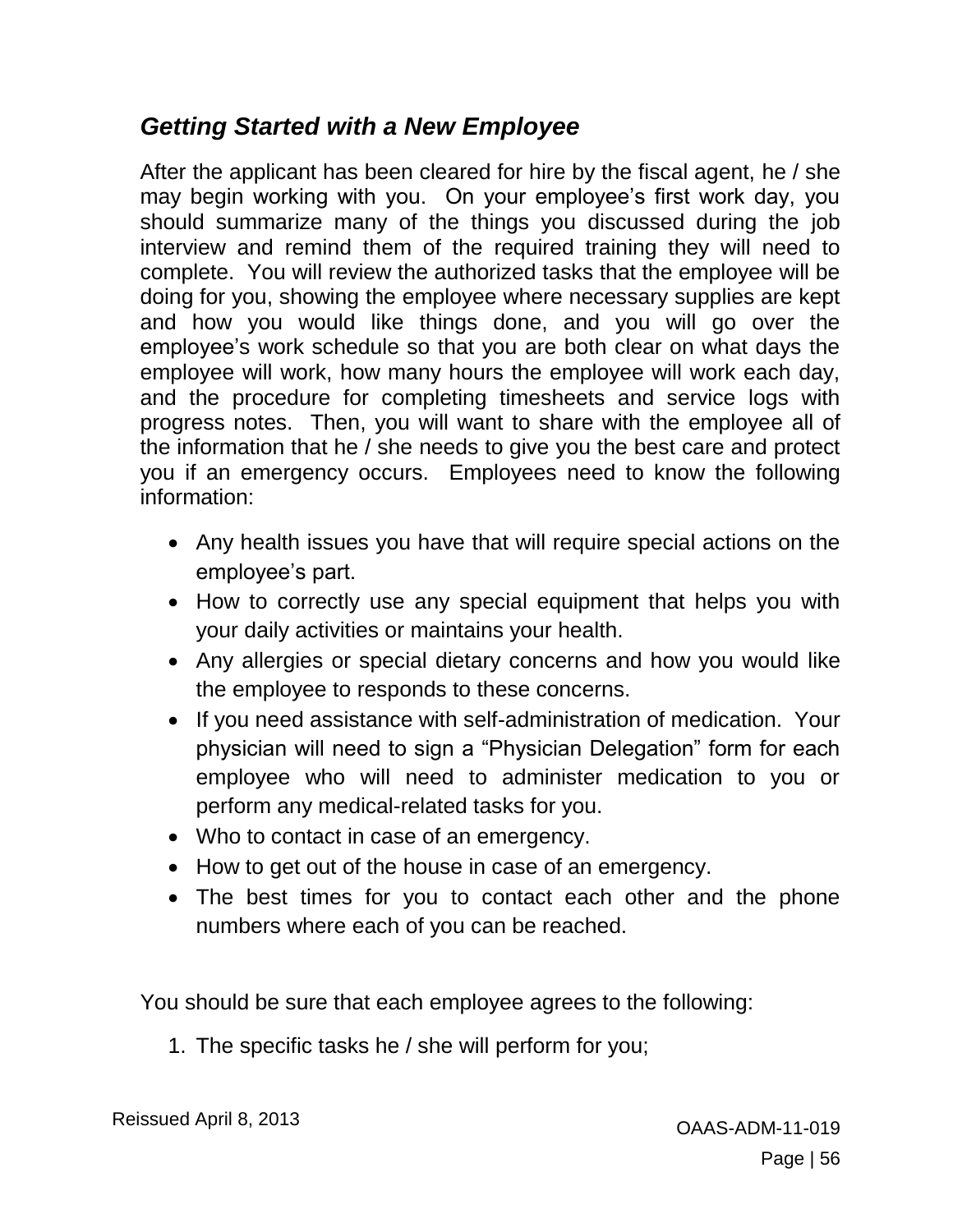## *Getting Started with a New Employee*

After the applicant has been cleared for hire by the fiscal agent, he / she may begin working with you. On your employee's first work day, you should summarize many of the things you discussed during the job interview and remind them of the required training they will need to complete. You will review the authorized tasks that the employee will be doing for you, showing the employee where necessary supplies are kept and how you would like things done, and you will go over the employee's work schedule so that you are both clear on what days the employee will work, how many hours the employee will work each day, and the procedure for completing timesheets and service logs with progress notes. Then, you will want to share with the employee all of the information that he / she needs to give you the best care and protect you if an emergency occurs. Employees need to know the following information:

- Any health issues you have that will require special actions on the employee's part.
- How to correctly use any special equipment that helps you with your daily activities or maintains your health.
- Any allergies or special dietary concerns and how you would like the employee to responds to these concerns.
- If you need assistance with self-administration of medication. Your physician will need to sign a "Physician Delegation" form for each employee who will need to administer medication to you or perform any medical-related tasks for you.
- Who to contact in case of an emergency.
- How to get out of the house in case of an emergency.
- The best times for you to contact each other and the phone numbers where each of you can be reached.

You should be sure that each employee agrees to the following:

1. The specific tasks he / she will perform for you;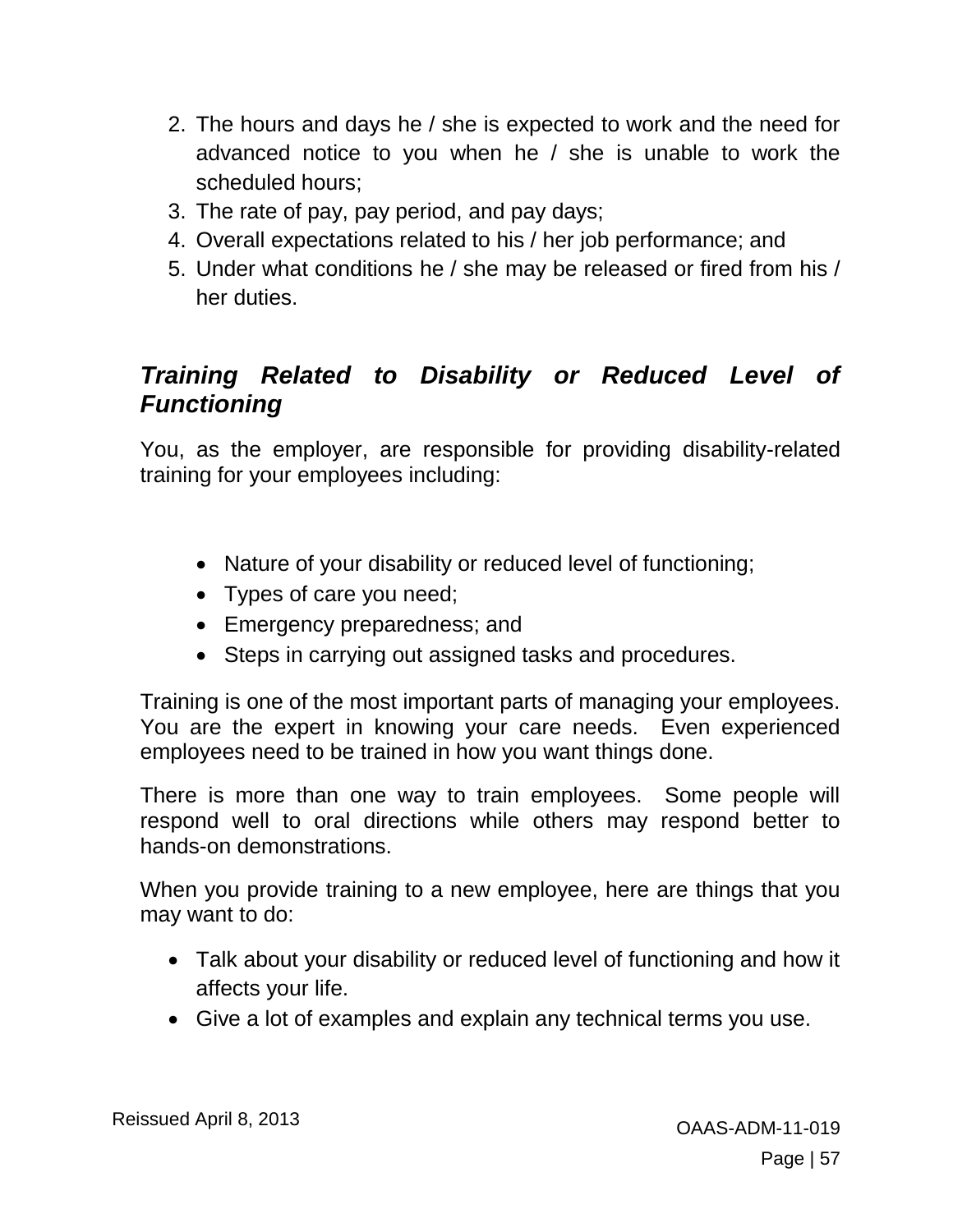2. The hours and days he / she is expected to work and the need for advanced notice to you when he / she is unable to work the scheduled hours;
3. The rate of pay, pay period, and pay days;
4. Overall expectations related to his / her job performance; and
5. Under what conditions he / she may be released or fired from his / her duties.

### *Training Related to Disability or Reduced Level of Functioning*

You, as the employer, are responsible for providing disability-related training for your employees including:

- Nature of your disability or reduced level of functioning;
- Types of care you need;
- Emergency preparedness; and
- Steps in carrying out assigned tasks and procedures.

Training is one of the most important parts of managing your employees. You are the expert in knowing your care needs. Even experienced employees need to be trained in how you want things done.

There is more than one way to train employees. Some people will respond well to oral directions while others may respond better to hands-on demonstrations.

When you provide training to a new employee, here are things that you may want to do:

- Talk about your disability or reduced level of functioning and how it affects your life.
- Give a lot of examples and explain any technical terms you use.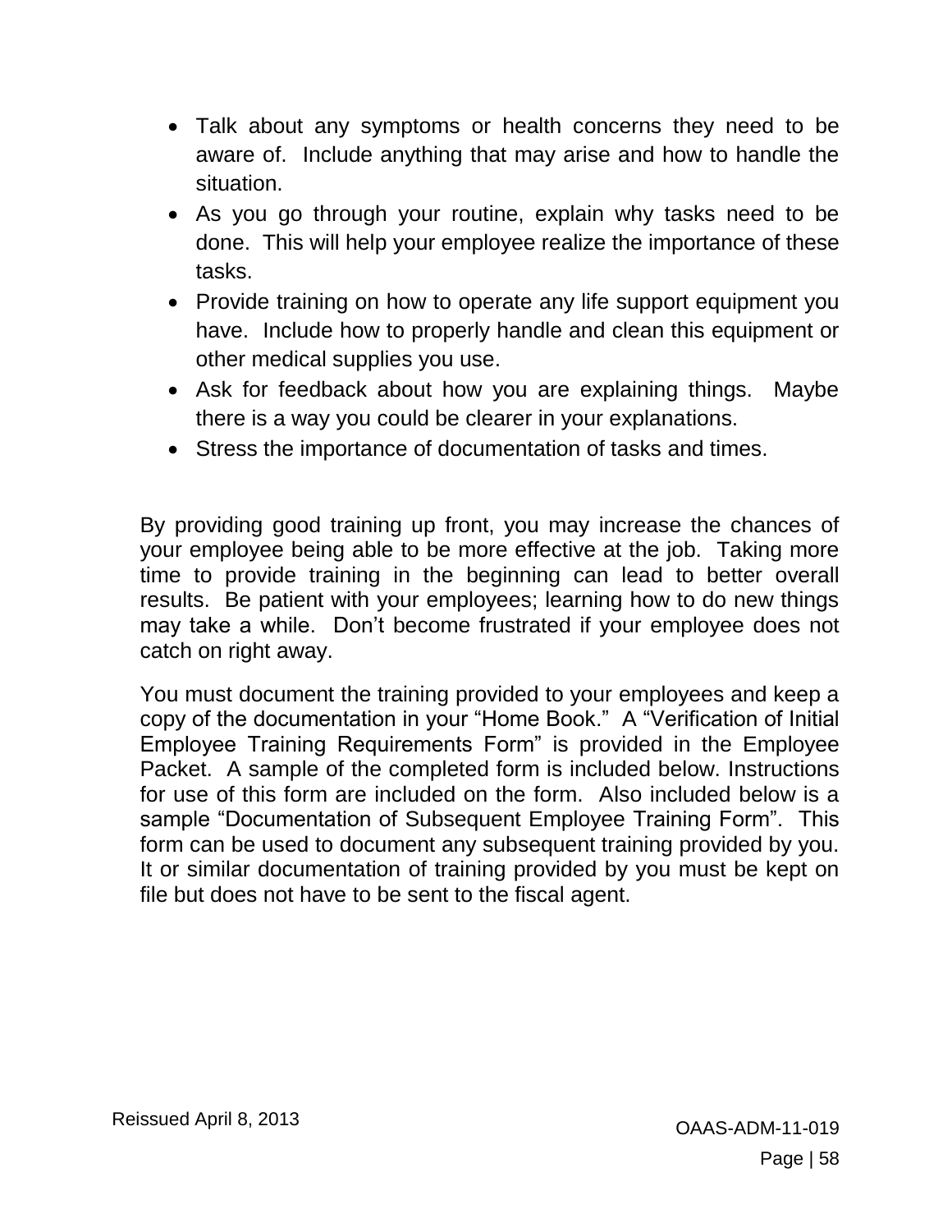- Talk about any symptoms or health concerns they need to be aware of. Include anything that may arise and how to handle the situation.
- As you go through your routine, explain why tasks need to be done. This will help your employee realize the importance of these tasks.
- Provide training on how to operate any life support equipment you have. Include how to properly handle and clean this equipment or other medical supplies you use.
- Ask for feedback about how you are explaining things. Maybe there is a way you could be clearer in your explanations.
- Stress the importance of documentation of tasks and times.

By providing good training up front, you may increase the chances of your employee being able to be more effective at the job. Taking more time to provide training in the beginning can lead to better overall results. Be patient with your employees; learning how to do new things may take a while. Don't become frustrated if your employee does not catch on right away.

You must document the training provided to your employees and keep a copy of the documentation in your "Home Book." A "Verification of Initial Employee Training Requirements Form" is provided in the Employee Packet. A sample of the completed form is included below. Instructions for use of this form are included on the form. Also included below is a sample "Documentation of Subsequent Employee Training Form". This form can be used to document any subsequent training provided by you. It or similar documentation of training provided by you must be kept on file but does not have to be sent to the fiscal agent.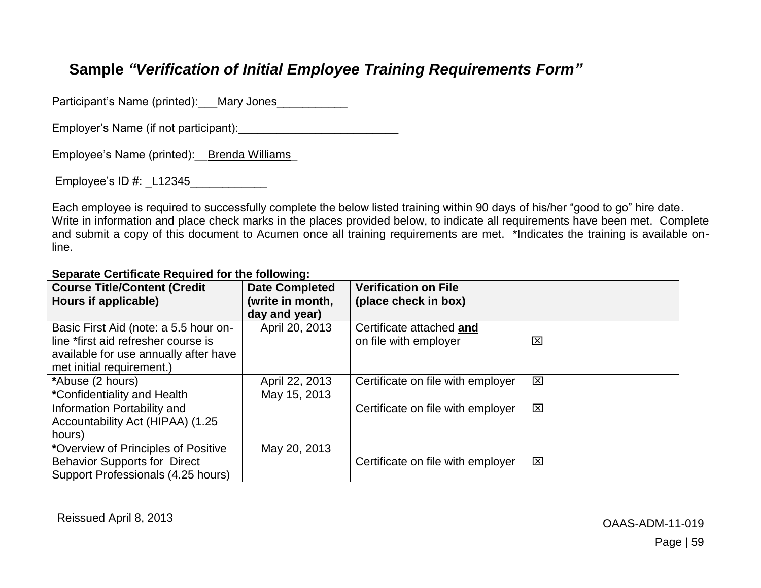## Sample *"Verification of Initial Employee Training Requirements Form"*

Participant's Name (printed):___Mary Jones___________

Employer's Name (if not participant):_________________________

Employee's Name (printed):__Brenda Williams_

Employee's ID #: _L12345____________

Each employee is required to successfully complete the below listed training within 90 days of his/her "good to go" hire date. Write in information and place check marks in the places provided below, to indicate all requirements have been met. Complete and submit a copy of this document to Acumen once all training requirements are met. *Indicates the training is available on-line.

**Separate Certificate Required for the following:**

| **Course Title/Content (Credit Hours if applicable)** | **Date Completed (write in month, day and year)** | **Verification on File (place check in box)** |
|---|---|---|
| Basic First Aid (note: a 5.5 hour on-line *first aid refresher course is available for use annually after have met initial requirement.) | April 20, 2013 | Certificate attached **and** on file with employer ☒ |
| ***Abuse** (2 hours) | April 22, 2013 | Certificate on file with employer ☒ |
| ***Confidentiality** and Health Information Portability and Accountability Act (HIPAA) (1.25 hours) | May 15, 2013 | Certificate on file with employer ☒ |
| ***Overview** of Principles of Positive Behavior Supports for Direct Support Professionals (4.25 hours) | May 20, 2013 | Certificate on file with employer ☒ |

Reissued April 8, 2013

OAAS-ADM-11-019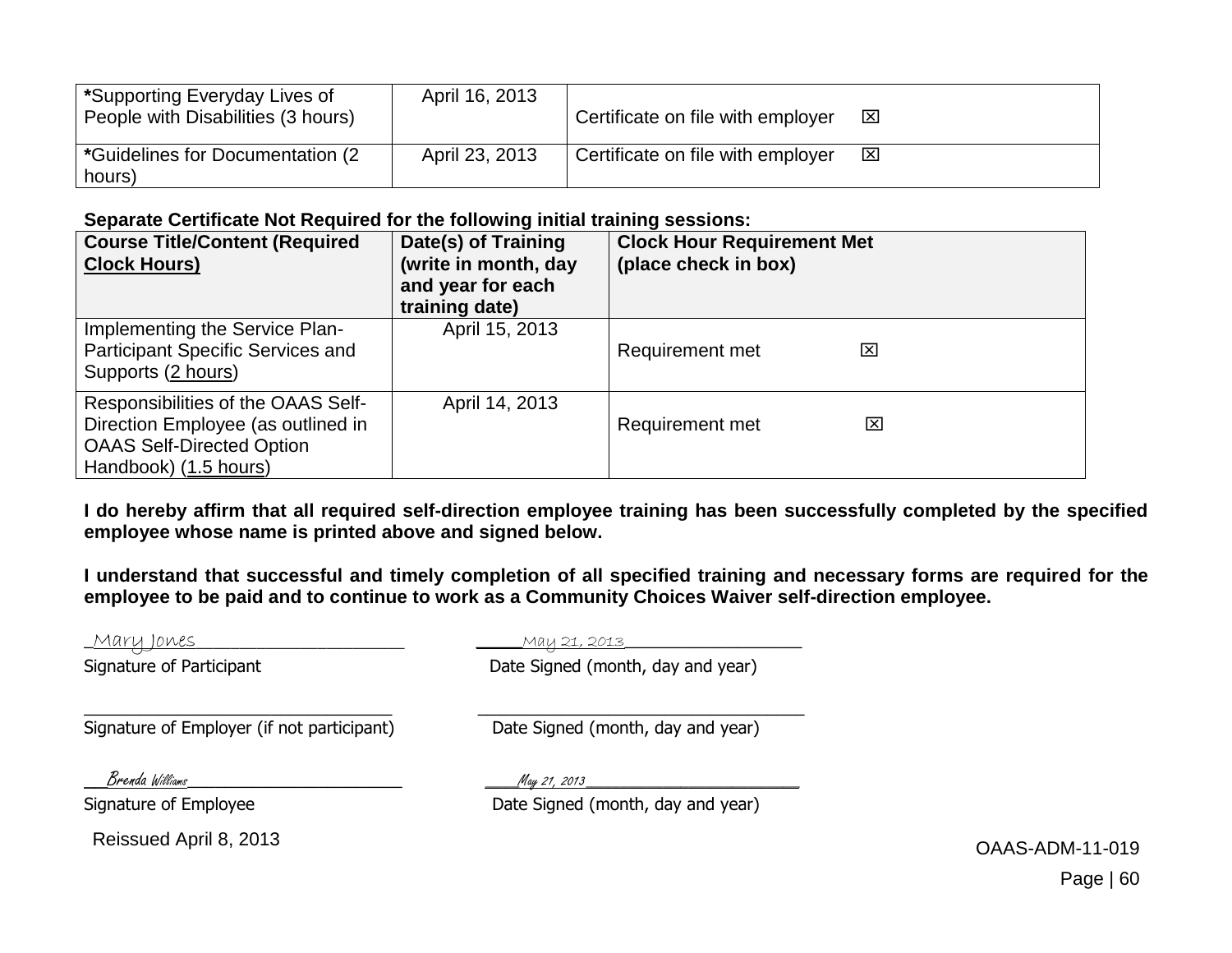| **\*Supporting Everyday Lives of People with Disabilities (3 hours)** | April 16, 2013 | Certificate on file with employer ☒ |
|---|---|---|
| **\*Guidelines for Documentation (2 hours)** | April 23, 2013 | Certificate on file with employer ☒ |

**Separate Certificate Not Required for the following initial training sessions:**

| **Course Title/Content (Required Clock Hours)** | **Date(s) of Training (write in month, day and year for each training date)** | **Clock Hour Requirement Met (place check in box)** |
|---|---|---|
| Implementing the Service Plan-Participant Specific Services and Supports (2 hours) | April 15, 2013 | Requirement met ☒ |
| Responsibilities of the OAAS Self-Direction Employee (as outlined in OAAS Self-Directed Option Handbook) (1.5 hours) | April 14, 2013 | Requirement met ☒ |

**I do hereby affirm that all required self-direction employee training has been successfully completed by the specified employee whose name is printed above and signed below.**

**I understand that successful and timely completion of all specified training and necessary forms are required for the employee to be paid and to continue to work as a Community Choices Waiver self-direction employee.**

_Mary Jones_______________________ ______May 21, 2013_____________________

Signature of Participant Date Signed (month, day and year)

__________________________________ ____________________________________

Signature of Employer (if not participant) Date Signed (month, day and year)

___Brenda Williams________________________ ____May 21, 2013__________________________

Signature of Employee Date Signed (month, day and year)

Reissued April 8, 2013

OAAS-ADM-11-019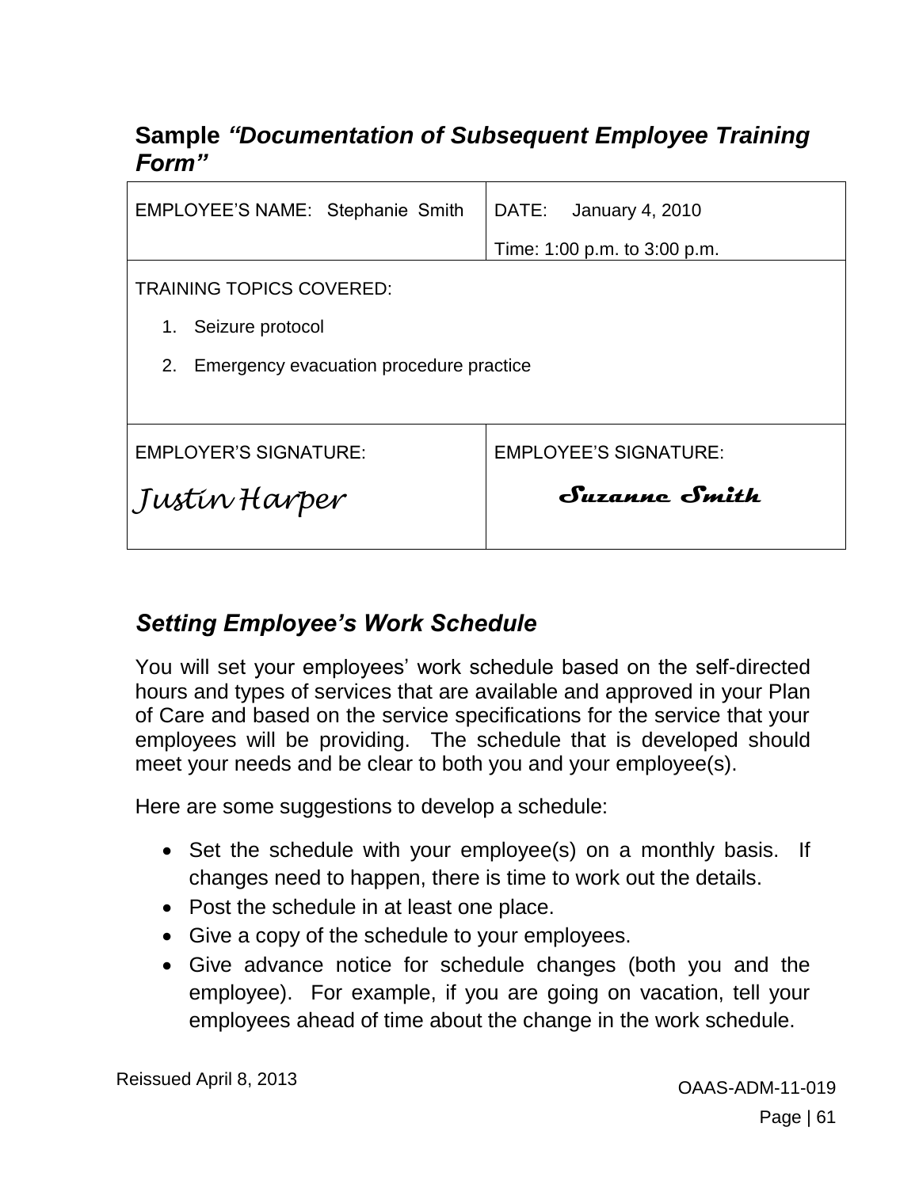## Sample *"Documentation of Subsequent Employee Training Form"*

| EMPLOYEE'S NAME: Stephanie Smith | DATE: January 4, 2010<br>Time: 1:00 p.m. to 3:00 p.m. |
|---|---|
| TRAINING TOPICS COVERED:<br>1. Seizure protocol<br>2. Emergency evacuation procedure practice | |
| EMPLOYER'S SIGNATURE:<br>*Justin Harper* | EMPLOYEE'S SIGNATURE:<br>*Suzanne Smith* |

### *Setting Employee's Work Schedule*

You will set your employees' work schedule based on the self-directed hours and types of services that are available and approved in your Plan of Care and based on the service specifications for the service that your employees will be providing. The schedule that is developed should meet your needs and be clear to both you and your employee(s).

Here are some suggestions to develop a schedule:

- Set the schedule with your employee(s) on a monthly basis. If changes need to happen, there is time to work out the details.
- Post the schedule in at least one place.
- Give a copy of the schedule to your employees.
- Give advance notice for schedule changes (both you and the employee). For example, if you are going on vacation, tell your employees ahead of time about the change in the work schedule.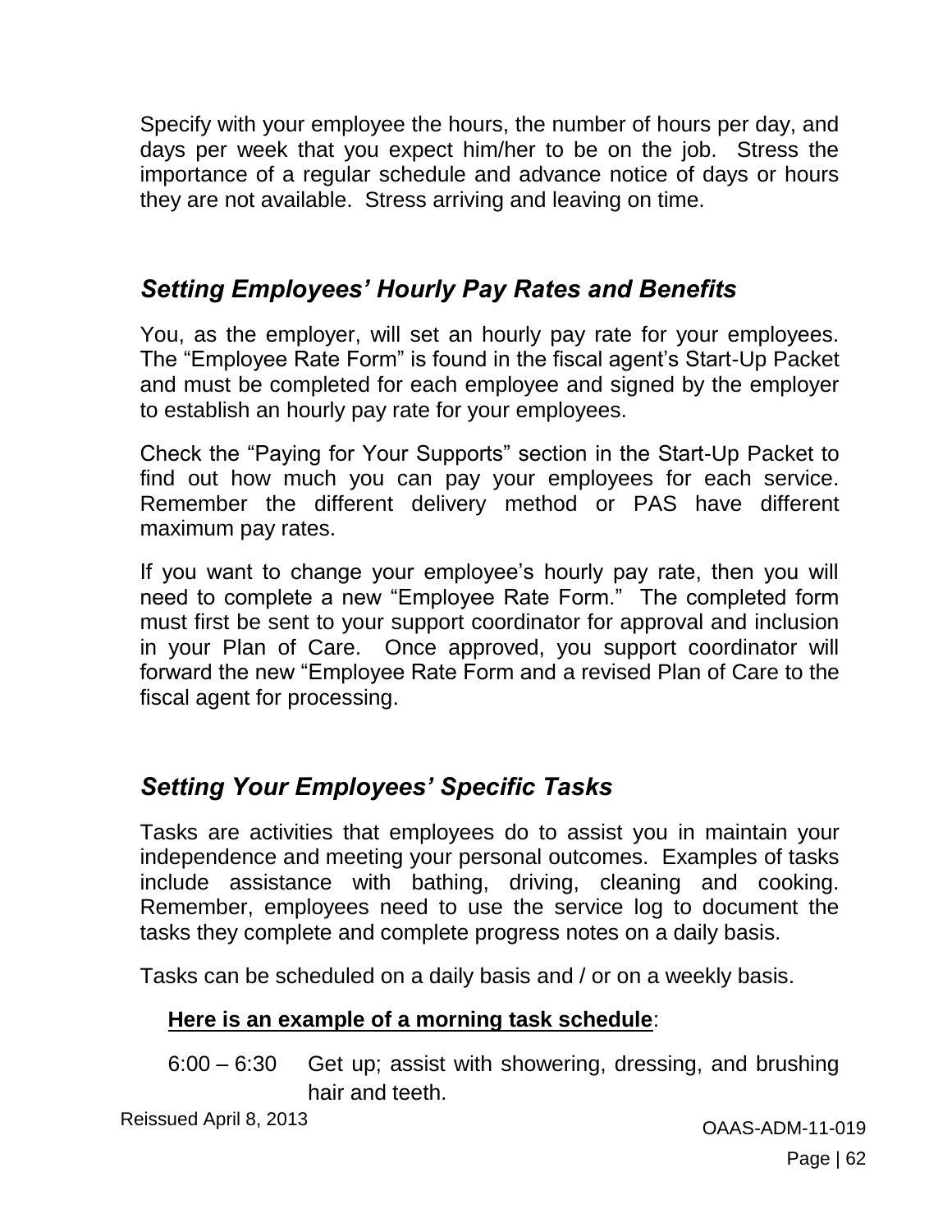Specify with your employee the hours, the number of hours per day, and days per week that you expect him/her to be on the job. Stress the importance of a regular schedule and advance notice of days or hours they are not available. Stress arriving and leaving on time.

## *Setting Employees' Hourly Pay Rates and Benefits*

You, as the employer, will set an hourly pay rate for your employees. The "Employee Rate Form" is found in the fiscal agent's Start-Up Packet and must be completed for each employee and signed by the employer to establish an hourly pay rate for your employees.

Check the "Paying for Your Supports" section in the Start-Up Packet to find out how much you can pay your employees for each service. Remember the different delivery method or PAS have different maximum pay rates.

If you want to change your employee's hourly pay rate, then you will need to complete a new "Employee Rate Form." The completed form must first be sent to your support coordinator for approval and inclusion in your Plan of Care. Once approved, you support coordinator will forward the new "Employee Rate Form and a revised Plan of Care to the fiscal agent for processing.

## *Setting Your Employees' Specific Tasks*

Tasks are activities that employees do to assist you in maintain your independence and meeting your personal outcomes. Examples of tasks include assistance with bathing, driving, cleaning and cooking. Remember, employees need to use the service log to document the tasks they complete and complete progress notes on a daily basis.

Tasks can be scheduled on a daily basis and / or on a weekly basis.

**Here is an example of a morning task schedule**:

6:00 – 6:30 Get up; assist with showering, dressing, and brushing hair and teeth.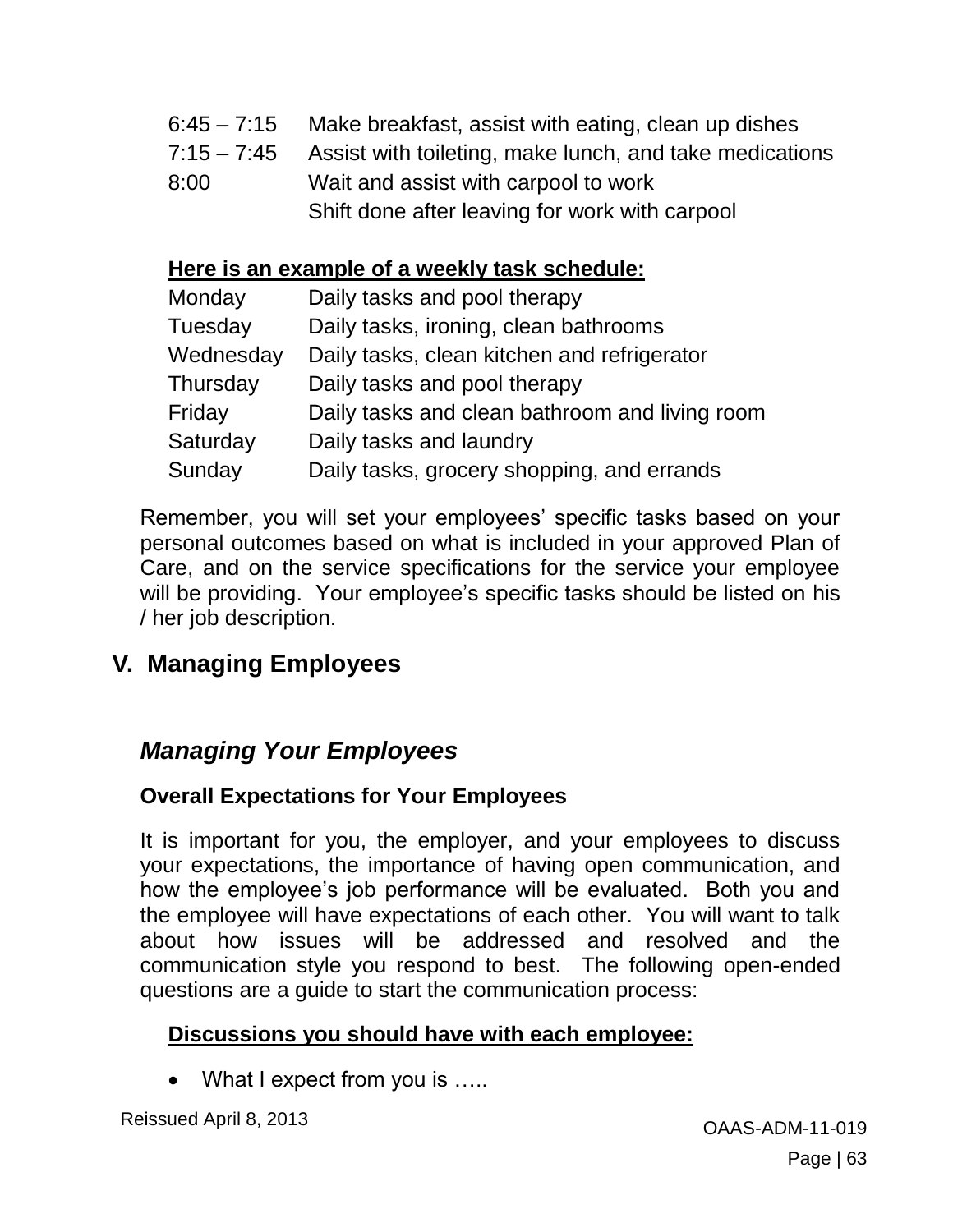| | |
|---|---|
| 6:45 – 7:15 | Make breakfast, assist with eating, clean up dishes |
| 7:15 – 7:45 | Assist with toileting, make lunch, and take medications |
| 8:00 | Wait and assist with carpool to work |
| | Shift done after leaving for work with carpool |

**<u>Here is an example of a weekly task schedule:</u>**

| | |
|---|---|
| Monday | Daily tasks and pool therapy |
| Tuesday | Daily tasks, ironing, clean bathrooms |
| Wednesday | Daily tasks, clean kitchen and refrigerator |
| Thursday | Daily tasks and pool therapy |
| Friday | Daily tasks and clean bathroom and living room |
| Saturday | Daily tasks and laundry |
| Sunday | Daily tasks, grocery shopping, and errands |

Remember, you will set your employees' specific tasks based on your personal outcomes based on what is included in your approved Plan of Care, and on the service specifications for the service your employee will be providing. Your employee's specific tasks should be listed on his / her job description.

# V. Managing Employees

## *Managing Your Employees*

### Overall Expectations for Your Employees

It is important for you, the employer, and your employees to discuss your expectations, the importance of having open communication, and how the employee's job performance will be evaluated. Both you and the employee will have expectations of each other. You will want to talk about how issues will be addressed and resolved and the communication style you respond to best. The following open-ended questions are a guide to start the communication process:

**<u>Discussions you should have with each employee:</u>**

- What I expect from you is …..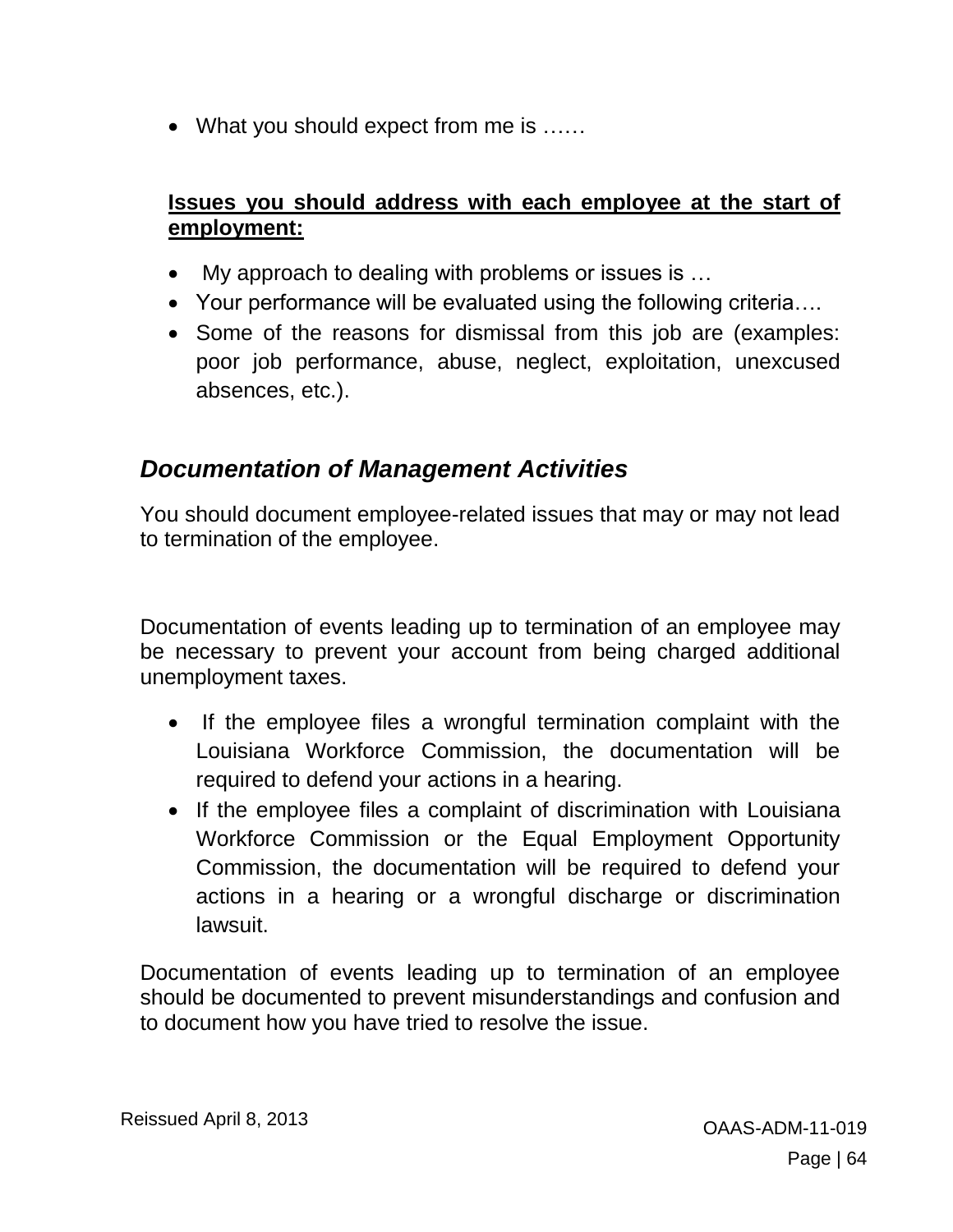- What you should expect from me is ……

**Issues you should address with each employee at the start of employment:**

- My approach to dealing with problems or issues is …
- Your performance will be evaluated using the following criteria….
- Some of the reasons for dismissal from this job are (examples: poor job performance, abuse, neglect, exploitation, unexcused absences, etc.).

## *Documentation of Management Activities*

You should document employee-related issues that may or may not lead to termination of the employee.

Documentation of events leading up to termination of an employee may be necessary to prevent your account from being charged additional unemployment taxes.

- If the employee files a wrongful termination complaint with the Louisiana Workforce Commission, the documentation will be required to defend your actions in a hearing.
- If the employee files a complaint of discrimination with Louisiana Workforce Commission or the Equal Employment Opportunity Commission, the documentation will be required to defend your actions in a hearing or a wrongful discharge or discrimination lawsuit.

Documentation of events leading up to termination of an employee should be documented to prevent misunderstandings and confusion and to document how you have tried to resolve the issue.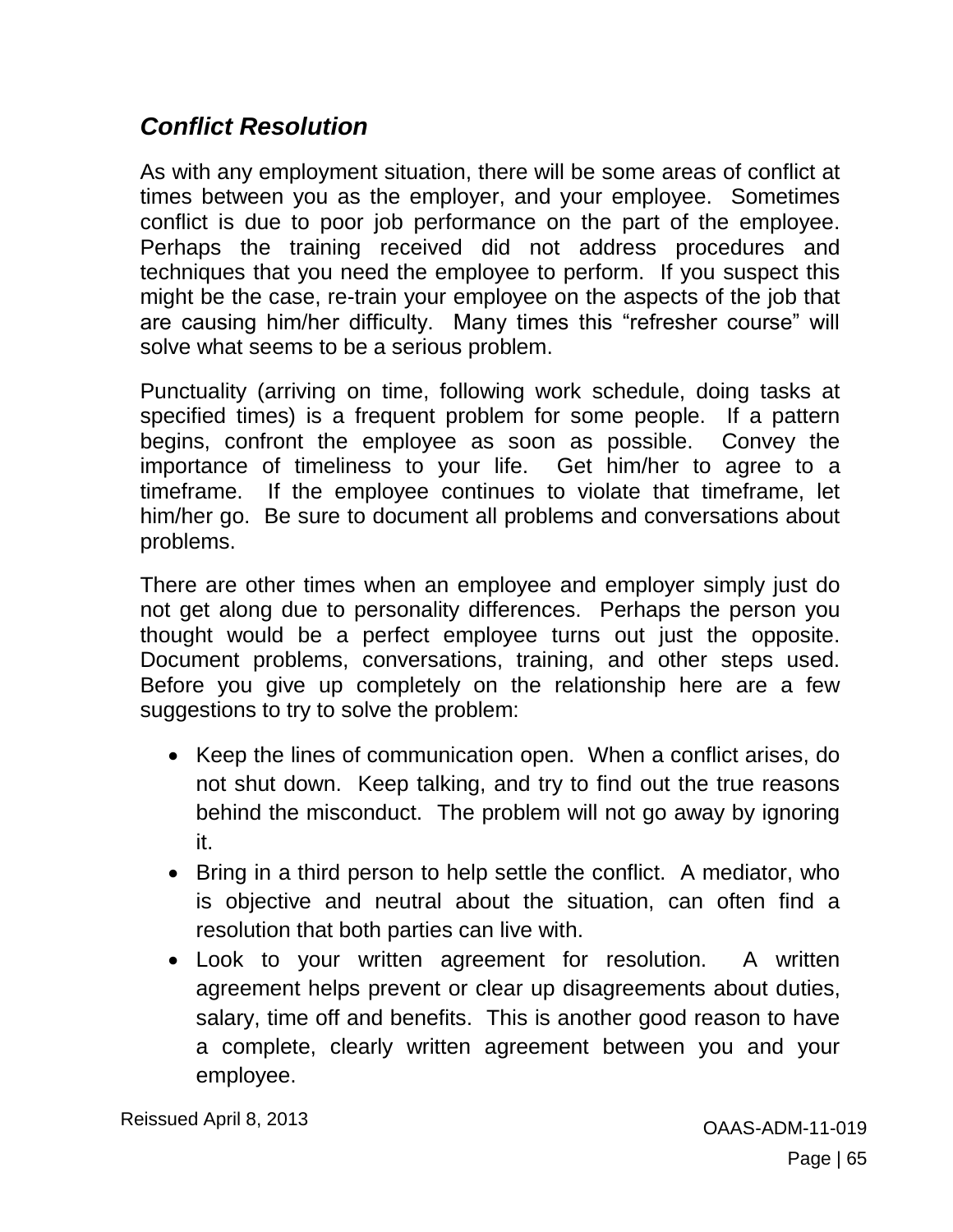## *Conflict Resolution*

As with any employment situation, there will be some areas of conflict at times between you as the employer, and your employee. Sometimes conflict is due to poor job performance on the part of the employee. Perhaps the training received did not address procedures and techniques that you need the employee to perform. If you suspect this might be the case, re-train your employee on the aspects of the job that are causing him/her difficulty. Many times this "refresher course" will solve what seems to be a serious problem.

Punctuality (arriving on time, following work schedule, doing tasks at specified times) is a frequent problem for some people. If a pattern begins, confront the employee as soon as possible. Convey the importance of timeliness to your life. Get him/her to agree to a timeframe. If the employee continues to violate that timeframe, let him/her go. Be sure to document all problems and conversations about problems.

There are other times when an employee and employer simply just do not get along due to personality differences. Perhaps the person you thought would be a perfect employee turns out just the opposite. Document problems, conversations, training, and other steps used. Before you give up completely on the relationship here are a few suggestions to try to solve the problem:

- Keep the lines of communication open. When a conflict arises, do not shut down. Keep talking, and try to find out the true reasons behind the misconduct. The problem will not go away by ignoring it.
- Bring in a third person to help settle the conflict. A mediator, who is objective and neutral about the situation, can often find a resolution that both parties can live with.
- Look to your written agreement for resolution. A written agreement helps prevent or clear up disagreements about duties, salary, time off and benefits. This is another good reason to have a complete, clearly written agreement between you and your employee.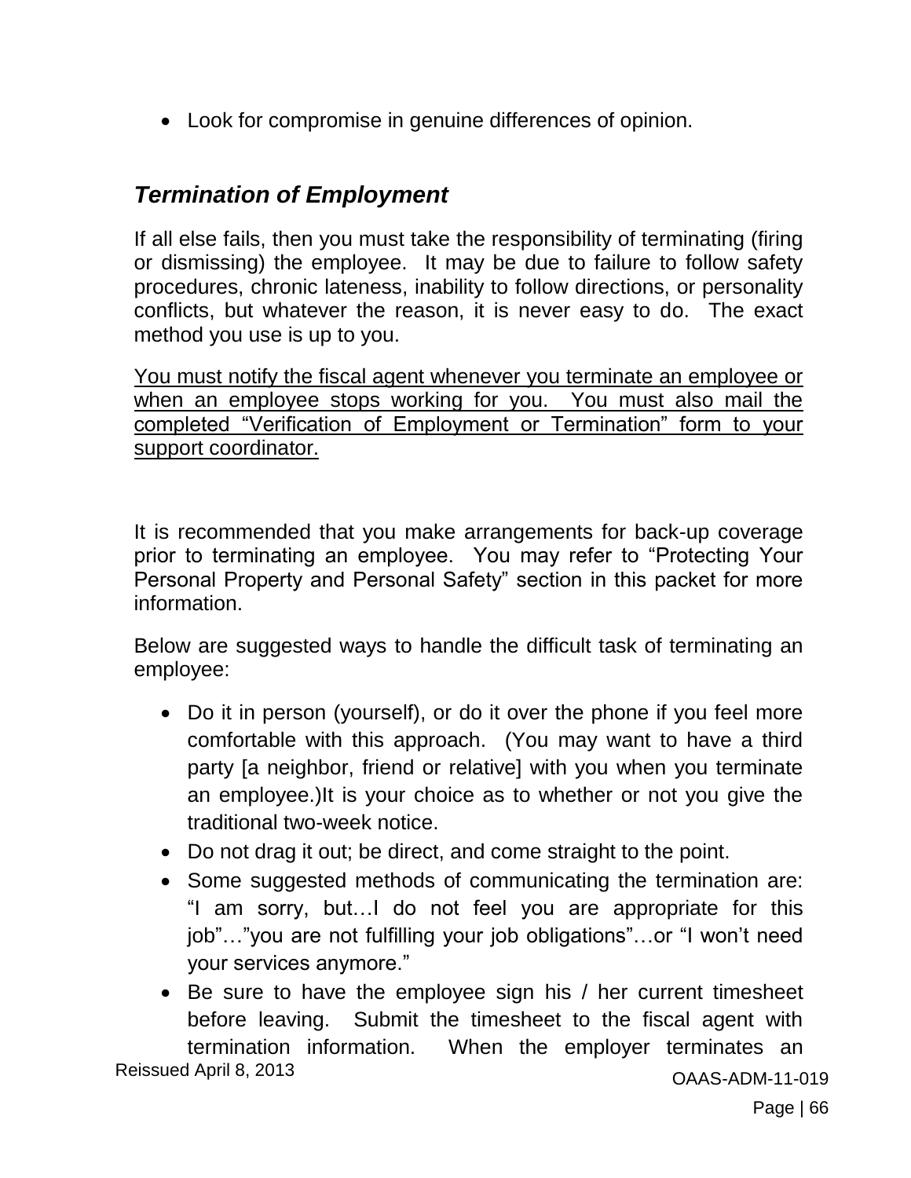- Look for compromise in genuine differences of opinion.

### *Termination of Employment*

If all else fails, then you must take the responsibility of terminating (firing or dismissing) the employee. It may be due to failure to follow safety procedures, chronic lateness, inability to follow directions, or personality conflicts, but whatever the reason, it is never easy to do. The exact method you use is up to you.

<u>You must notify the fiscal agent whenever you terminate an employee or when an employee stops working for you. You must also mail the completed "Verification of Employment or Termination" form to your support coordinator.</u>

It is recommended that you make arrangements for back-up coverage prior to terminating an employee. You may refer to "Protecting Your Personal Property and Personal Safety" section in this packet for more information.

Below are suggested ways to handle the difficult task of terminating an employee:

- Do it in person (yourself), or do it over the phone if you feel more comfortable with this approach. (You may want to have a third party [a neighbor, friend or relative] with you when you terminate an employee.)It is your choice as to whether or not you give the traditional two-week notice.
- Do not drag it out; be direct, and come straight to the point.
- Some suggested methods of communicating the termination are: "I am sorry, but…I do not feel you are appropriate for this job"…"you are not fulfilling your job obligations"…or "I won't need your services anymore."
- Be sure to have the employee sign his / her current timesheet before leaving. Submit the timesheet to the fiscal agent with termination information. When the employer terminates an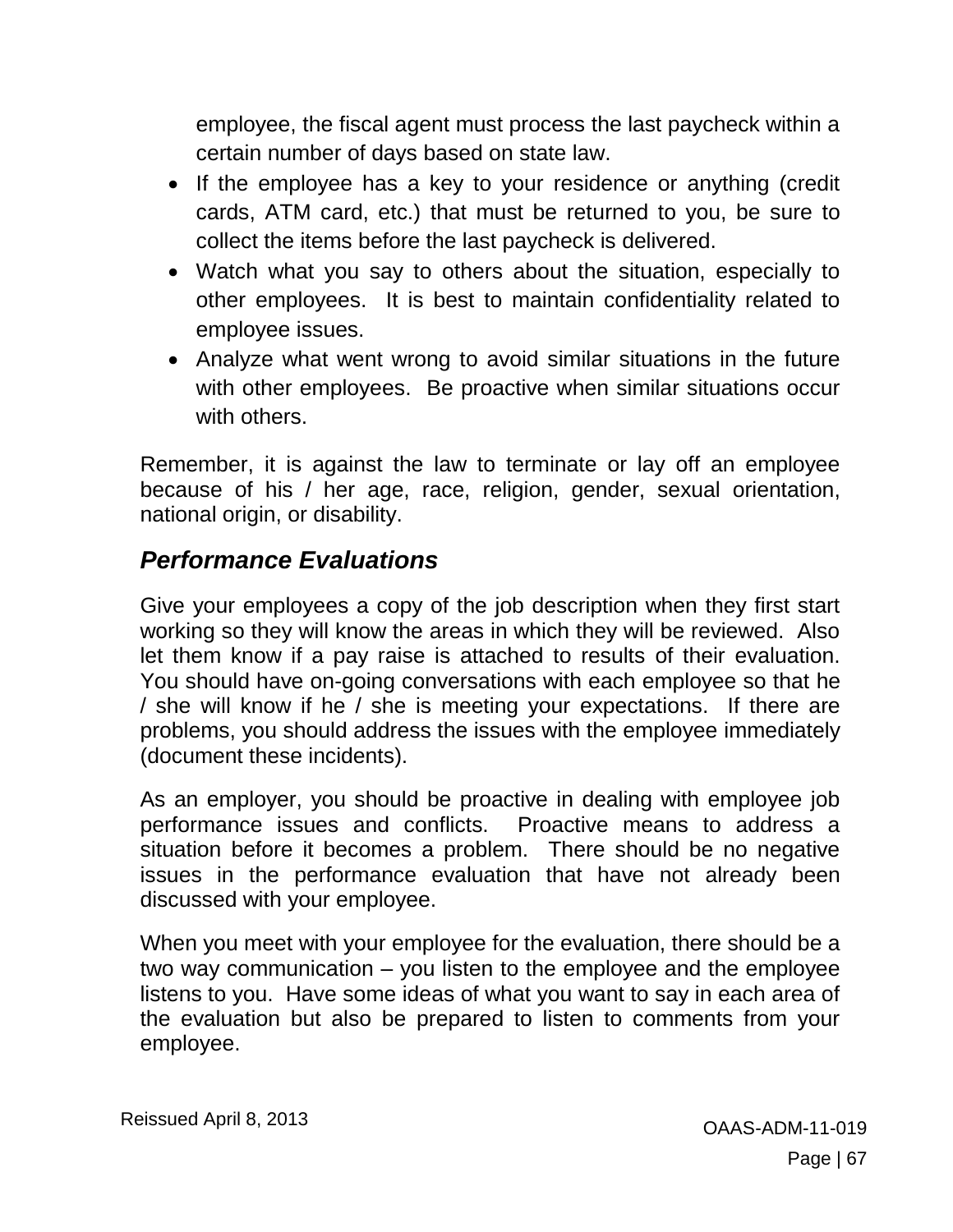employee, the fiscal agent must process the last paycheck within a certain number of days based on state law.

- If the employee has a key to your residence or anything (credit cards, ATM card, etc.) that must be returned to you, be sure to collect the items before the last paycheck is delivered.
- Watch what you say to others about the situation, especially to other employees. It is best to maintain confidentiality related to employee issues.
- Analyze what went wrong to avoid similar situations in the future with other employees. Be proactive when similar situations occur with others.

Remember, it is against the law to terminate or lay off an employee because of his / her age, race, religion, gender, sexual orientation, national origin, or disability.

## *Performance Evaluations*

Give your employees a copy of the job description when they first start working so they will know the areas in which they will be reviewed. Also let them know if a pay raise is attached to results of their evaluation. You should have on-going conversations with each employee so that he / she will know if he / she is meeting your expectations. If there are problems, you should address the issues with the employee immediately (document these incidents).

As an employer, you should be proactive in dealing with employee job performance issues and conflicts. Proactive means to address a situation before it becomes a problem. There should be no negative issues in the performance evaluation that have not already been discussed with your employee.

When you meet with your employee for the evaluation, there should be a two way communication – you listen to the employee and the employee listens to you. Have some ideas of what you want to say in each area of the evaluation but also be prepared to listen to comments from your employee.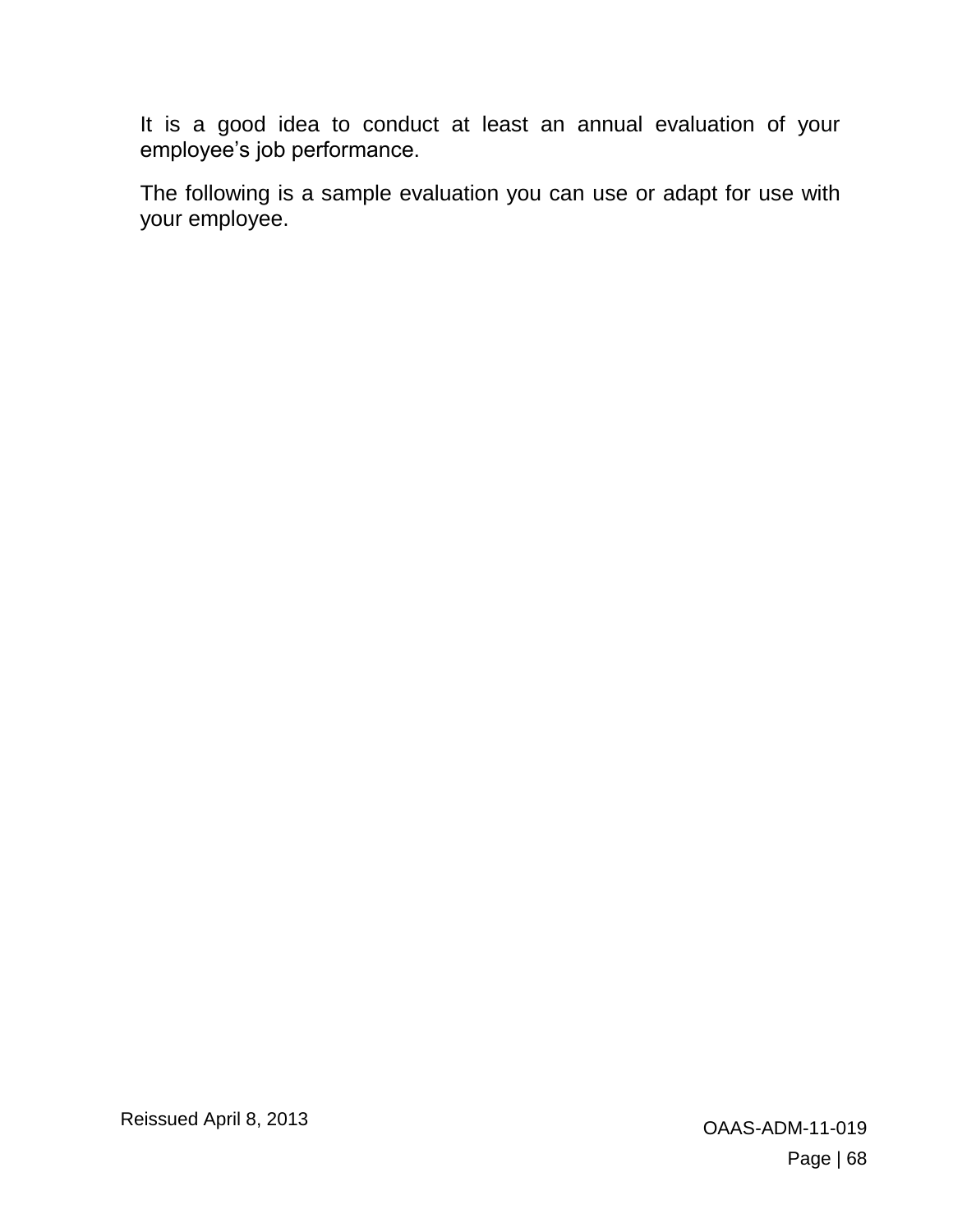It is a good idea to conduct at least an annual evaluation of your employee's job performance.

The following is a sample evaluation you can use or adapt for use with your employee.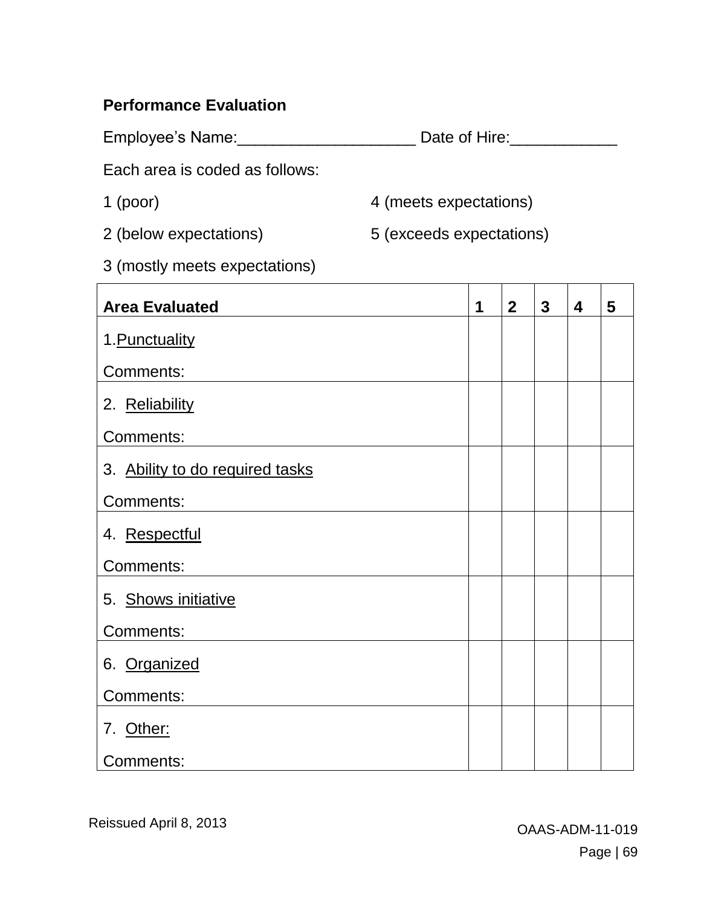**Performance Evaluation**

Employee's Name:____________________ Date of Hire:____________

Each area is coded as follows:

1 (poor)

2 (below expectations)

3 (mostly meets expectations)

4 (meets expectations)

5 (exceeds expectations)

| **Area Evaluated** | **1** | **2** | **3** | **4** | **5** |
|---|---|---|---|---|---|
| 1. Punctuality<br>Comments: | | | | | |
| 2. Reliability<br>Comments: | | | | | |
| 3. Ability to do required tasks<br>Comments: | | | | | |
| 4. Respectful<br>Comments: | | | | | |
| 5. Shows initiative<br>Comments: | | | | | |
| 6. Organized<br>Comments: | | | | | |
| 7. Other:<br>Comments: | | | | | |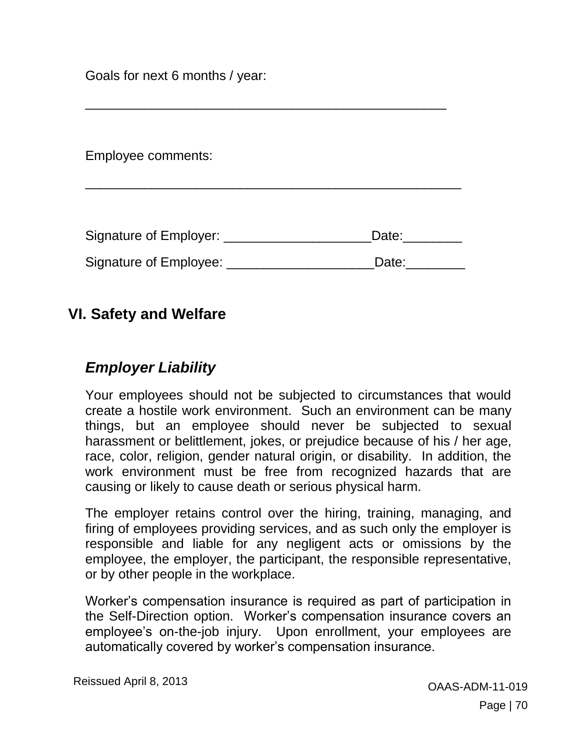Goals for next 6 months / year:

_______________________________________________

Employee comments:

_________________________________________________

Signature of Employer: ___________________Date:________

Signature of Employee: ___________________Date:________

## VI. Safety and Welfare

### *Employer Liability*

Your employees should not be subjected to circumstances that would create a hostile work environment. Such an environment can be many things, but an employee should never be subjected to sexual harassment or belittlement, jokes, or prejudice because of his / her age, race, color, religion, gender natural origin, or disability. In addition, the work environment must be free from recognized hazards that are causing or likely to cause death or serious physical harm.

The employer retains control over the hiring, training, managing, and firing of employees providing services, and as such only the employer is responsible and liable for any negligent acts or omissions by the employee, the employer, the participant, the responsible representative, or by other people in the workplace.

Worker's compensation insurance is required as part of participation in the Self-Direction option. Worker's compensation insurance covers an employee's on-the-job injury. Upon enrollment, your employees are automatically covered by worker's compensation insurance.

Reissued April 8, 2013

OAAS-ADM-11-019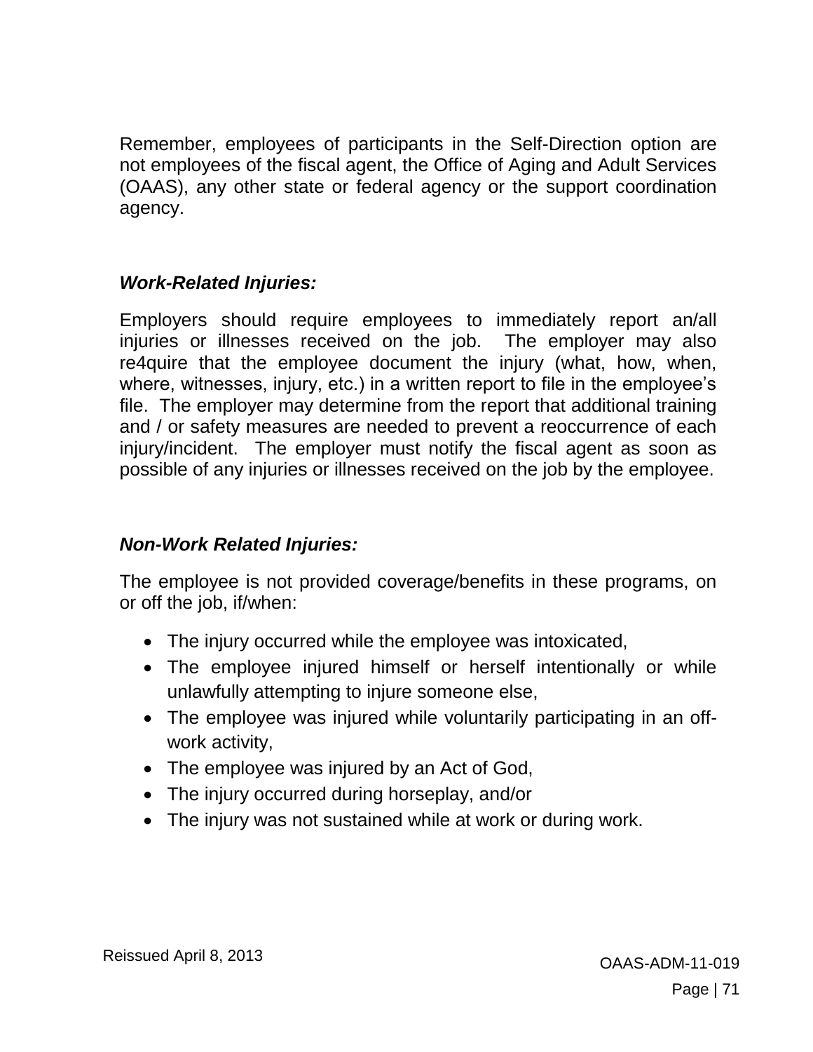Remember, employees of participants in the Self-Direction option are not employees of the fiscal agent, the Office of Aging and Adult Services (OAAS), any other state or federal agency or the support coordination agency.

### ***Work-Related Injuries:***

Employers should require employees to immediately report an/all injuries or illnesses received on the job. The employer may also re4quire that the employee document the injury (what, how, when, where, witnesses, injury, etc.) in a written report to file in the employee's file. The employer may determine from the report that additional training and / or safety measures are needed to prevent a reoccurrence of each injury/incident. The employer must notify the fiscal agent as soon as possible of any injuries or illnesses received on the job by the employee.

### ***Non-Work Related Injuries:***

The employee is not provided coverage/benefits in these programs, on or off the job, if/when:

- The injury occurred while the employee was intoxicated,
- The employee injured himself or herself intentionally or while unlawfully attempting to injure someone else,
- The employee was injured while voluntarily participating in an off-work activity,
- The employee was injured by an Act of God,
- The injury occurred during horseplay, and/or
- The injury was not sustained while at work or during work.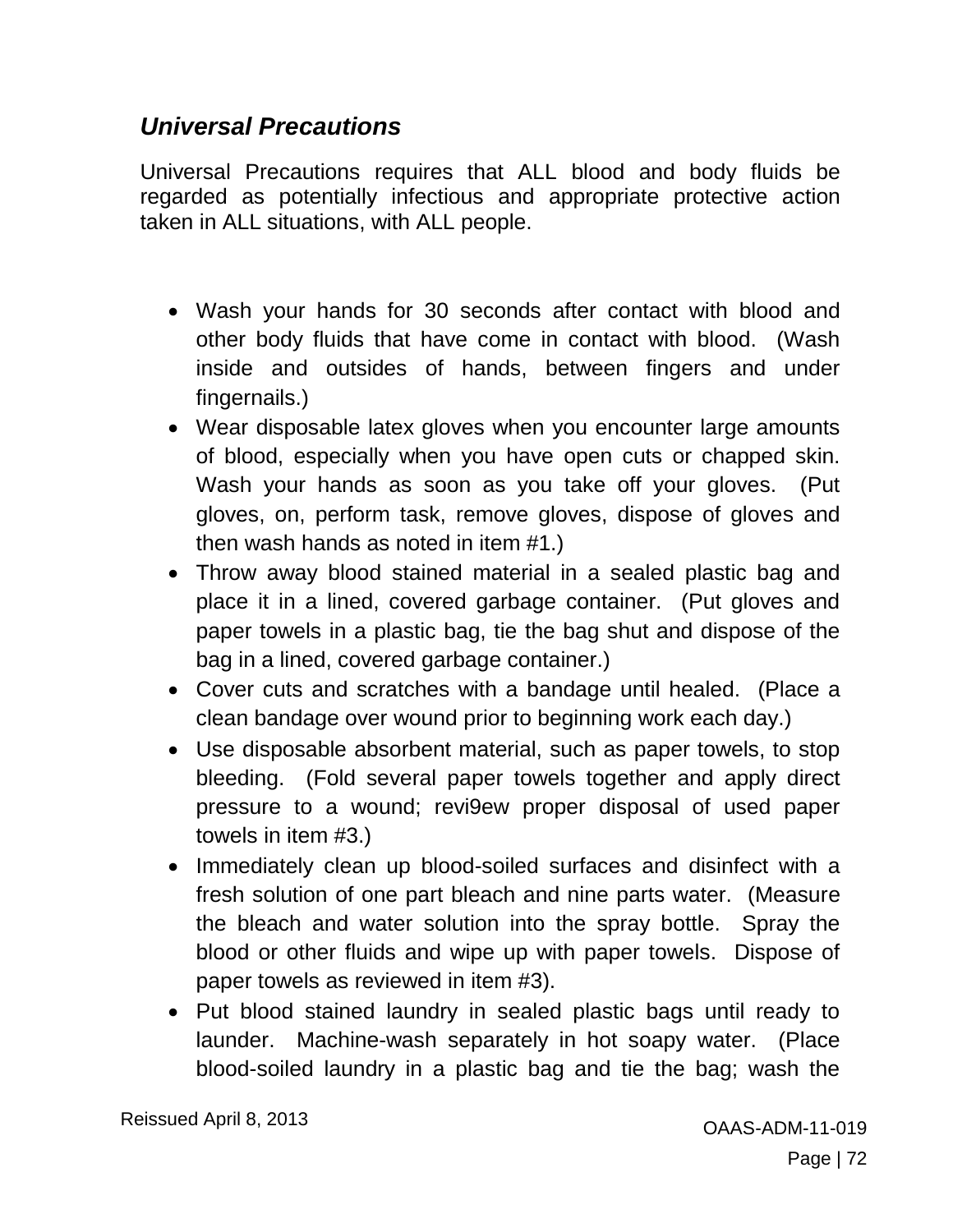## *Universal Precautions*

Universal Precautions requires that ALL blood and body fluids be regarded as potentially infectious and appropriate protective action taken in ALL situations, with ALL people.

- Wash your hands for 30 seconds after contact with blood and other body fluids that have come in contact with blood. (Wash inside and outsides of hands, between fingers and under fingernails.)
- Wear disposable latex gloves when you encounter large amounts of blood, especially when you have open cuts or chapped skin. Wash your hands as soon as you take off your gloves. (Put gloves, on, perform task, remove gloves, dispose of gloves and then wash hands as noted in item #1.)
- Throw away blood stained material in a sealed plastic bag and place it in a lined, covered garbage container. (Put gloves and paper towels in a plastic bag, tie the bag shut and dispose of the bag in a lined, covered garbage container.)
- Cover cuts and scratches with a bandage until healed. (Place a clean bandage over wound prior to beginning work each day.)
- Use disposable absorbent material, such as paper towels, to stop bleeding. (Fold several paper towels together and apply direct pressure to a wound; revi9ew proper disposal of used paper towels in item #3.)
- Immediately clean up blood-soiled surfaces and disinfect with a fresh solution of one part bleach and nine parts water. (Measure the bleach and water solution into the spray bottle. Spray the blood or other fluids and wipe up with paper towels. Dispose of paper towels as reviewed in item #3).
- Put blood stained laundry in sealed plastic bags until ready to launder. Machine-wash separately in hot soapy water. (Place blood-soiled laundry in a plastic bag and tie the bag; wash the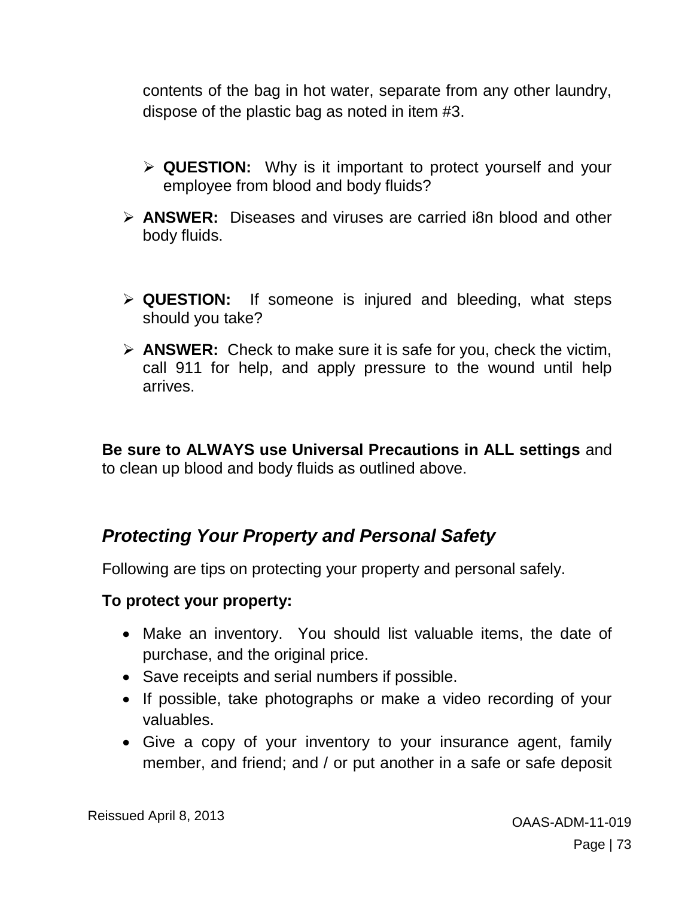contents of the bag in hot water, separate from any other laundry, dispose of the plastic bag as noted in item #3.

- **QUESTION:** Why is it important to protect yourself and your employee from blood and body fluids?

- **ANSWER:** Diseases and viruses are carried i8n blood and other body fluids.

- **QUESTION:** If someone is injured and bleeding, what steps should you take?

- **ANSWER:** Check to make sure it is safe for you, check the victim, call 911 for help, and apply pressure to the wound until help arrives.

**Be sure to ALWAYS use Universal Precautions in ALL settings** and to clean up blood and body fluids as outlined above.

## *Protecting Your Property and Personal Safety*

Following are tips on protecting your property and personal safely.

**To protect your property:**

- Make an inventory. You should list valuable items, the date of purchase, and the original price.
- Save receipts and serial numbers if possible.
- If possible, take photographs or make a video recording of your valuables.
- Give a copy of your inventory to your insurance agent, family member, and friend; and / or put another in a safe or safe deposit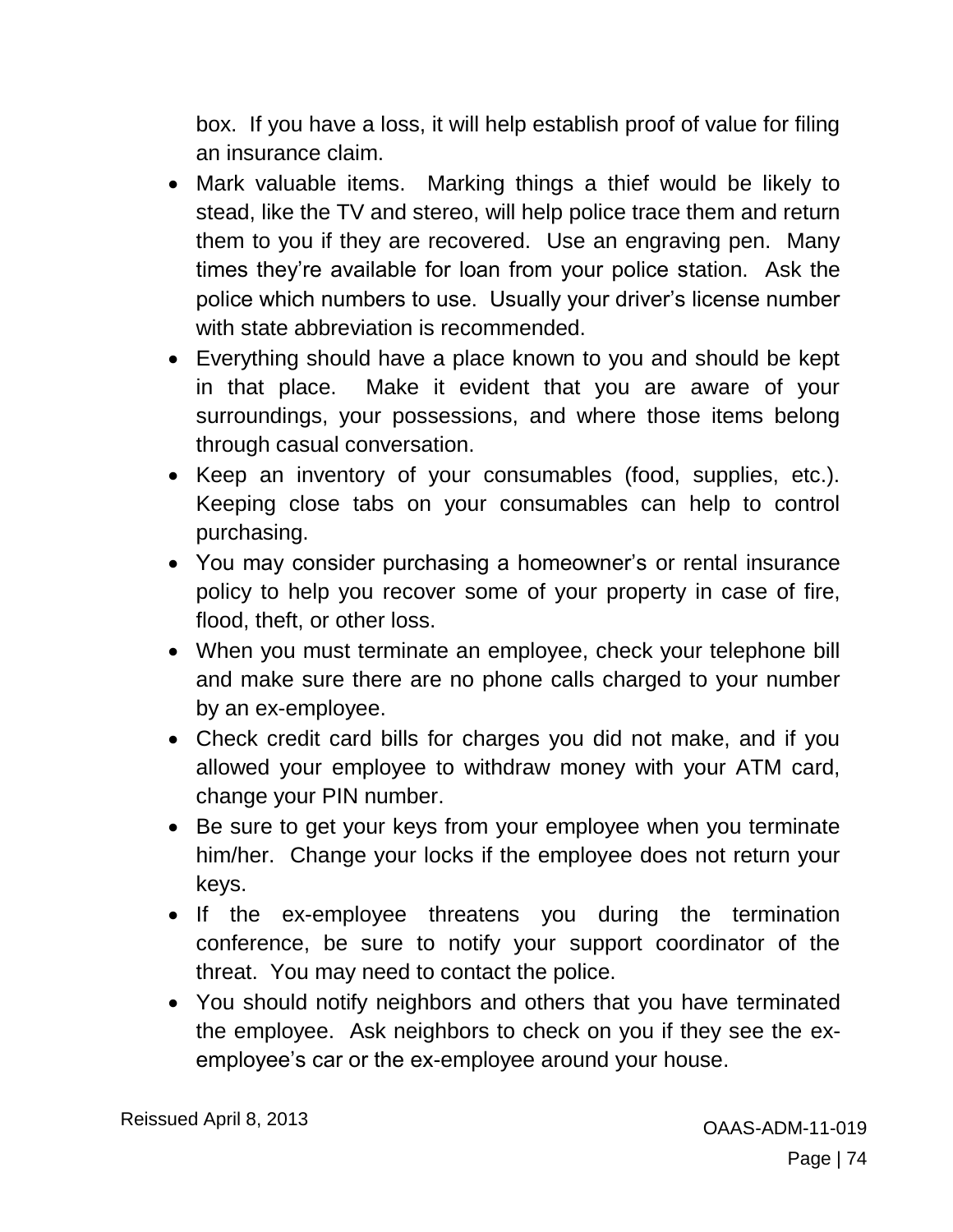box. If you have a loss, it will help establish proof of value for filing an insurance claim.

- Mark valuable items. Marking things a thief would be likely to stead, like the TV and stereo, will help police trace them and return them to you if they are recovered. Use an engraving pen. Many times they're available for loan from your police station. Ask the police which numbers to use. Usually your driver's license number with state abbreviation is recommended.
- Everything should have a place known to you and should be kept in that place. Make it evident that you are aware of your surroundings, your possessions, and where those items belong through casual conversation.
- Keep an inventory of your consumables (food, supplies, etc.). Keeping close tabs on your consumables can help to control purchasing.
- You may consider purchasing a homeowner's or rental insurance policy to help you recover some of your property in case of fire, flood, theft, or other loss.
- When you must terminate an employee, check your telephone bill and make sure there are no phone calls charged to your number by an ex-employee.
- Check credit card bills for charges you did not make, and if you allowed your employee to withdraw money with your ATM card, change your PIN number.
- Be sure to get your keys from your employee when you terminate him/her. Change your locks if the employee does not return your keys.
- If the ex-employee threatens you during the termination conference, be sure to notify your support coordinator of the threat. You may need to contact the police.
- You should notify neighbors and others that you have terminated the employee. Ask neighbors to check on you if they see the ex-employee's car or the ex-employee around your house.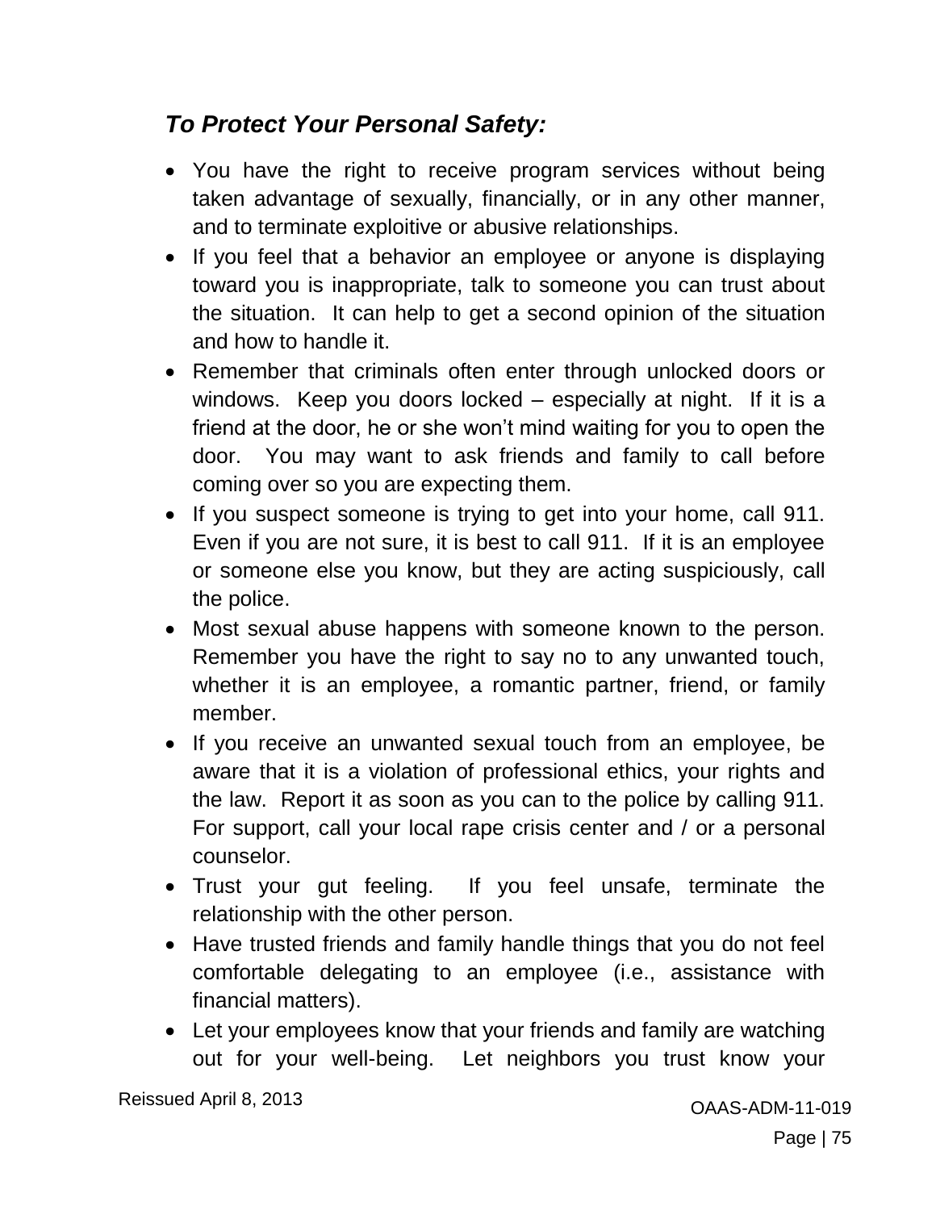### *To Protect Your Personal Safety:*

- You have the right to receive program services without being taken advantage of sexually, financially, or in any other manner, and to terminate exploitive or abusive relationships.
- If you feel that a behavior an employee or anyone is displaying toward you is inappropriate, talk to someone you can trust about the situation. It can help to get a second opinion of the situation and how to handle it.
- Remember that criminals often enter through unlocked doors or windows. Keep you doors locked – especially at night. If it is a friend at the door, he or she won't mind waiting for you to open the door. You may want to ask friends and family to call before coming over so you are expecting them.
- If you suspect someone is trying to get into your home, call 911. Even if you are not sure, it is best to call 911. If it is an employee or someone else you know, but they are acting suspiciously, call the police.
- Most sexual abuse happens with someone known to the person. Remember you have the right to say no to any unwanted touch, whether it is an employee, a romantic partner, friend, or family member.
- If you receive an unwanted sexual touch from an employee, be aware that it is a violation of professional ethics, your rights and the law. Report it as soon as you can to the police by calling 911. For support, call your local rape crisis center and / or a personal counselor.
- Trust your gut feeling. If you feel unsafe, terminate the relationship with the other person.
- Have trusted friends and family handle things that you do not feel comfortable delegating to an employee (i.e., assistance with financial matters).
- Let your employees know that your friends and family are watching out for your well-being. Let neighbors you trust know your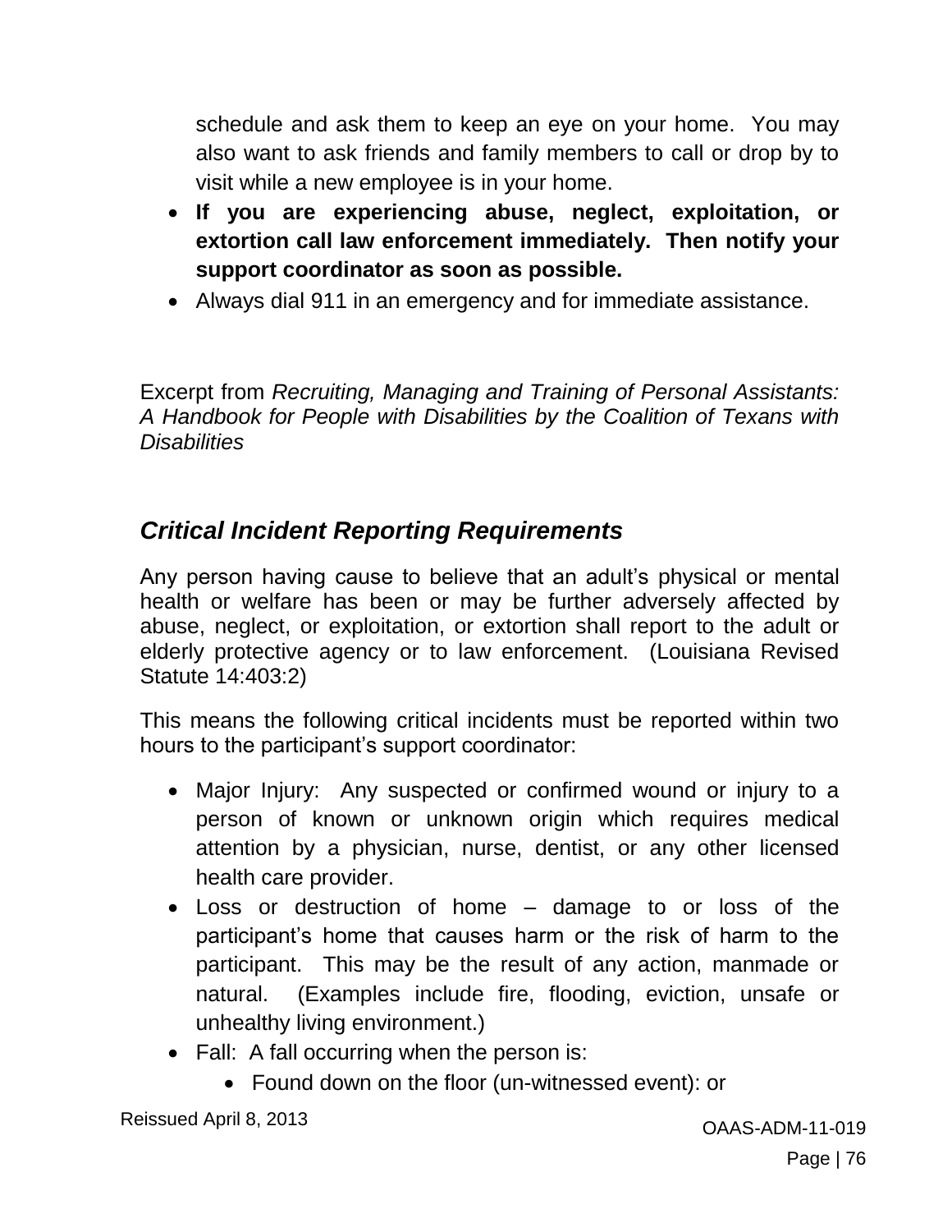schedule and ask them to keep an eye on your home. You may also want to ask friends and family members to call or drop by to visit while a new employee is in your home.

- **If you are experiencing abuse, neglect, exploitation, or extortion call law enforcement immediately. Then notify your support coordinator as soon as possible.**
- Always dial 911 in an emergency and for immediate assistance.

Excerpt from *Recruiting, Managing and Training of Personal Assistants: A Handbook for People with Disabilities by the Coalition of Texans with Disabilities*

## *Critical Incident Reporting Requirements*

Any person having cause to believe that an adult's physical or mental health or welfare has been or may be further adversely affected by abuse, neglect, or exploitation, or extortion shall report to the adult or elderly protective agency or to law enforcement. (Louisiana Revised Statute 14:403:2)

This means the following critical incidents must be reported within two hours to the participant's support coordinator:

- Major Injury: Any suspected or confirmed wound or injury to a person of known or unknown origin which requires medical attention by a physician, nurse, dentist, or any other licensed health care provider.
- Loss or destruction of home – damage to or loss of the participant's home that causes harm or the risk of harm to the participant. This may be the result of any action, manmade or natural. (Examples include fire, flooding, eviction, unsafe or unhealthy living environment.)
- Fall: A fall occurring when the person is:
    - Found down on the floor (un-witnessed event): or

Reissued April 8, 2013

OAAS-ADM-11-019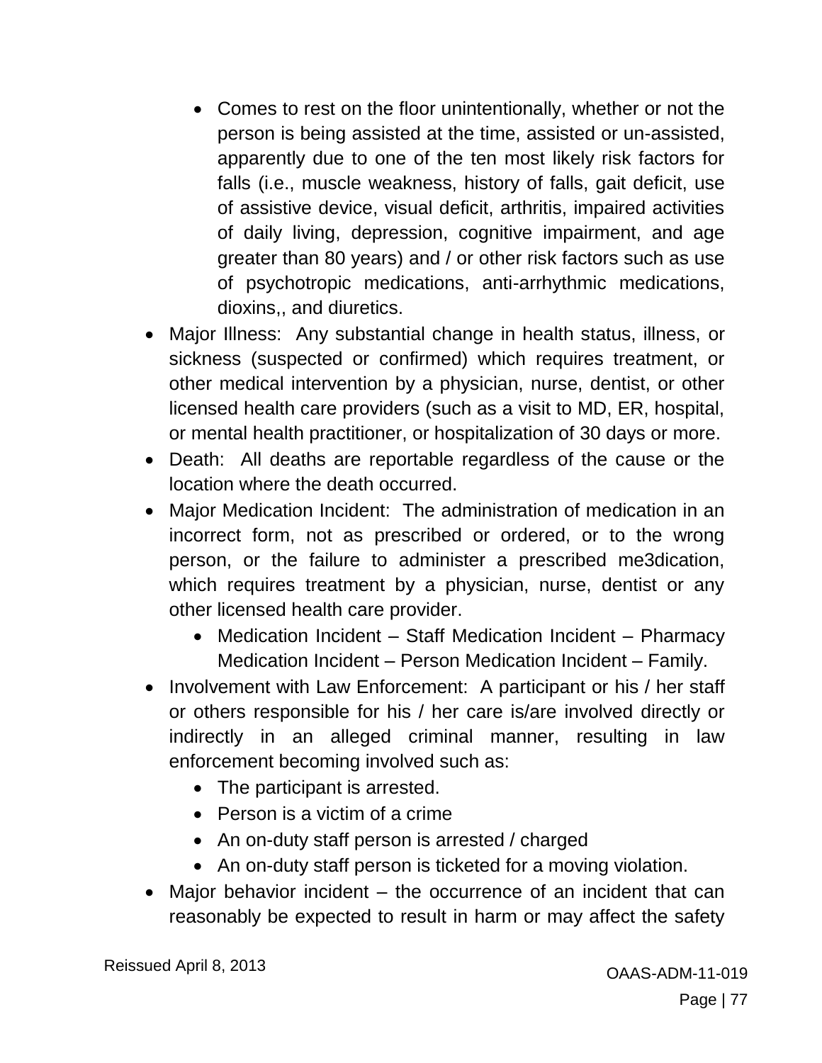- Comes to rest on the floor unintentionally, whether or not the person is being assisted at the time, assisted or un-assisted, apparently due to one of the ten most likely risk factors for falls (i.e., muscle weakness, history of falls, gait deficit, use of assistive device, visual deficit, arthritis, impaired activities of daily living, depression, cognitive impairment, and age greater than 80 years) and / or other risk factors such as use of psychotropic medications, anti-arrhythmic medications, dioxins,, and diuretics.
- Major Illness: Any substantial change in health status, illness, or sickness (suspected or confirmed) which requires treatment, or other medical intervention by a physician, nurse, dentist, or other licensed health care providers (such as a visit to MD, ER, hospital, or mental health practitioner, or hospitalization of 30 days or more.
- Death: All deaths are reportable regardless of the cause or the location where the death occurred.
- Major Medication Incident: The administration of medication in an incorrect form, not as prescribed or ordered, or to the wrong person, or the failure to administer a prescribed me3dication, which requires treatment by a physician, nurse, dentist or any other licensed health care provider.
    - Medication Incident – Staff Medication Incident – Pharmacy Medication Incident – Person Medication Incident – Family.
- Involvement with Law Enforcement: A participant or his / her staff or others responsible for his / her care is/are involved directly or indirectly in an alleged criminal manner, resulting in law enforcement becoming involved such as:
    - The participant is arrested.
    - Person is a victim of a crime
    - An on-duty staff person is arrested / charged
    - An on-duty staff person is ticketed for a moving violation.
- Major behavior incident – the occurrence of an incident that can reasonably be expected to result in harm or may affect the safety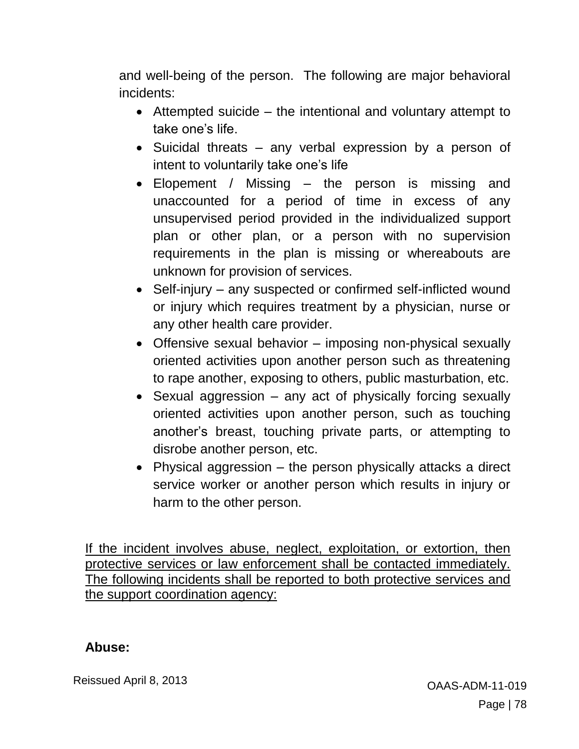and well-being of the person. The following are major behavioral incidents:

- Attempted suicide – the intentional and voluntary attempt to take one's life.
- Suicidal threats – any verbal expression by a person of intent to voluntarily take one's life
- Elopement / Missing – the person is missing and unaccounted for a period of time in excess of any unsupervised period provided in the individualized support plan or other plan, or a person with no supervision requirements in the plan is missing or whereabouts are unknown for provision of services.
- Self-injury – any suspected or confirmed self-inflicted wound or injury which requires treatment by a physician, nurse or any other health care provider.
- Offensive sexual behavior – imposing non-physical sexually oriented activities upon another person such as threatening to rape another, exposing to others, public masturbation, etc.
- Sexual aggression – any act of physically forcing sexually oriented activities upon another person, such as touching another's breast, touching private parts, or attempting to disrobe another person, etc.
- Physical aggression – the person physically attacks a direct service worker or another person which results in injury or harm to the other person.

<u>If the incident involves abuse, neglect, exploitation, or extortion, then protective services or law enforcement shall be contacted immediately. The following incidents shall be reported to both protective services and the support coordination agency:</u>

**Abuse:**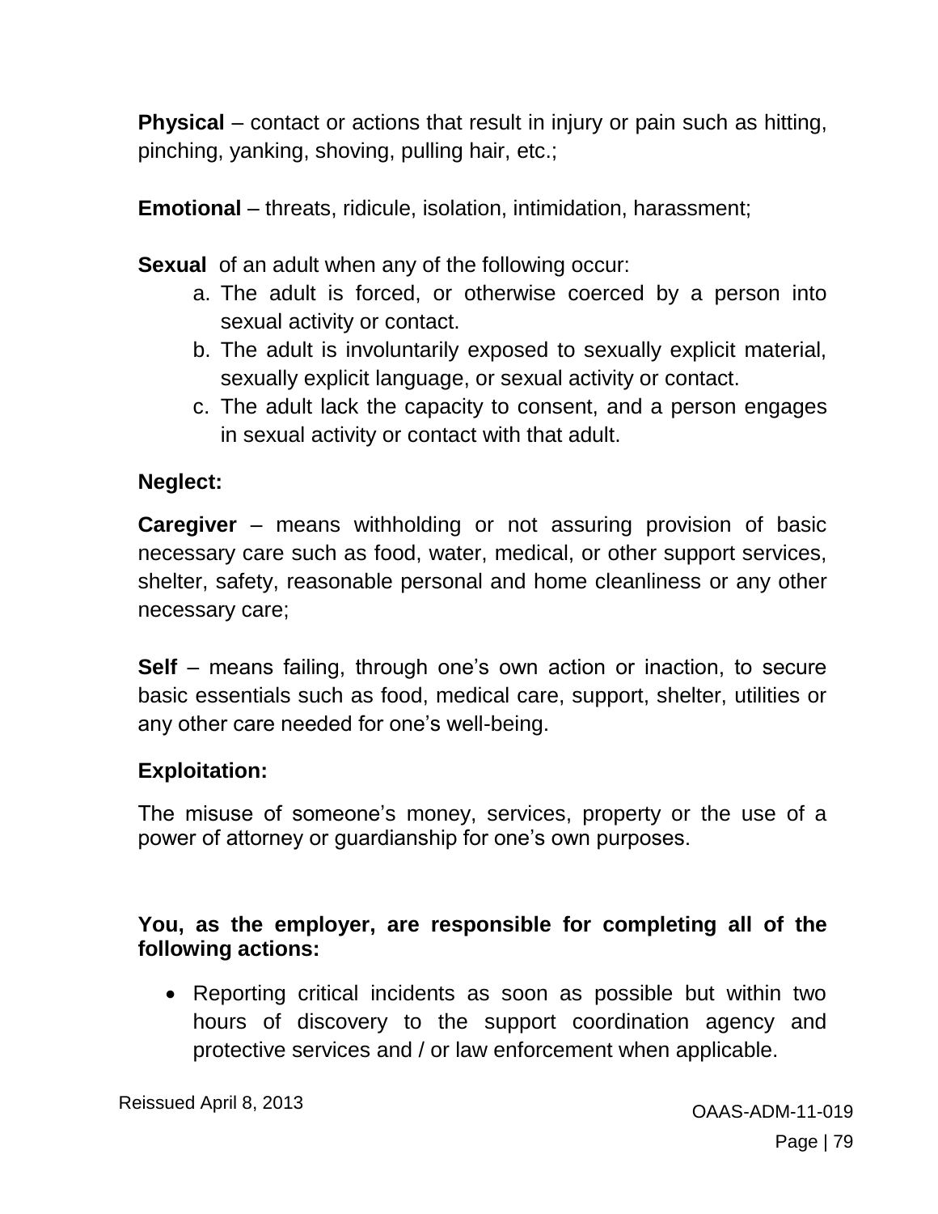**Physical** – contact or actions that result in injury or pain such as hitting, pinching, yanking, shoving, pulling hair, etc.;

**Emotional** – threats, ridicule, isolation, intimidation, harassment;

**Sexual** of an adult when any of the following occur:

a. The adult is forced, or otherwise coerced by a person into sexual activity or contact.
b. The adult is involuntarily exposed to sexually explicit material, sexually explicit language, or sexual activity or contact.
c. The adult lack the capacity to consent, and a person engages in sexual activity or contact with that adult.

**Neglect:**

**Caregiver** – means withholding or not assuring provision of basic necessary care such as food, water, medical, or other support services, shelter, safety, reasonable personal and home cleanliness or any other necessary care;

**Self** – means failing, through one's own action or inaction, to secure basic essentials such as food, medical care, support, shelter, utilities or any other care needed for one's well-being.

**Exploitation:**

The misuse of someone's money, services, property or the use of a power of attorney or guardianship for one's own purposes.

**You, as the employer, are responsible for completing all of the following actions:**

- Reporting critical incidents as soon as possible but within two hours of discovery to the support coordination agency and protective services and / or law enforcement when applicable.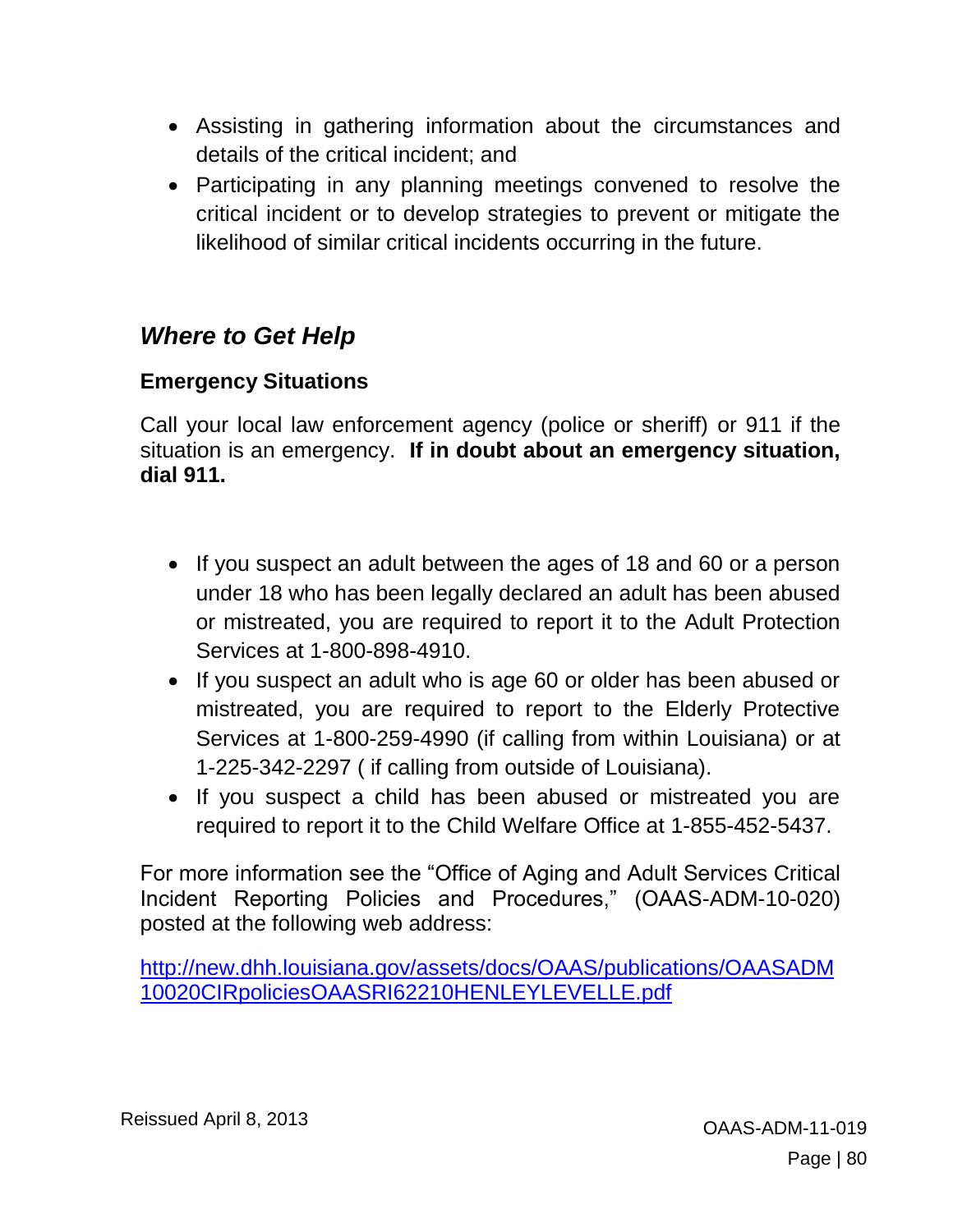- Assisting in gathering information about the circumstances and details of the critical incident; and
- Participating in any planning meetings convened to resolve the critical incident or to develop strategies to prevent or mitigate the likelihood of similar critical incidents occurring in the future.

## *Where to Get Help*

### Emergency Situations

Call your local law enforcement agency (police or sheriff) or 911 if the situation is an emergency. **If in doubt about an emergency situation, dial 911.**

- If you suspect an adult between the ages of 18 and 60 or a person under 18 who has been legally declared an adult has been abused or mistreated, you are required to report it to the Adult Protection Services at 1-800-898-4910.
- If you suspect an adult who is age 60 or older has been abused or mistreated, you are required to report to the Elderly Protective Services at 1-800-259-4990 (if calling from within Louisiana) or at 1-225-342-2297 ( if calling from outside of Louisiana).
- If you suspect a child has been abused or mistreated you are required to report it to the Child Welfare Office at 1-855-452-5437.

For more information see the "Office of Aging and Adult Services Critical Incident Reporting Policies and Procedures," (OAAS-ADM-10-020) posted at the following web address:

http://new.dhh.louisiana.gov/assets/docs/OAAS/publications/OAASADM10020CIRpoliciesOAASRI62210HENLEYLEVELLE.pdf

Reissued April 8, 2013

OAAS-ADM-11-019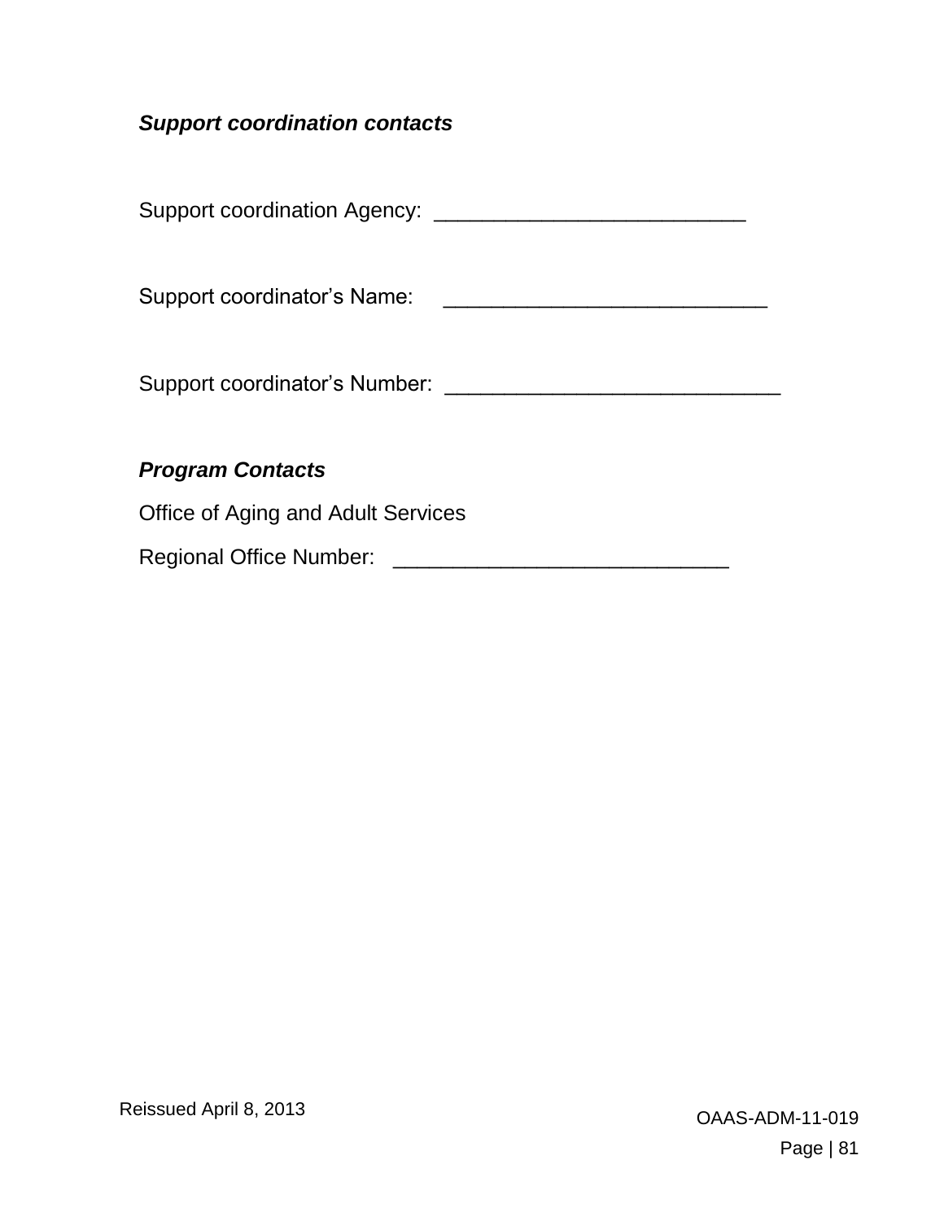***Support coordination contacts***

Support coordination Agency: ___________________________

Support coordinator's Name: ___________________________

Support coordinator's Number: ___________________________

***Program Contacts***

Office of Aging and Adult Services

Regional Office Number: ___________________________